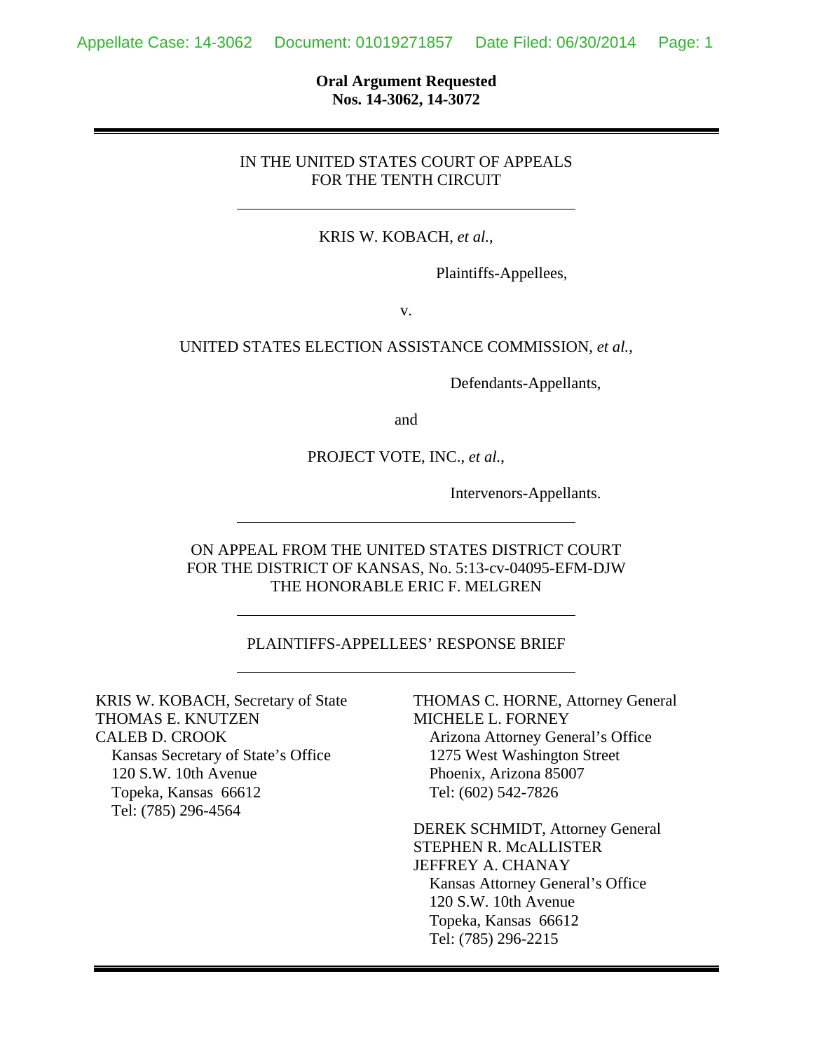**Oral Argument Requested**
**Nos. 14-3062, 14-3072**

---

IN THE UNITED STATES COURT OF APPEALS
FOR THE TENTH CIRCUIT

---

KRIS W. KOBACH, *et al.*,

Plaintiffs-Appellees,

v.

UNITED STATES ELECTION ASSISTANCE COMMISSION, *et al.*,

Defendants-Appellants,

and

PROJECT VOTE, INC., *et al.*,

Intervenors-Appellants.

---

ON APPEAL FROM THE UNITED STATES DISTRICT COURT
FOR THE DISTRICT OF KANSAS, No. 5:13-cv-04095-EFM-DJW
THE HONORABLE ERIC F. MELGREN

---

PLAINTIFFS-APPELLEES' RESPONSE BRIEF

---

KRIS W. KOBACH, Secretary of State
THOMAS E. KNUTZEN
CALEB D. CROOK
Kansas Secretary of State's Office
120 S.W. 10th Avenue
Topeka, Kansas 66612
Tel: (785) 296-4564

THOMAS C. HORNE, Attorney General
MICHELE L. FORNEY
Arizona Attorney General's Office
1275 West Washington Street
Phoenix, Arizona 85007
Tel: (602) 542-7826

DEREK SCHMIDT, Attorney General
STEPHEN R. McALLISTER
JEFFREY A. CHANAY
Kansas Attorney General's Office
120 S.W. 10th Avenue
Topeka, Kansas 66612
Tel: (785) 296-2215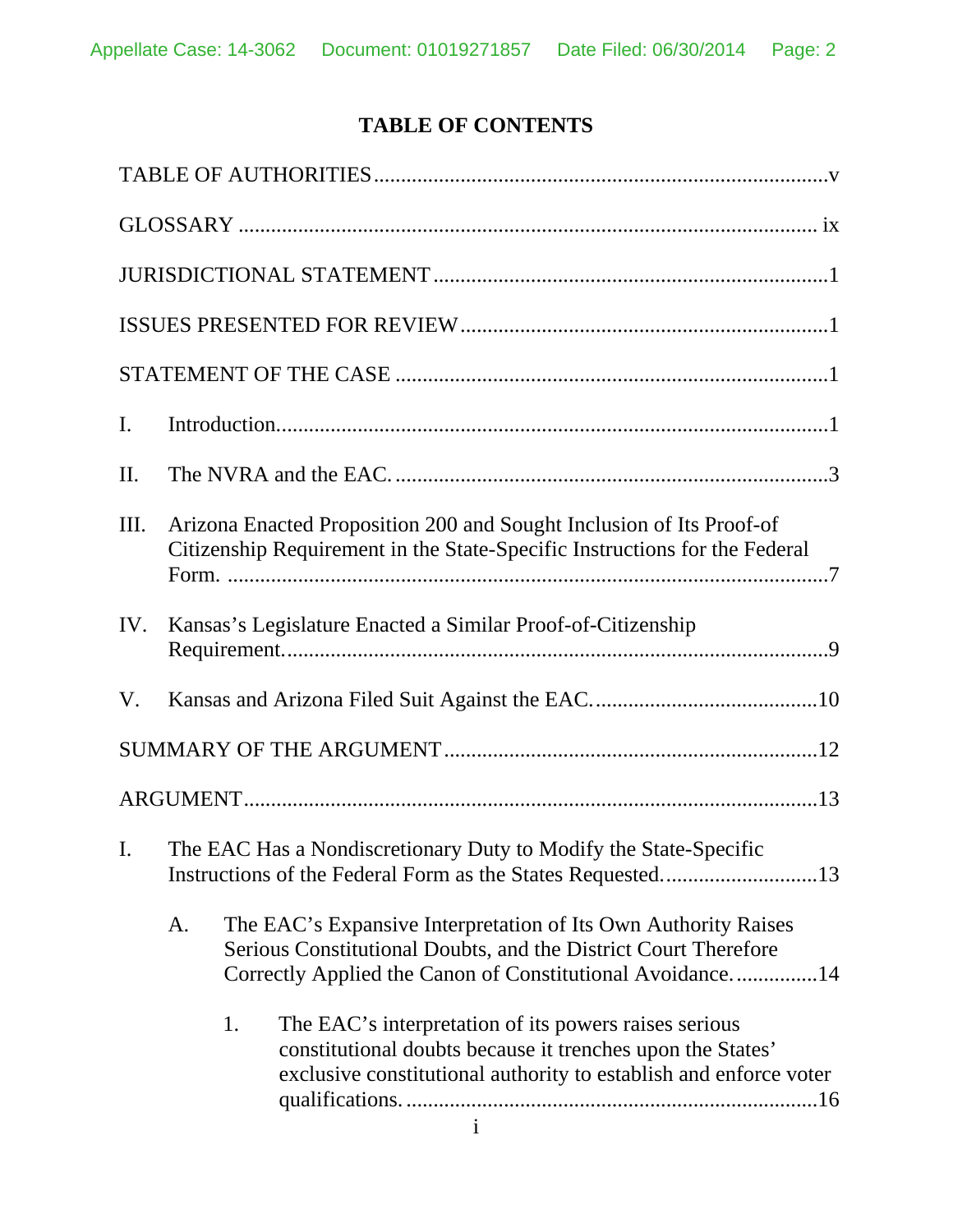# TABLE OF CONTENTS

TABLE OF AUTHORITIES ..... v

GLOSSARY ..... ix

JURISDICTIONAL STATEMENT ..... 1

ISSUES PRESENTED FOR REVIEW ..... 1

STATEMENT OF THE CASE ..... 1

I. Introduction ..... 1

II. The NVRA and the EAC. ..... 3

III. Arizona Enacted Proposition 200 and Sought Inclusion of Its Proof-of Citizenship Requirement in the State-Specific Instructions for the Federal Form. ..... 7

IV. Kansas's Legislature Enacted a Similar Proof-of-Citizenship Requirement. ..... 9

V. Kansas and Arizona Filed Suit Against the EAC. ..... 10

SUMMARY OF THE ARGUMENT ..... 12

ARGUMENT ..... 13

I. The EAC Has a Nondiscretionary Duty to Modify the State-Specific Instructions of the Federal Form as the States Requested. ..... 13

  A. The EAC's Expansive Interpretation of Its Own Authority Raises Serious Constitutional Doubts, and the District Court Therefore Correctly Applied the Canon of Constitutional Avoidance. ..... 14

    1. The EAC's interpretation of its powers raises serious constitutional doubts because it trenches upon the States' exclusive constitutional authority to establish and enforce voter qualifications. ..... 16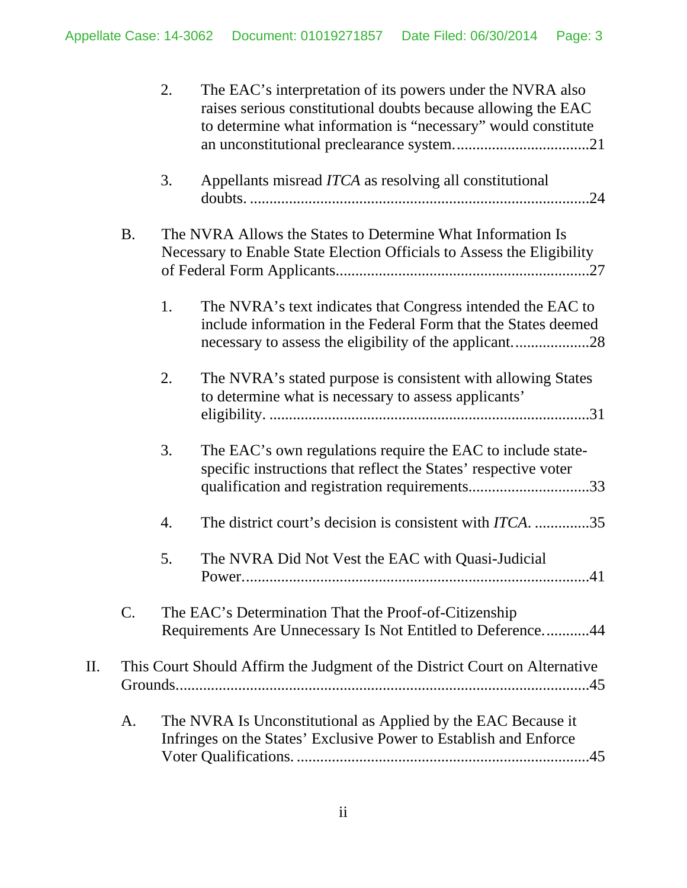2. The EAC's interpretation of its powers under the NVRA also raises serious constitutional doubts because allowing the EAC to determine what information is "necessary" would constitute an unconstitutional preclearance system. .................................21

3. Appellants misread *ITCA* as resolving all constitutional doubts. .......................................................................................24

B. The NVRA Allows the States to Determine What Information Is Necessary to Enable State Election Officials to Assess the Eligibility of Federal Form Applicants.................................................................27

1. The NVRA's text indicates that Congress intended the EAC to include information in the Federal Form that the States deemed necessary to assess the eligibility of the applicant. ..................28

2. The NVRA's stated purpose is consistent with allowing States to determine what is necessary to assess applicants' eligibility. ..................................................................................31

3. The EAC's own regulations require the EAC to include state-specific instructions that reflect the States' respective voter qualification and registration requirements..............................33

4. The district court's decision is consistent with *ITCA*. ..............35

5. The NVRA Did Not Vest the EAC with Quasi-Judicial Power. ........................................................................................41

C. The EAC's Determination That the Proof-of-Citizenship Requirements Are Unnecessary Is Not Entitled to Deference. ...........44

II. This Court Should Affirm the Judgment of the District Court on Alternative Grounds..........................................................................................45

A. The NVRA Is Unconstitutional as Applied by the EAC Because it Infringes on the States' Exclusive Power to Establish and Enforce Voter Qualifications. ...........................................................................45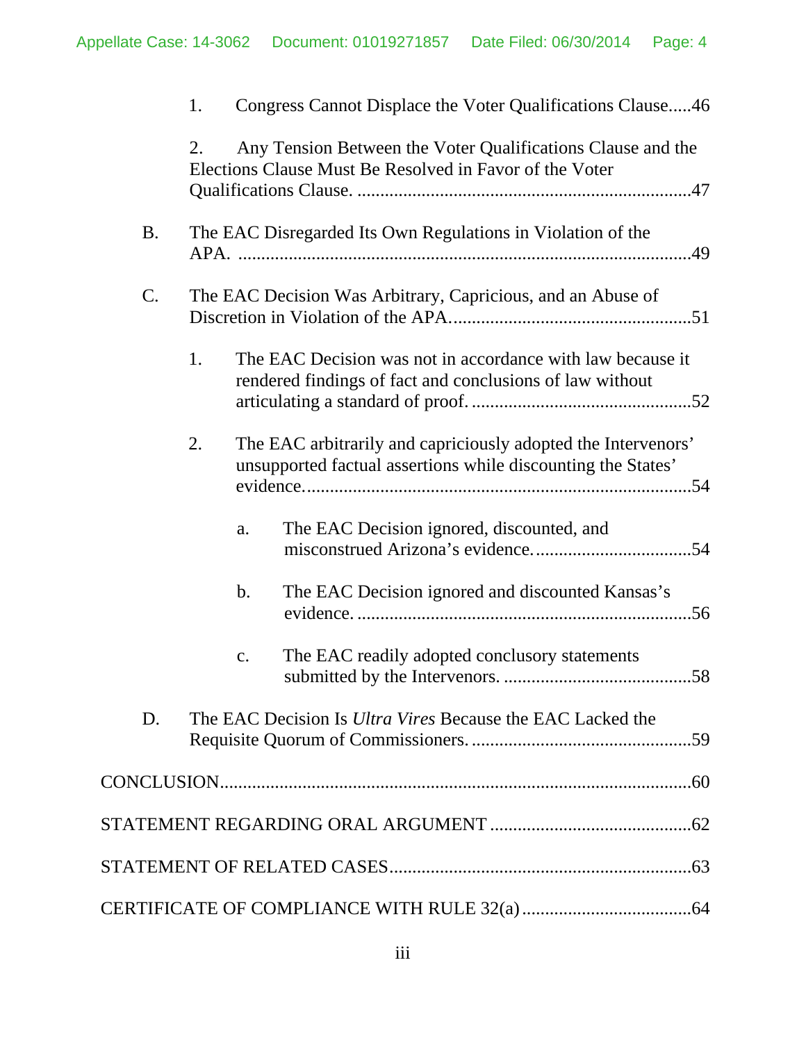1. Congress Cannot Displace the Voter Qualifications Clause.....46

2. Any Tension Between the Voter Qualifications Clause and the Elections Clause Must Be Resolved in Favor of the Voter Qualifications Clause. .........................................................................47

B. The EAC Disregarded Its Own Regulations in Violation of the APA. ..................................................................................................49

C. The EAC Decision Was Arbitrary, Capricious, and an Abuse of Discretion in Violation of the APA.....................................................51

1. The EAC Decision was not in accordance with law because it rendered findings of fact and conclusions of law without articulating a standard of proof. ................................................52

2. The EAC arbitrarily and capriciously adopted the Intervenors' unsupported factual assertions while discounting the States' evidence....................................................................................54

a. The EAC Decision ignored, discounted, and misconstrued Arizona's evidence...................................54

b. The EAC Decision ignored and discounted Kansas's evidence. ........................................................................56

c. The EAC readily adopted conclusory statements submitted by the Intervenors. .........................................58

D. The EAC Decision Is *Ultra Vires* Because the EAC Lacked the Requisite Quorum of Commissioners. ................................................59

CONCLUSION.......................................................................................................60

STATEMENT REGARDING ORAL ARGUMENT ............................................62

STATEMENT OF RELATED CASES..................................................................63

CERTIFICATE OF COMPLIANCE WITH RULE 32(a).....................................64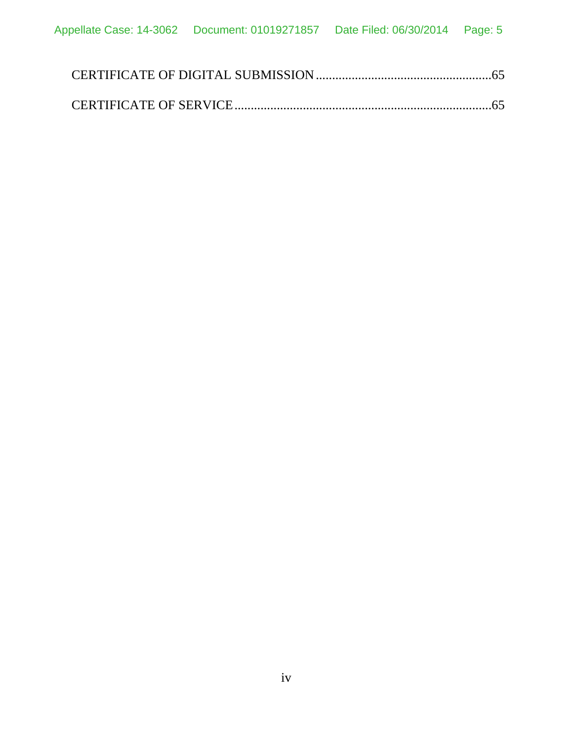CERTIFICATE OF DIGITAL SUBMISSION ......................................................65

CERTIFICATE OF SERVICE ...............................................................................65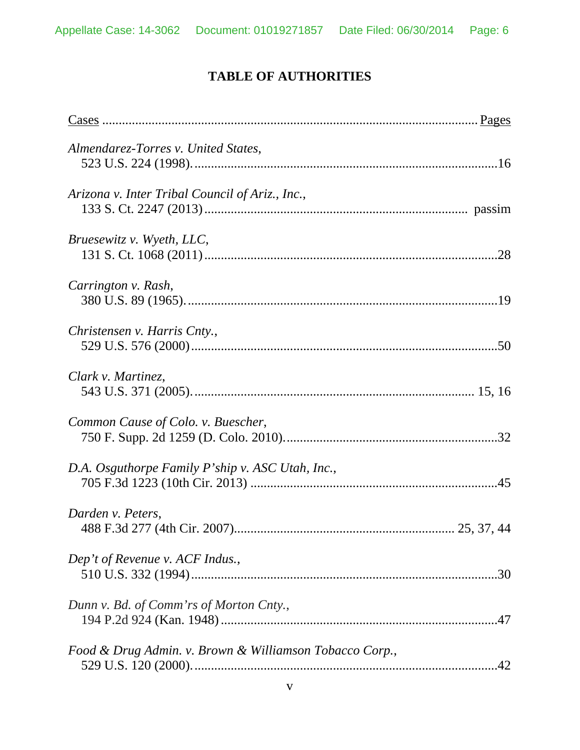# TABLE OF AUTHORITIES

<u>Cases</u> ........................................................................................................ <u>Pages</u>

*Almendarez-Torres v. United States*,
523 U.S. 224 (1998). .......................................................................................16

*Arizona v. Inter Tribal Council of Ariz., Inc.*,
133 S. Ct. 2247 (2013) ............................................................................ passim

*Bruesewitz v. Wyeth, LLC*,
131 S. Ct. 1068 (2011) ......................................................................................28

*Carrington v. Rash*,
380 U.S. 89 (1965). ..........................................................................................19

*Christensen v. Harris Cnty.*,
529 U.S. 576 (2000) ..........................................................................................50

*Clark v. Martinez*,
543 U.S. 371 (2005). ..................................................................................15, 16

*Common Cause of Colo. v. Buescher*,
750 F. Supp. 2d 1259 (D. Colo. 2010). .............................................................32

*D.A. Osguthorpe Family P'ship v. ASC Utah, Inc.*,
705 F.3d 1223 (10th Cir. 2013) .........................................................................45

*Darden v. Peters*,
488 F.3d 277 (4th Cir. 2007). ...................................................................25, 37, 44

*Dep't of Revenue v. ACF Indus.*,
510 U.S. 332 (1994) ..........................................................................................30

*Dunn v. Bd. of Comm'rs of Morton Cnty.*,
194 P.2d 924 (Kan. 1948) ..................................................................................47

*Food & Drug Admin. v. Brown & Williamson Tobacco Corp.*,
529 U.S. 120 (2000). .........................................................................................42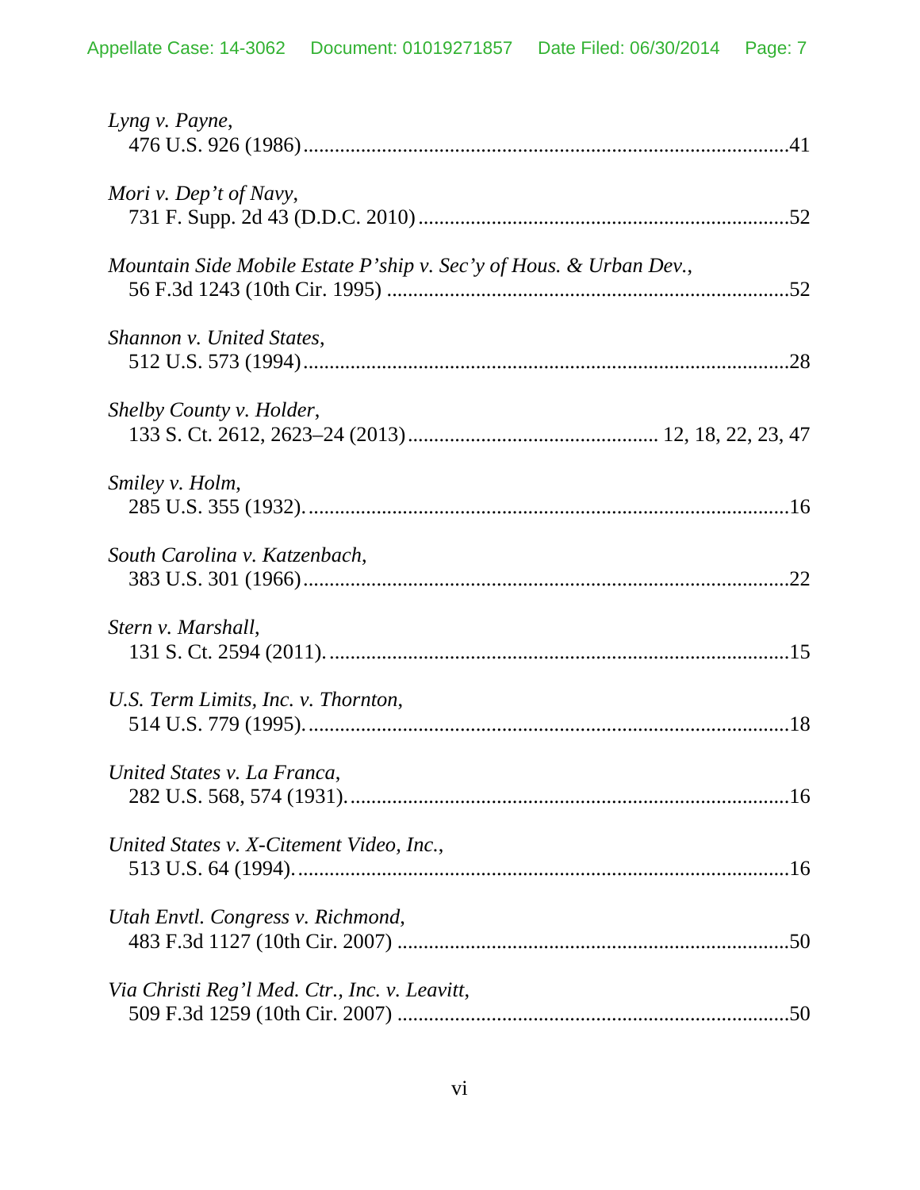*Lyng v. Payne*,
476 U.S. 926 (1986)............................................................................................41

*Mori v. Dep't of Navy*,
731 F. Supp. 2d 43 (D.D.C. 2010).......................................................................52

*Mountain Side Mobile Estate P'ship v. Sec'y of Hous. & Urban Dev.*,
56 F.3d 1243 (10th Cir. 1995) .............................................................................52

*Shannon v. United States*,
512 U.S. 573 (1994)............................................................................................28

*Shelby County v. Holder*,
133 S. Ct. 2612, 2623–24 (2013).............................................. 12, 18, 22, 23, 47

*Smiley v. Holm*,
285 U.S. 355 (1932).............................................................................................16

*South Carolina v. Katzenbach*,
383 U.S. 301 (1966)............................................................................................22

*Stern v. Marshall*,
131 S. Ct. 2594 (2011).........................................................................................15

*U.S. Term Limits, Inc. v. Thornton*,
514 U.S. 779 (1995).............................................................................................18

*United States v. La Franca*,
282 U.S. 568, 574 (1931).....................................................................................16

*United States v. X-Citement Video, Inc.*,
513 U.S. 64 (1994)...............................................................................................16

*Utah Envtl. Congress v. Richmond*,
483 F.3d 1127 (10th Cir. 2007) ...........................................................................50

*Via Christi Reg'l Med. Ctr., Inc. v. Leavitt*,
509 F.3d 1259 (10th Cir. 2007) ...........................................................................50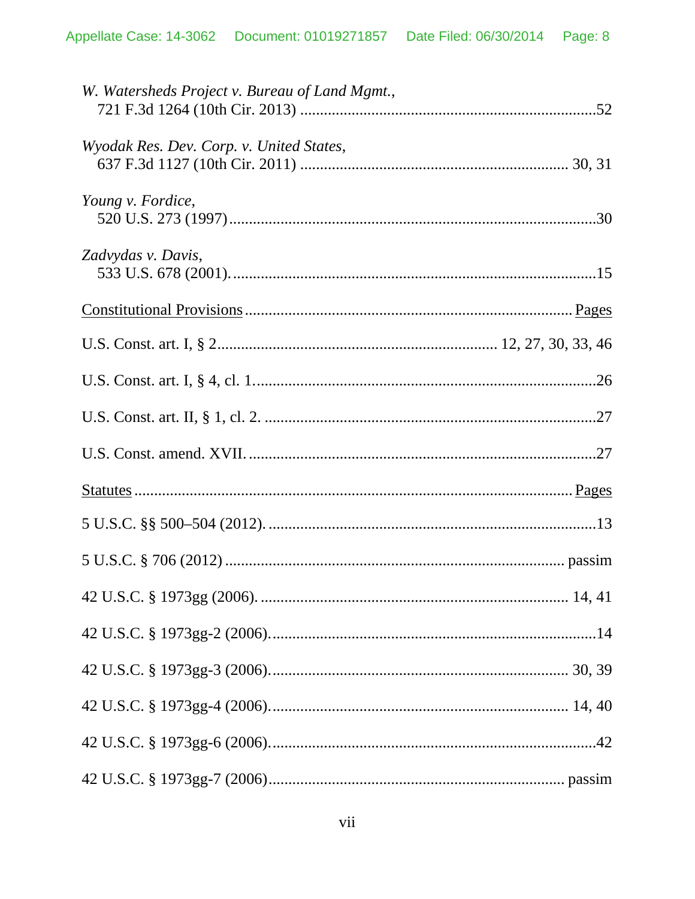*W. Watersheds Project v. Bureau of Land Mgmt.*,
721 F.3d 1264 (10th Cir. 2013) ..........................................................................52

*Wyodak Res. Dev. Corp. v. United States*,
637 F.3d 1127 (10th Cir. 2011) .................................................................... 30, 31

*Young v. Fordice*,
520 U.S. 273 (1997)............................................................................................30

*Zadvydas v. Davis*,
533 U.S. 678 (2001).............................................................................................15

<u>Constitutional Provisions</u> ........................................................................... <u>Pages</u>

U.S. Const. art. I, § 2..................................................................... 12, 27, 30, 33, 46

U.S. Const. art. I, § 4, cl. 1.......................................................................................26

U.S. Const. art. II, § 1, cl. 2. ....................................................................................27

U.S. Const. amend. XVII. ........................................................................................27

<u>Statutes</u> ................................................................................................................ <u>Pages</u>

5 U.S.C. §§ 500–504 (2012). ...................................................................................13

5 U.S.C. § 706 (2012) .................................................................................... passim

42 U.S.C. § 1973gg (2006). ............................................................................. 14, 41

42 U.S.C. § 1973gg-2 (2006). ..................................................................................14

42 U.S.C. § 1973gg-3 (2006). .......................................................................... 30, 39

42 U.S.C. § 1973gg-4 (2006). .......................................................................... 14, 40

42 U.S.C. § 1973gg-6 (2006). ..................................................................................42

42 U.S.C. § 1973gg-7 (2006)........................................................................ passim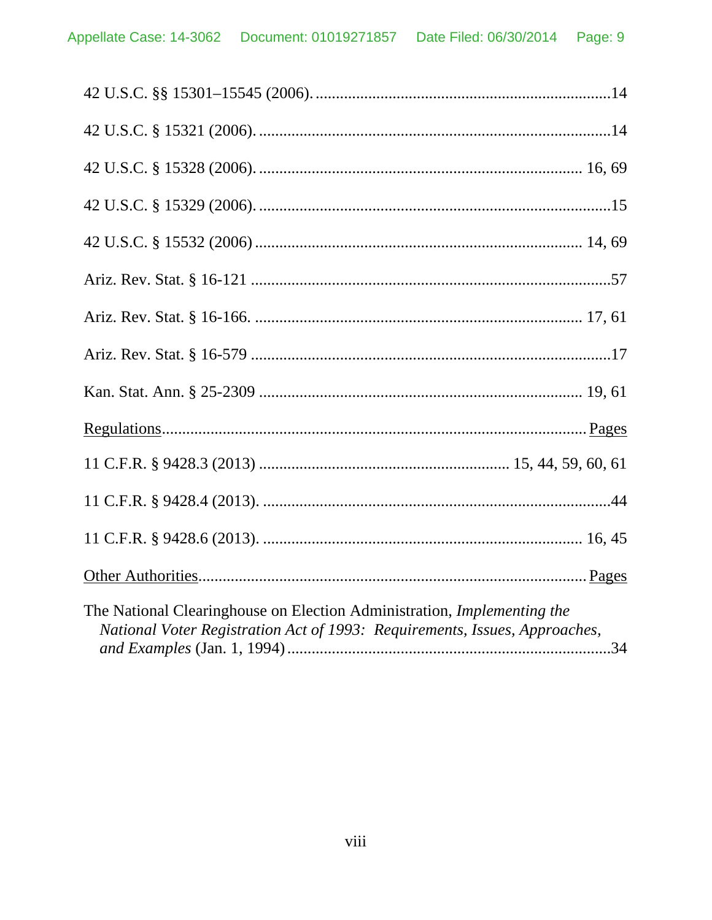42 U.S.C. §§ 15301–15545 (2006). ........................................................................14

42 U.S.C. § 15321 (2006). ......................................................................................14

42 U.S.C. § 15328 (2006). ................................................................................ 16, 69

42 U.S.C. § 15329 (2006). ......................................................................................15

42 U.S.C. § 15532 (2006) ................................................................................. 14, 69

Ariz. Rev. Stat. § 16-121 .........................................................................................57

Ariz. Rev. Stat. § 16-166. ................................................................................. 17, 61

Ariz. Rev. Stat. § 16-579 .........................................................................................17

Kan. Stat. Ann. § 25-2309 ................................................................................ 19, 61

<u>Regulations</u>............................................................................................... <u>Pages</u>

11 C.F.R. § 9428.3 (2013) ............................................................ 15, 44, 59, 60, 61

11 C.F.R. § 9428.4 (2013). ......................................................................................44

11 C.F.R. § 9428.6 (2013). .............................................................................. 16, 45

<u>Other Authorities</u>.......................................................................................... <u>Pages</u>

The National Clearinghouse on Election Administration, *Implementing the National Voter Registration Act of 1993: Requirements, Issues, Approaches, and Examples* (Jan. 1, 1994) ................................................................................34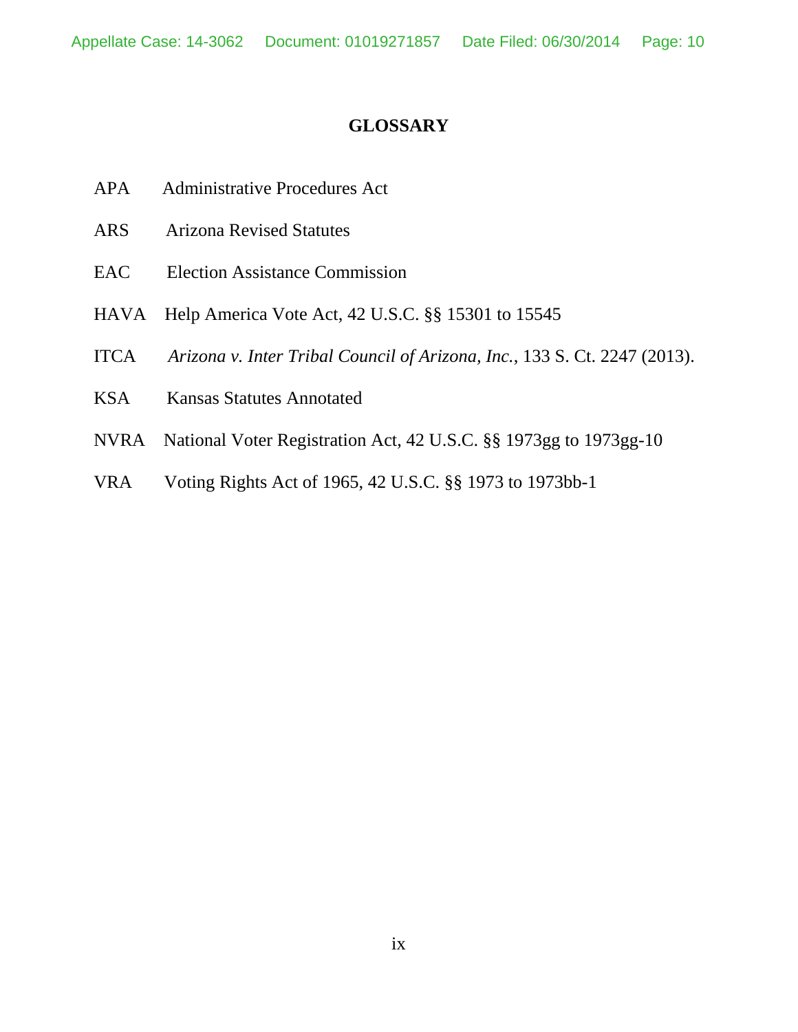# GLOSSARY

| | |
|---|---|
| APA | Administrative Procedures Act |
| ARS | Arizona Revised Statutes |
| EAC | Election Assistance Commission |
| HAVA | Help America Vote Act, 42 U.S.C. §§ 15301 to 15545 |
| ITCA | *Arizona v. Inter Tribal Council of Arizona, Inc.*, 133 S. Ct. 2247 (2013). |
| KSA | Kansas Statutes Annotated |
| NVRA | National Voter Registration Act, 42 U.S.C. §§ 1973gg to 1973gg-10 |
| VRA | Voting Rights Act of 1965, 42 U.S.C. §§ 1973 to 1973bb-1 |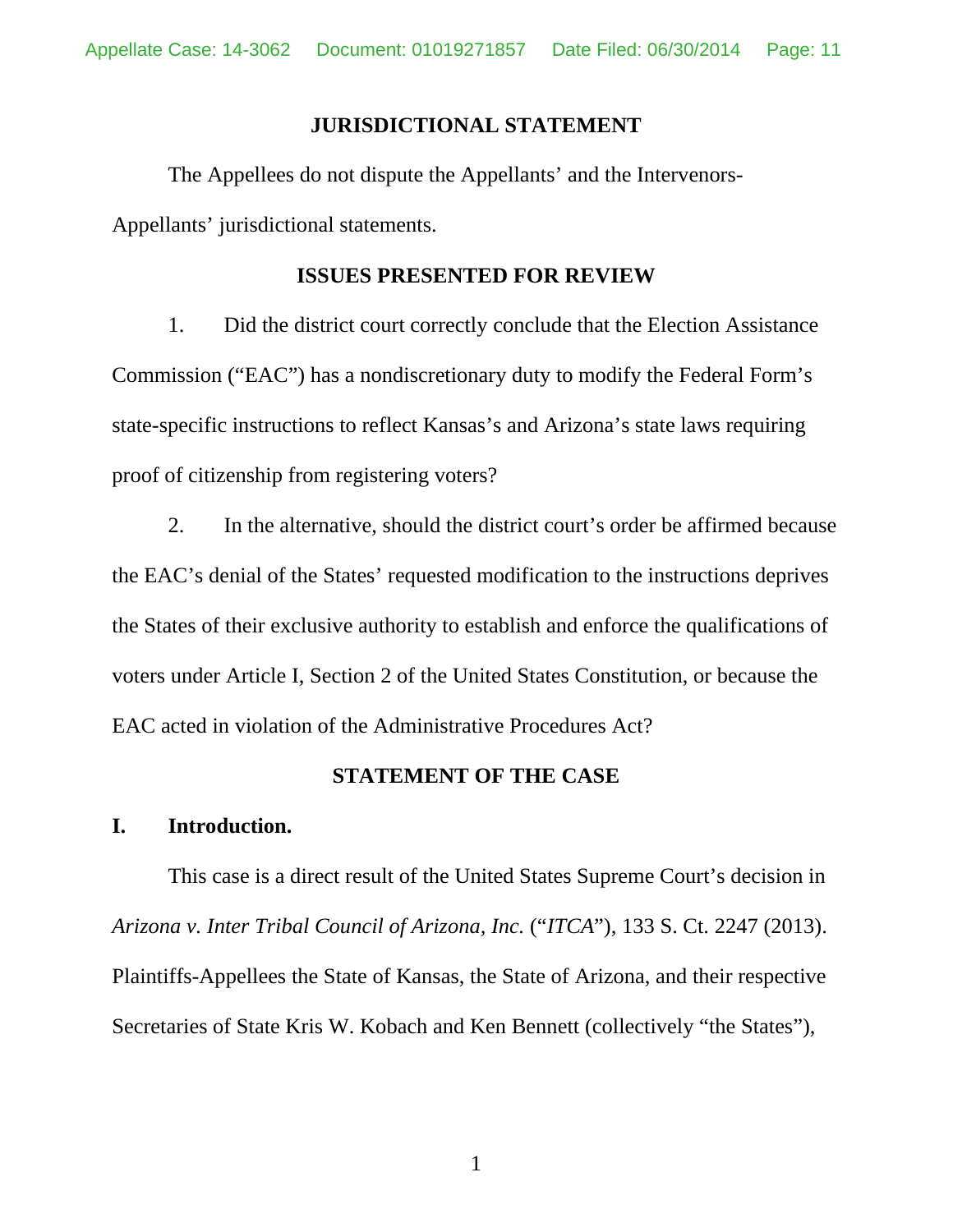## JURISDICTIONAL STATEMENT

The Appellees do not dispute the Appellants' and the Intervenors-Appellants' jurisdictional statements.

## ISSUES PRESENTED FOR REVIEW

1. Did the district court correctly conclude that the Election Assistance Commission ("EAC") has a nondiscretionary duty to modify the Federal Form's state-specific instructions to reflect Kansas's and Arizona's state laws requiring proof of citizenship from registering voters?

2. In the alternative, should the district court's order be affirmed because the EAC's denial of the States' requested modification to the instructions deprives the States of their exclusive authority to establish and enforce the qualifications of voters under Article I, Section 2 of the United States Constitution, or because the EAC acted in violation of the Administrative Procedures Act?

## STATEMENT OF THE CASE

### I. Introduction.

This case is a direct result of the United States Supreme Court's decision in *Arizona v. Inter Tribal Council of Arizona, Inc.* ("*ITCA*"), 133 S. Ct. 2247 (2013). Plaintiffs-Appellees the State of Kansas, the State of Arizona, and their respective Secretaries of State Kris W. Kobach and Ken Bennett (collectively "the States"),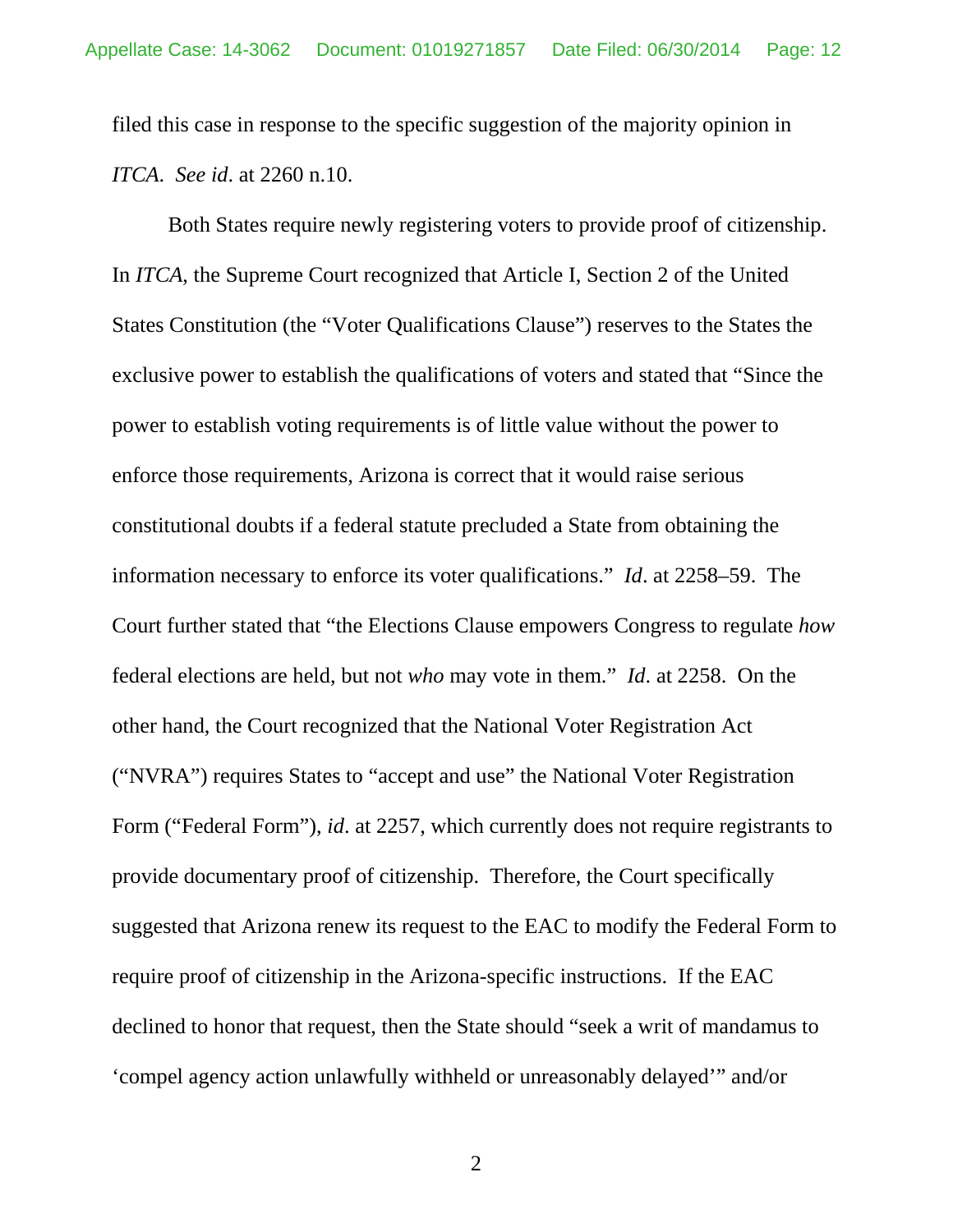filed this case in response to the specific suggestion of the majority opinion in *ITCA*. *See id*. at 2260 n.10.

Both States require newly registering voters to provide proof of citizenship. In *ITCA*, the Supreme Court recognized that Article I, Section 2 of the United States Constitution (the "Voter Qualifications Clause") reserves to the States the exclusive power to establish the qualifications of voters and stated that "Since the power to establish voting requirements is of little value without the power to enforce those requirements, Arizona is correct that it would raise serious constitutional doubts if a federal statute precluded a State from obtaining the information necessary to enforce its voter qualifications." *Id*. at 2258–59. The Court further stated that "the Elections Clause empowers Congress to regulate *how* federal elections are held, but not *who* may vote in them." *Id*. at 2258. On the other hand, the Court recognized that the National Voter Registration Act ("NVRA") requires States to "accept and use" the National Voter Registration Form ("Federal Form"), *id*. at 2257, which currently does not require registrants to provide documentary proof of citizenship. Therefore, the Court specifically suggested that Arizona renew its request to the EAC to modify the Federal Form to require proof of citizenship in the Arizona-specific instructions. If the EAC declined to honor that request, then the State should "seek a writ of mandamus to 'compel agency action unlawfully withheld or unreasonably delayed'" and/or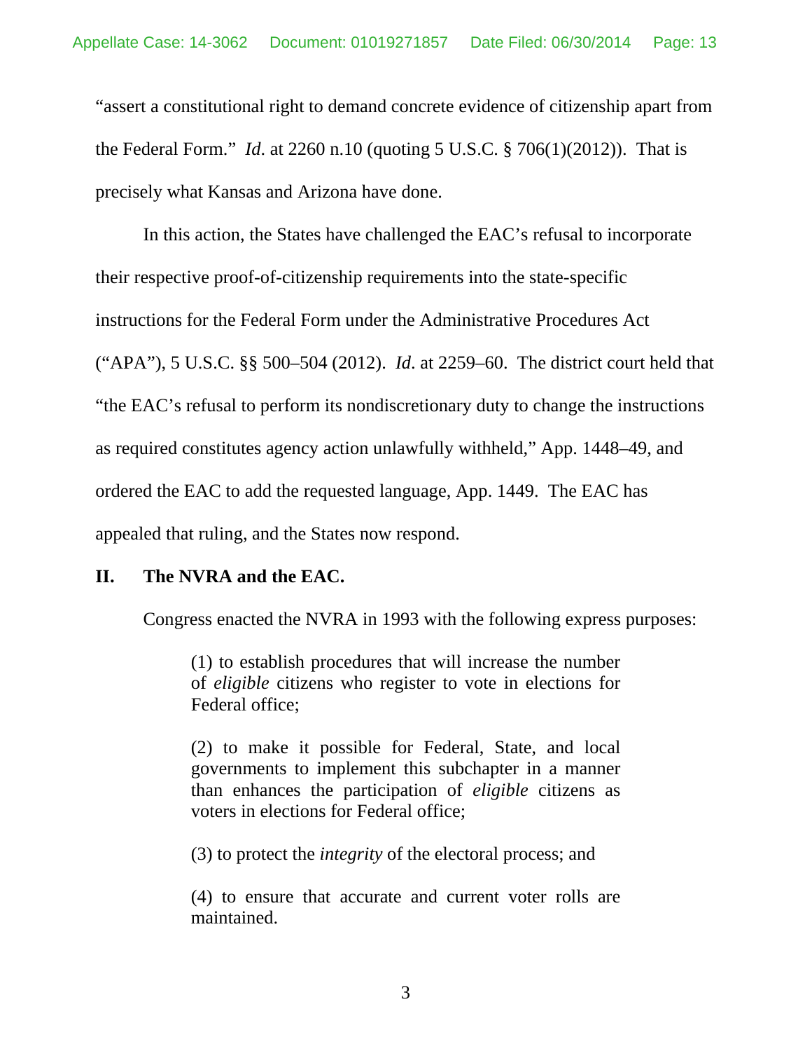"assert a constitutional right to demand concrete evidence of citizenship apart from the Federal Form." *Id*. at 2260 n.10 (quoting 5 U.S.C. § 706(1)(2012)). That is precisely what Kansas and Arizona have done.

In this action, the States have challenged the EAC's refusal to incorporate their respective proof-of-citizenship requirements into the state-specific instructions for the Federal Form under the Administrative Procedures Act ("APA"), 5 U.S.C. §§ 500–504 (2012). *Id*. at 2259–60. The district court held that "the EAC's refusal to perform its nondiscretionary duty to change the instructions as required constitutes agency action unlawfully withheld," App. 1448–49, and ordered the EAC to add the requested language, App. 1449. The EAC has appealed that ruling, and the States now respond.

## II. The NVRA and the EAC.

Congress enacted the NVRA in 1993 with the following express purposes:

> (1) to establish procedures that will increase the number of *eligible* citizens who register to vote in elections for Federal office;
>
> (2) to make it possible for Federal, State, and local governments to implement this subchapter in a manner than enhances the participation of *eligible* citizens as voters in elections for Federal office;
>
> (3) to protect the *integrity* of the electoral process; and
>
> (4) to ensure that accurate and current voter rolls are maintained.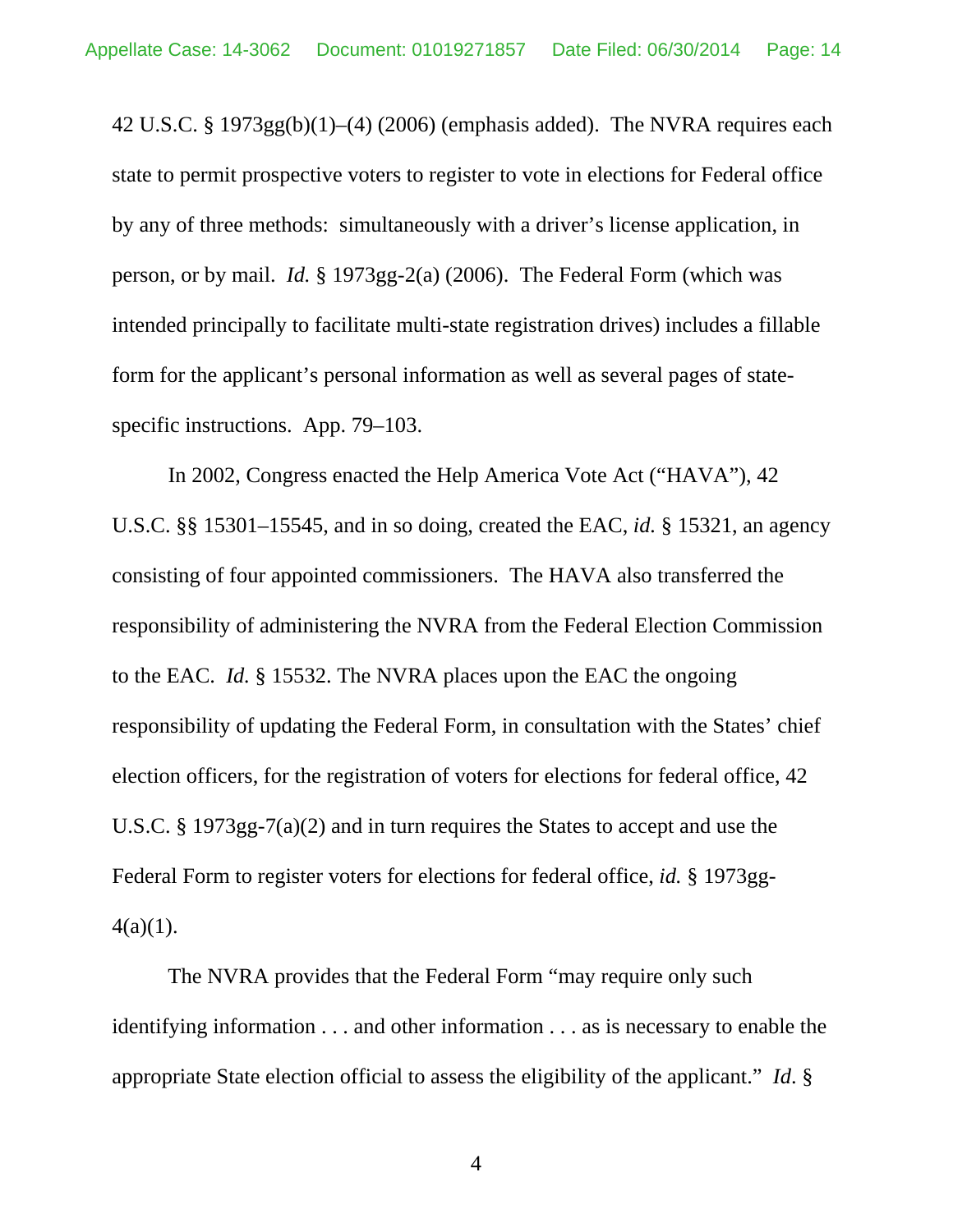42 U.S.C. § 1973gg(b)(1)–(4) (2006) (emphasis added). The NVRA requires each state to permit prospective voters to register to vote in elections for Federal office by any of three methods: simultaneously with a driver's license application, in person, or by mail. *Id.* § 1973gg-2(a) (2006). The Federal Form (which was intended principally to facilitate multi-state registration drives) includes a fillable form for the applicant's personal information as well as several pages of state-specific instructions. App. 79–103.

In 2002, Congress enacted the Help America Vote Act ("HAVA"), 42 U.S.C. §§ 15301–15545, and in so doing, created the EAC, *id.* § 15321, an agency consisting of four appointed commissioners. The HAVA also transferred the responsibility of administering the NVRA from the Federal Election Commission to the EAC. *Id.* § 15532. The NVRA places upon the EAC the ongoing responsibility of updating the Federal Form, in consultation with the States' chief election officers, for the registration of voters for elections for federal office, 42 U.S.C. § 1973gg-7(a)(2) and in turn requires the States to accept and use the Federal Form to register voters for elections for federal office, *id.* § 1973gg-4(a)(1).

The NVRA provides that the Federal Form "may require only such identifying information . . . and other information . . . as is necessary to enable the appropriate State election official to assess the eligibility of the applicant." *Id.* §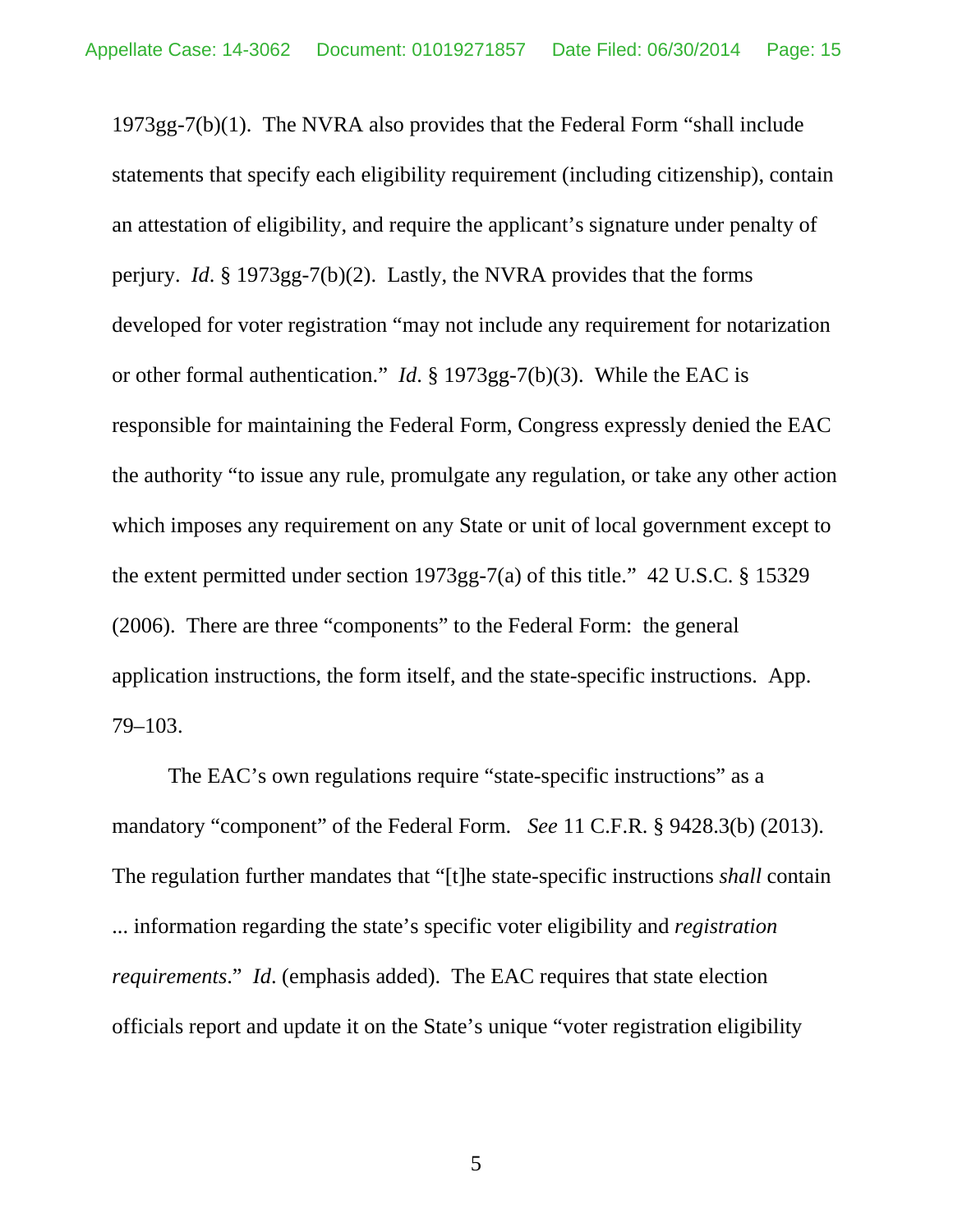1973gg-7(b)(1). The NVRA also provides that the Federal Form "shall include statements that specify each eligibility requirement (including citizenship), contain an attestation of eligibility, and require the applicant's signature under penalty of perjury. *Id*. § 1973gg-7(b)(2). Lastly, the NVRA provides that the forms developed for voter registration "may not include any requirement for notarization or other formal authentication." *Id*. § 1973gg-7(b)(3). While the EAC is responsible for maintaining the Federal Form, Congress expressly denied the EAC the authority "to issue any rule, promulgate any regulation, or take any other action which imposes any requirement on any State or unit of local government except to the extent permitted under section 1973gg-7(a) of this title." 42 U.S.C. § 15329 (2006). There are three "components" to the Federal Form: the general application instructions, the form itself, and the state-specific instructions. App. 79–103.

The EAC's own regulations require "state-specific instructions" as a mandatory "component" of the Federal Form. *See* 11 C.F.R. § 9428.3(b) (2013). The regulation further mandates that "[t]he state-specific instructions *shall* contain ... information regarding the state's specific voter eligibility and *registration requirements*." *Id*. (emphasis added). The EAC requires that state election officials report and update it on the State's unique "voter registration eligibility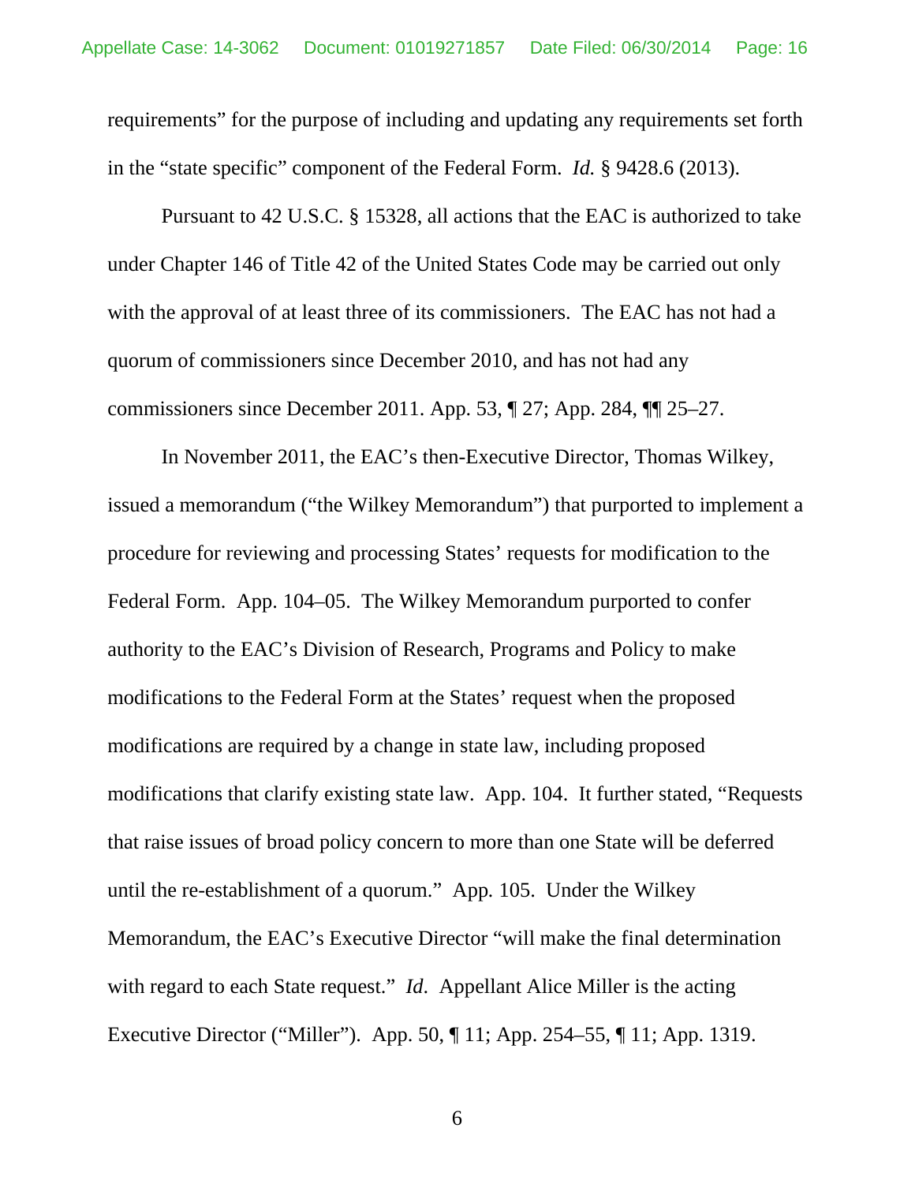requirements" for the purpose of including and updating any requirements set forth in the "state specific" component of the Federal Form. *Id.* § 9428.6 (2013).

Pursuant to 42 U.S.C. § 15328, all actions that the EAC is authorized to take under Chapter 146 of Title 42 of the United States Code may be carried out only with the approval of at least three of its commissioners. The EAC has not had a quorum of commissioners since December 2010, and has not had any commissioners since December 2011. App. 53, ¶ 27; App. 284, ¶¶ 25–27.

In November 2011, the EAC's then-Executive Director, Thomas Wilkey, issued a memorandum ("the Wilkey Memorandum") that purported to implement a procedure for reviewing and processing States' requests for modification to the Federal Form. App. 104–05. The Wilkey Memorandum purported to confer authority to the EAC's Division of Research, Programs and Policy to make modifications to the Federal Form at the States' request when the proposed modifications are required by a change in state law, including proposed modifications that clarify existing state law. App. 104. It further stated, "Requests that raise issues of broad policy concern to more than one State will be deferred until the re-establishment of a quorum." App. 105. Under the Wilkey Memorandum, the EAC's Executive Director "will make the final determination with regard to each State request." *Id.* Appellant Alice Miller is the acting Executive Director ("Miller"). App. 50, ¶ 11; App. 254–55, ¶ 11; App. 1319.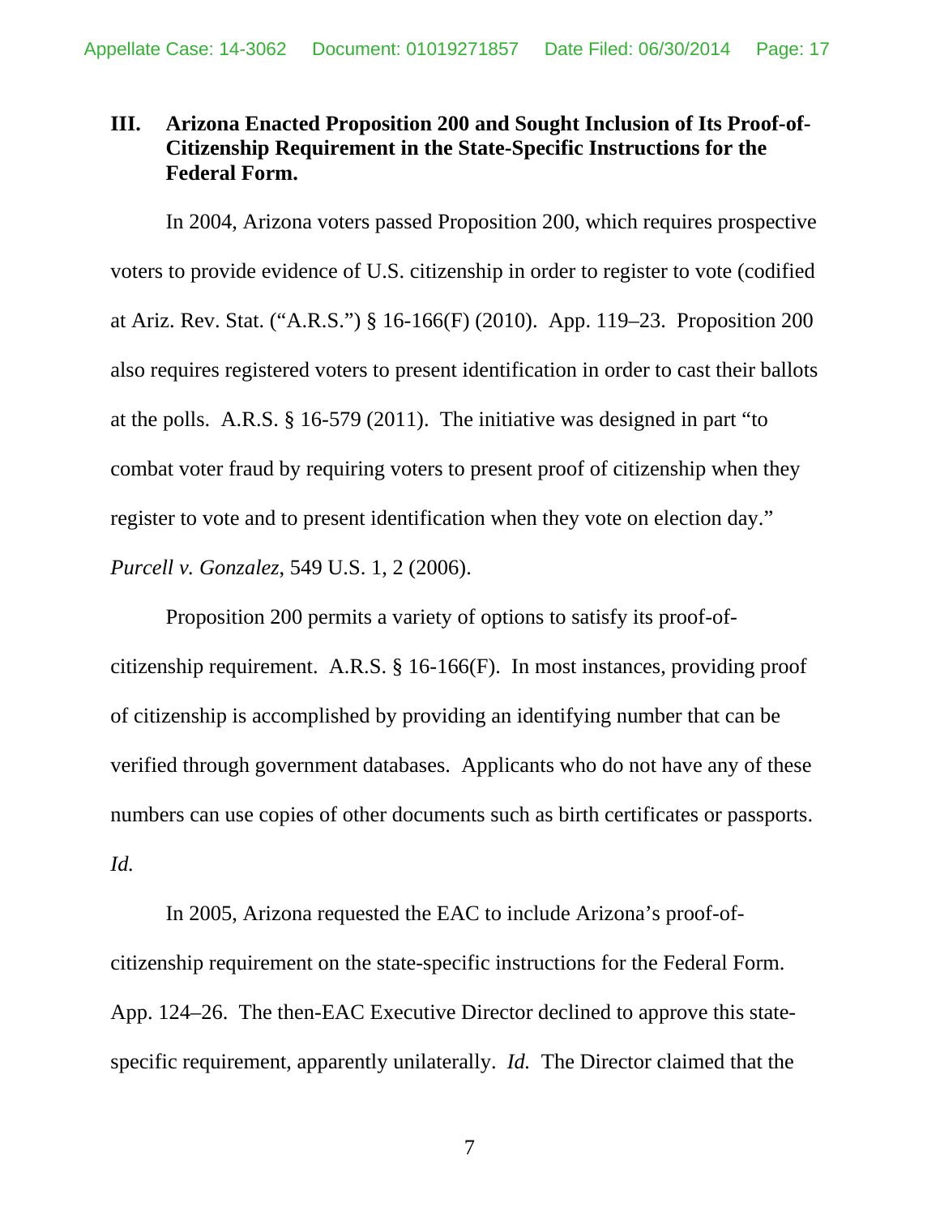### III. Arizona Enacted Proposition 200 and Sought Inclusion of Its Proof-of-Citizenship Requirement in the State-Specific Instructions for the Federal Form.

In 2004, Arizona voters passed Proposition 200, which requires prospective voters to provide evidence of U.S. citizenship in order to register to vote (codified at Ariz. Rev. Stat. ("A.R.S.") § 16-166(F) (2010). App. 119–23. Proposition 200 also requires registered voters to present identification in order to cast their ballots at the polls. A.R.S. § 16-579 (2011). The initiative was designed in part "to combat voter fraud by requiring voters to present proof of citizenship when they register to vote and to present identification when they vote on election day." *Purcell v. Gonzalez*, 549 U.S. 1, 2 (2006).

Proposition 200 permits a variety of options to satisfy its proof-of-citizenship requirement. A.R.S. § 16-166(F). In most instances, providing proof of citizenship is accomplished by providing an identifying number that can be verified through government databases. Applicants who do not have any of these numbers can use copies of other documents such as birth certificates or passports. *Id.*

In 2005, Arizona requested the EAC to include Arizona's proof-of-citizenship requirement on the state-specific instructions for the Federal Form. App. 124–26. The then-EAC Executive Director declined to approve this state-specific requirement, apparently unilaterally. *Id.* The Director claimed that the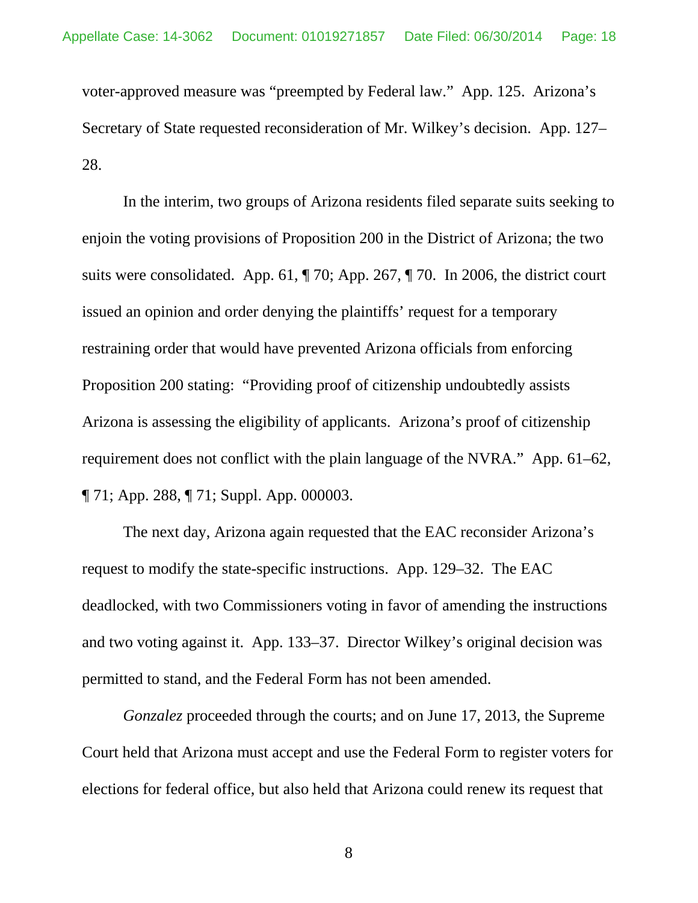voter-approved measure was "preempted by Federal law." App. 125. Arizona's Secretary of State requested reconsideration of Mr. Wilkey's decision. App. 127–28.

In the interim, two groups of Arizona residents filed separate suits seeking to enjoin the voting provisions of Proposition 200 in the District of Arizona; the two suits were consolidated. App. 61, ¶ 70; App. 267, ¶ 70. In 2006, the district court issued an opinion and order denying the plaintiffs' request for a temporary restraining order that would have prevented Arizona officials from enforcing Proposition 200 stating: "Providing proof of citizenship undoubtedly assists Arizona is assessing the eligibility of applicants. Arizona's proof of citizenship requirement does not conflict with the plain language of the NVRA." App. 61–62, ¶ 71; App. 288, ¶ 71; Suppl. App. 000003.

The next day, Arizona again requested that the EAC reconsider Arizona's request to modify the state-specific instructions. App. 129–32. The EAC deadlocked, with two Commissioners voting in favor of amending the instructions and two voting against it. App. 133–37. Director Wilkey's original decision was permitted to stand, and the Federal Form has not been amended.

*Gonzalez* proceeded through the courts; and on June 17, 2013, the Supreme Court held that Arizona must accept and use the Federal Form to register voters for elections for federal office, but also held that Arizona could renew its request that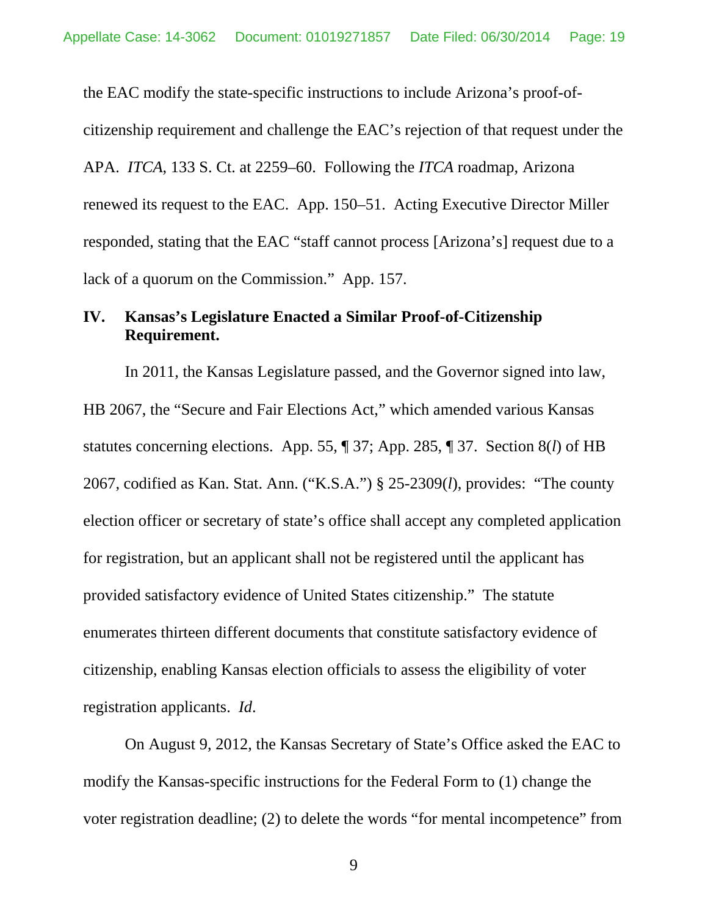the EAC modify the state-specific instructions to include Arizona's proof-of-citizenship requirement and challenge the EAC's rejection of that request under the APA. *ITCA*, 133 S. Ct. at 2259–60. Following the *ITCA* roadmap, Arizona renewed its request to the EAC. App. 150–51. Acting Executive Director Miller responded, stating that the EAC "staff cannot process [Arizona's] request due to a lack of a quorum on the Commission." App. 157.

## IV. Kansas's Legislature Enacted a Similar Proof-of-Citizenship Requirement.

In 2011, the Kansas Legislature passed, and the Governor signed into law, HB 2067, the "Secure and Fair Elections Act," which amended various Kansas statutes concerning elections. App. 55, ¶ 37; App. 285, ¶ 37. Section 8(*l*) of HB 2067, codified as Kan. Stat. Ann. ("K.S.A.") § 25-2309(*l*), provides: "The county election officer or secretary of state's office shall accept any completed application for registration, but an applicant shall not be registered until the applicant has provided satisfactory evidence of United States citizenship." The statute enumerates thirteen different documents that constitute satisfactory evidence of citizenship, enabling Kansas election officials to assess the eligibility of voter registration applicants. *Id*.

On August 9, 2012, the Kansas Secretary of State's Office asked the EAC to modify the Kansas-specific instructions for the Federal Form to (1) change the voter registration deadline; (2) to delete the words "for mental incompetence" from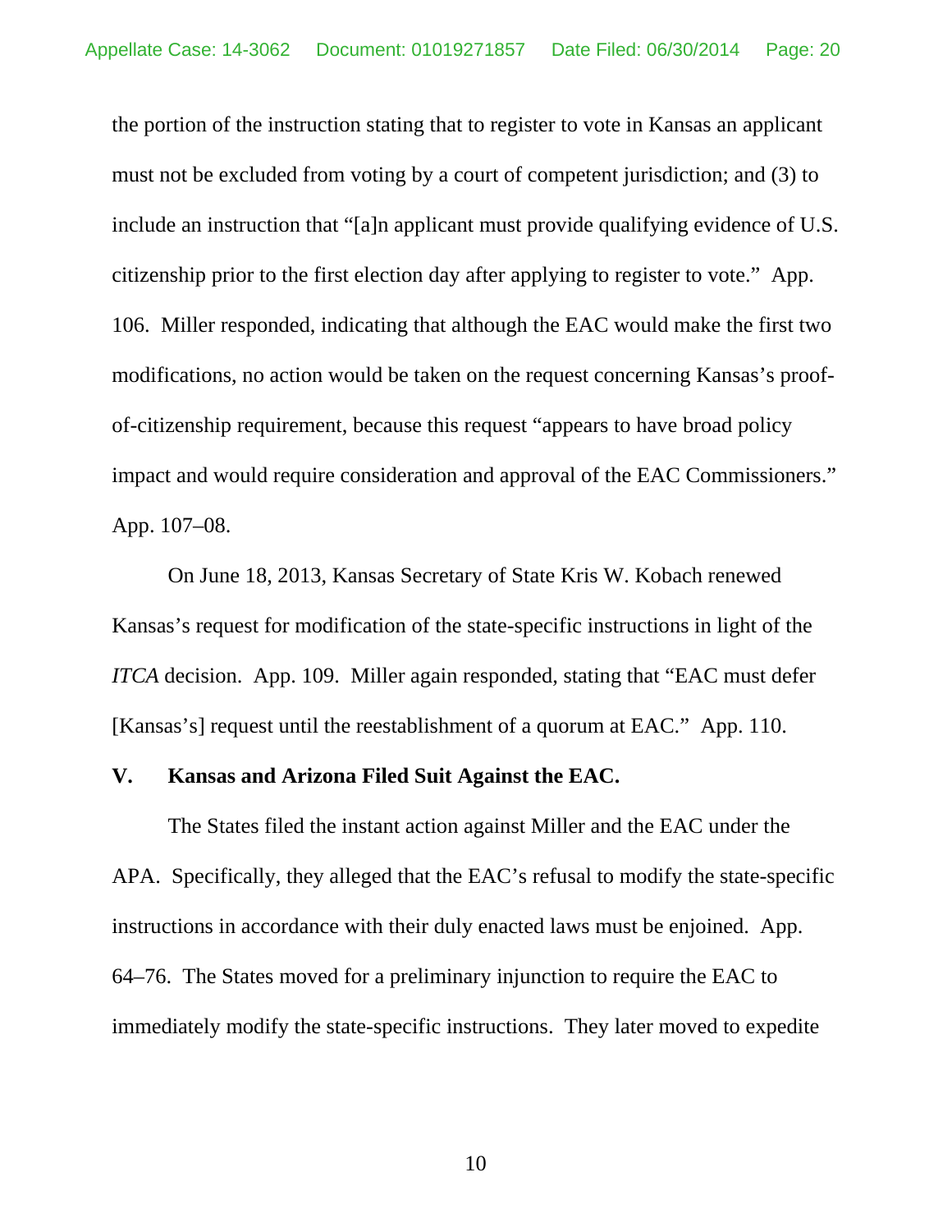the portion of the instruction stating that to register to vote in Kansas an applicant must not be excluded from voting by a court of competent jurisdiction; and (3) to include an instruction that "[a]n applicant must provide qualifying evidence of U.S. citizenship prior to the first election day after applying to register to vote." App. 106. Miller responded, indicating that although the EAC would make the first two modifications, no action would be taken on the request concerning Kansas's proof-of-citizenship requirement, because this request "appears to have broad policy impact and would require consideration and approval of the EAC Commissioners." App. 107–08.

On June 18, 2013, Kansas Secretary of State Kris W. Kobach renewed Kansas's request for modification of the state-specific instructions in light of the *ITCA* decision. App. 109. Miller again responded, stating that "EAC must defer [Kansas's] request until the reestablishment of a quorum at EAC." App. 110.

## V. Kansas and Arizona Filed Suit Against the EAC.

The States filed the instant action against Miller and the EAC under the APA. Specifically, they alleged that the EAC's refusal to modify the state-specific instructions in accordance with their duly enacted laws must be enjoined. App. 64–76. The States moved for a preliminary injunction to require the EAC to immediately modify the state-specific instructions. They later moved to expedite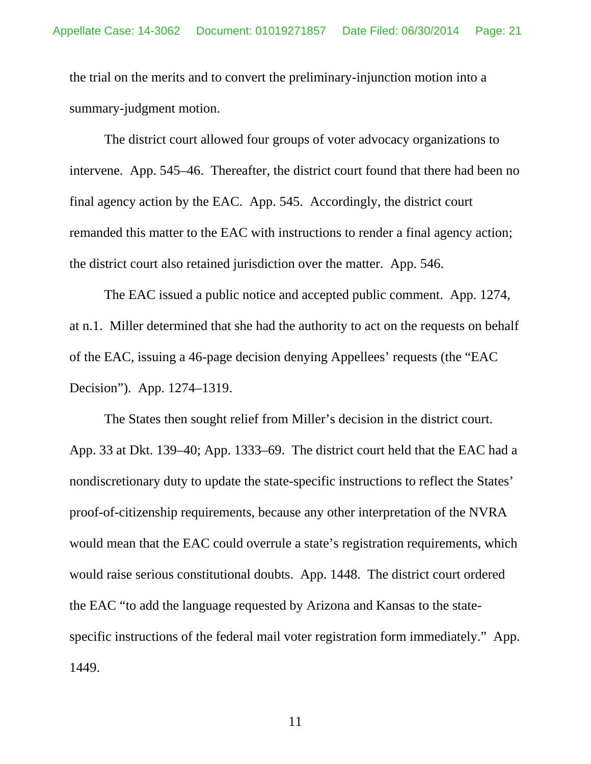the trial on the merits and to convert the preliminary-injunction motion into a summary-judgment motion.

The district court allowed four groups of voter advocacy organizations to intervene. App. 545–46. Thereafter, the district court found that there had been no final agency action by the EAC. App. 545. Accordingly, the district court remanded this matter to the EAC with instructions to render a final agency action; the district court also retained jurisdiction over the matter. App. 546.

The EAC issued a public notice and accepted public comment. App. 1274, at n.1. Miller determined that she had the authority to act on the requests on behalf of the EAC, issuing a 46-page decision denying Appellees' requests (the "EAC Decision"). App. 1274–1319.

The States then sought relief from Miller's decision in the district court. App. 33 at Dkt. 139–40; App. 1333–69. The district court held that the EAC had a nondiscretionary duty to update the state-specific instructions to reflect the States' proof-of-citizenship requirements, because any other interpretation of the NVRA would mean that the EAC could overrule a state's registration requirements, which would raise serious constitutional doubts. App. 1448. The district court ordered the EAC "to add the language requested by Arizona and Kansas to the state-specific instructions of the federal mail voter registration form immediately." App. 1449.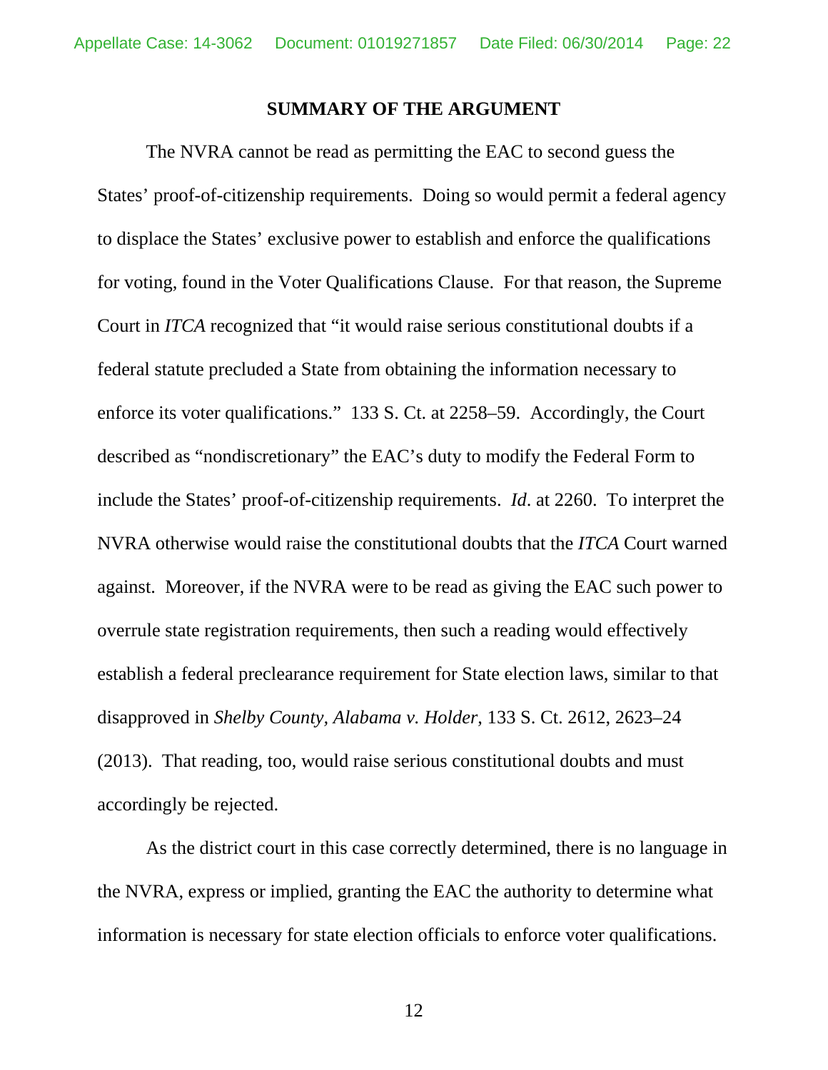## SUMMARY OF THE ARGUMENT

The NVRA cannot be read as permitting the EAC to second guess the States' proof-of-citizenship requirements. Doing so would permit a federal agency to displace the States' exclusive power to establish and enforce the qualifications for voting, found in the Voter Qualifications Clause. For that reason, the Supreme Court in *ITCA* recognized that "it would raise serious constitutional doubts if a federal statute precluded a State from obtaining the information necessary to enforce its voter qualifications." 133 S. Ct. at 2258–59. Accordingly, the Court described as "nondiscretionary" the EAC's duty to modify the Federal Form to include the States' proof-of-citizenship requirements. *Id*. at 2260. To interpret the NVRA otherwise would raise the constitutional doubts that the *ITCA* Court warned against. Moreover, if the NVRA were to be read as giving the EAC such power to overrule state registration requirements, then such a reading would effectively establish a federal preclearance requirement for State election laws, similar to that disapproved in *Shelby County, Alabama v. Holder*, 133 S. Ct. 2612, 2623–24 (2013). That reading, too, would raise serious constitutional doubts and must accordingly be rejected.

As the district court in this case correctly determined, there is no language in the NVRA, express or implied, granting the EAC the authority to determine what information is necessary for state election officials to enforce voter qualifications.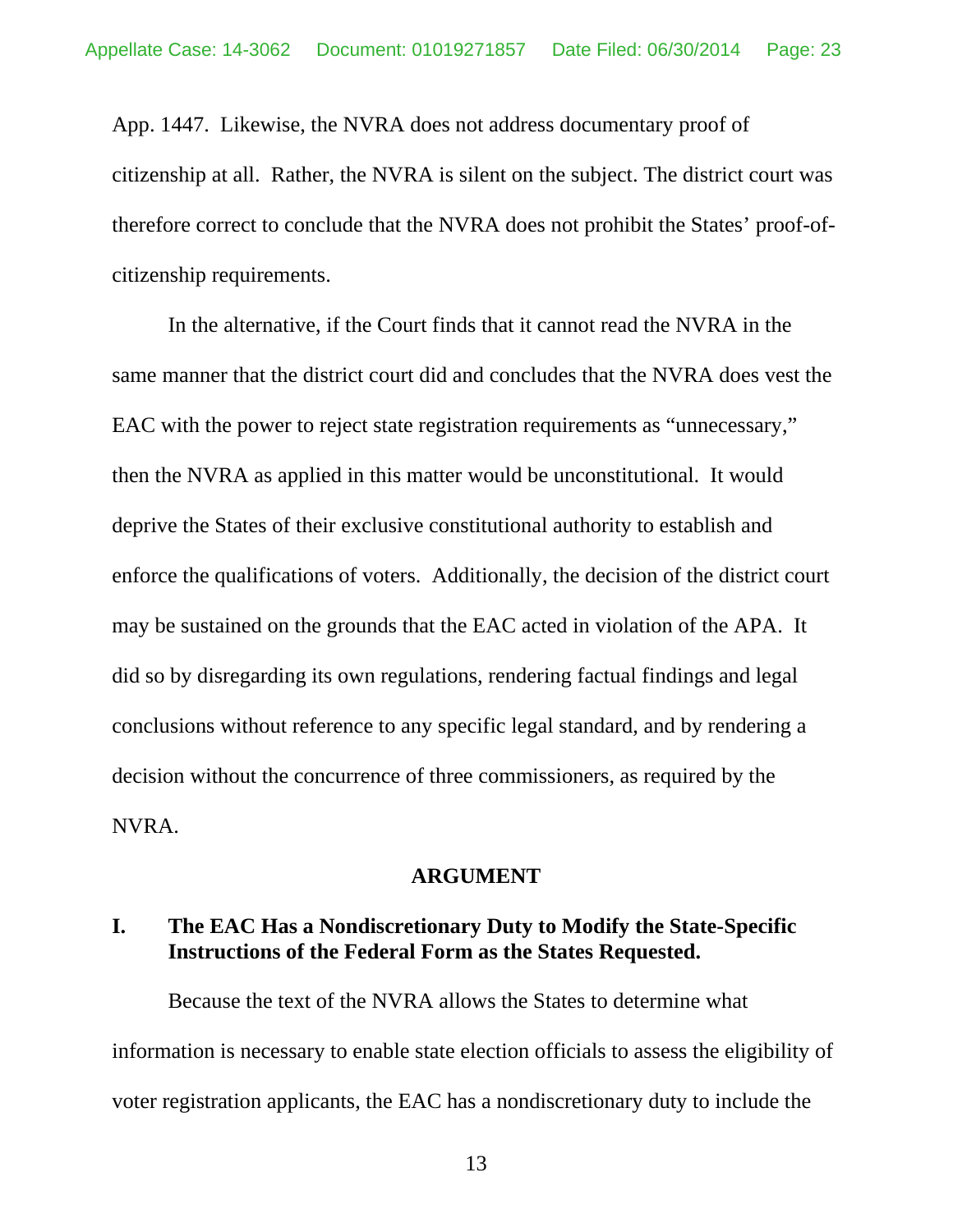App. 1447. Likewise, the NVRA does not address documentary proof of citizenship at all. Rather, the NVRA is silent on the subject. The district court was therefore correct to conclude that the NVRA does not prohibit the States' proof-of-citizenship requirements.

In the alternative, if the Court finds that it cannot read the NVRA in the same manner that the district court did and concludes that the NVRA does vest the EAC with the power to reject state registration requirements as "unnecessary," then the NVRA as applied in this matter would be unconstitutional. It would deprive the States of their exclusive constitutional authority to establish and enforce the qualifications of voters. Additionally, the decision of the district court may be sustained on the grounds that the EAC acted in violation of the APA. It did so by disregarding its own regulations, rendering factual findings and legal conclusions without reference to any specific legal standard, and by rendering a decision without the concurrence of three commissioners, as required by the NVRA.

## ARGUMENT

### I. The EAC Has a Nondiscretionary Duty to Modify the State-Specific Instructions of the Federal Form as the States Requested.

Because the text of the NVRA allows the States to determine what information is necessary to enable state election officials to assess the eligibility of voter registration applicants, the EAC has a nondiscretionary duty to include the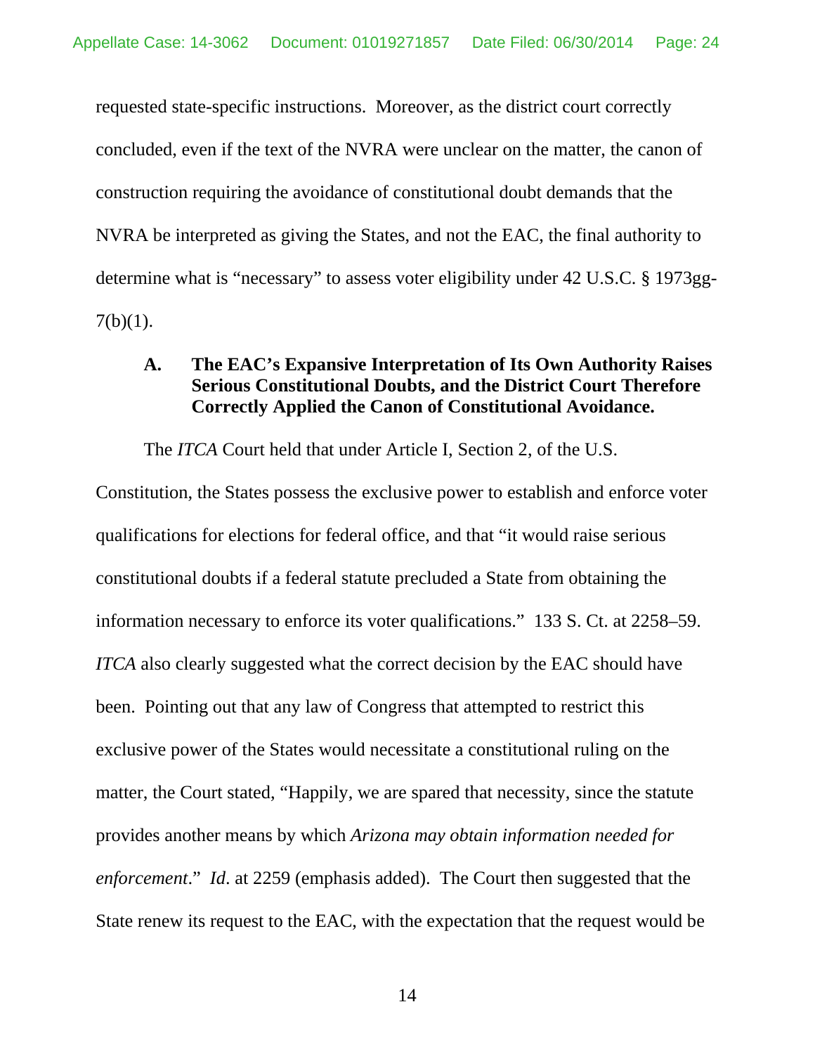requested state-specific instructions. Moreover, as the district court correctly concluded, even if the text of the NVRA were unclear on the matter, the canon of construction requiring the avoidance of constitutional doubt demands that the NVRA be interpreted as giving the States, and not the EAC, the final authority to determine what is "necessary" to assess voter eligibility under 42 U.S.C. § 1973gg-7(b)(1).

### A. The EAC's Expansive Interpretation of Its Own Authority Raises Serious Constitutional Doubts, and the District Court Therefore Correctly Applied the Canon of Constitutional Avoidance.

The *ITCA* Court held that under Article I, Section 2, of the U.S. Constitution, the States possess the exclusive power to establish and enforce voter qualifications for elections for federal office, and that "it would raise serious constitutional doubts if a federal statute precluded a State from obtaining the information necessary to enforce its voter qualifications." 133 S. Ct. at 2258–59. *ITCA* also clearly suggested what the correct decision by the EAC should have been. Pointing out that any law of Congress that attempted to restrict this exclusive power of the States would necessitate a constitutional ruling on the matter, the Court stated, "Happily, we are spared that necessity, since the statute provides another means by which *Arizona may obtain information needed for enforcement*." *Id*. at 2259 (emphasis added). The Court then suggested that the State renew its request to the EAC, with the expectation that the request would be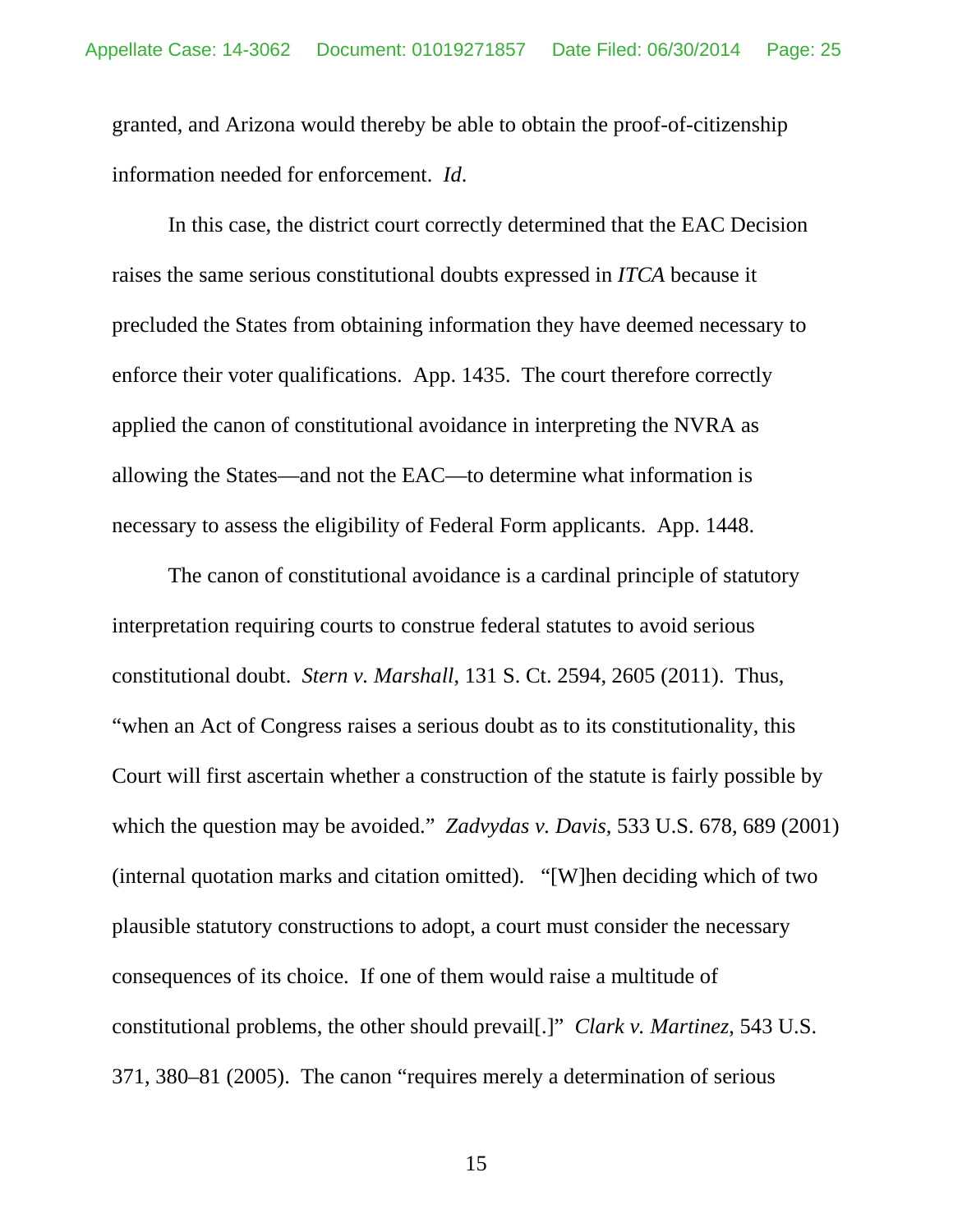granted, and Arizona would thereby be able to obtain the proof-of-citizenship information needed for enforcement. *Id*.

In this case, the district court correctly determined that the EAC Decision raises the same serious constitutional doubts expressed in *ITCA* because it precluded the States from obtaining information they have deemed necessary to enforce their voter qualifications. App. 1435. The court therefore correctly applied the canon of constitutional avoidance in interpreting the NVRA as allowing the States—and not the EAC—to determine what information is necessary to assess the eligibility of Federal Form applicants. App. 1448.

The canon of constitutional avoidance is a cardinal principle of statutory interpretation requiring courts to construe federal statutes to avoid serious constitutional doubt. *Stern v. Marshall*, 131 S. Ct. 2594, 2605 (2011). Thus, "when an Act of Congress raises a serious doubt as to its constitutionality, this Court will first ascertain whether a construction of the statute is fairly possible by which the question may be avoided." *Zadvydas v. Davis*, 533 U.S. 678, 689 (2001) (internal quotation marks and citation omitted). "[W]hen deciding which of two plausible statutory constructions to adopt, a court must consider the necessary consequences of its choice. If one of them would raise a multitude of constitutional problems, the other should prevail[.]" *Clark v. Martinez*, 543 U.S. 371, 380–81 (2005). The canon "requires merely a determination of serious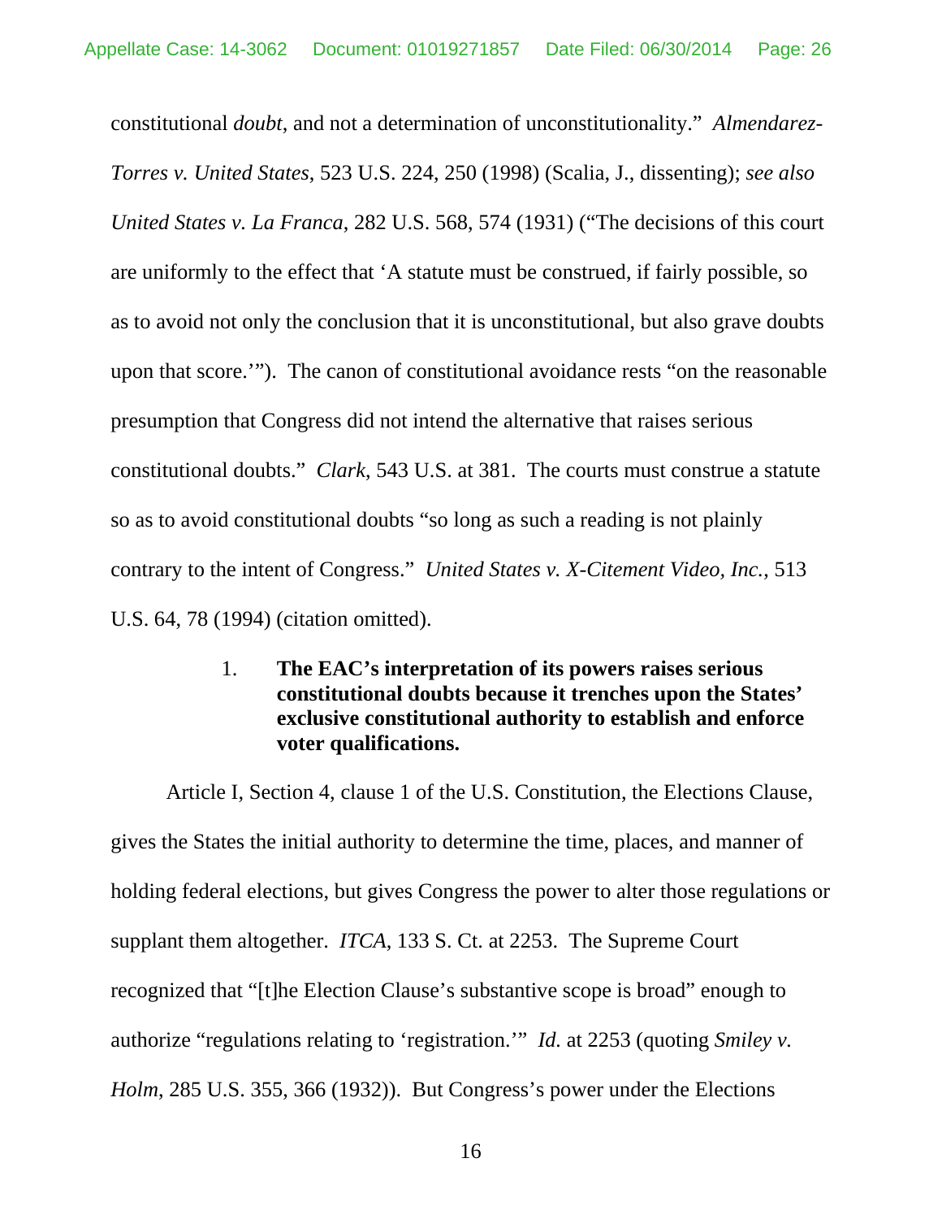constitutional *doubt*, and not a determination of unconstitutionality." *Almendarez-Torres v. United States*, 523 U.S. 224, 250 (1998) (Scalia, J., dissenting); *see also United States v. La Franca*, 282 U.S. 568, 574 (1931) ("The decisions of this court are uniformly to the effect that 'A statute must be construed, if fairly possible, so as to avoid not only the conclusion that it is unconstitutional, but also grave doubts upon that score.'"). The canon of constitutional avoidance rests "on the reasonable presumption that Congress did not intend the alternative that raises serious constitutional doubts." *Clark*, 543 U.S. at 381. The courts must construe a statute so as to avoid constitutional doubts "so long as such a reading is not plainly contrary to the intent of Congress." *United States v. X-Citement Video, Inc.*, 513 U.S. 64, 78 (1994) (citation omitted).

#### 1. The EAC's interpretation of its powers raises serious constitutional doubts because it trenches upon the States' exclusive constitutional authority to establish and enforce voter qualifications.

Article I, Section 4, clause 1 of the U.S. Constitution, the Elections Clause, gives the States the initial authority to determine the time, places, and manner of holding federal elections, but gives Congress the power to alter those regulations or supplant them altogether. *ITCA*, 133 S. Ct. at 2253. The Supreme Court recognized that "[t]he Election Clause's substantive scope is broad" enough to authorize "regulations relating to 'registration.'" *Id.* at 2253 (quoting *Smiley v. Holm*, 285 U.S. 355, 366 (1932)). But Congress's power under the Elections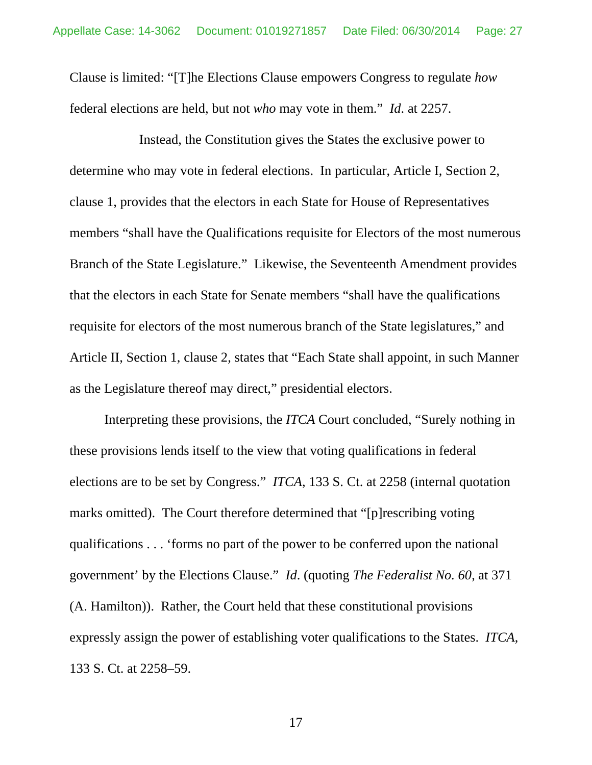Clause is limited: "[T]he Elections Clause empowers Congress to regulate *how* federal elections are held, but not *who* may vote in them." *Id.* at 2257.

Instead, the Constitution gives the States the exclusive power to determine who may vote in federal elections. In particular, Article I, Section 2, clause 1, provides that the electors in each State for House of Representatives members "shall have the Qualifications requisite for Electors of the most numerous Branch of the State Legislature." Likewise, the Seventeenth Amendment provides that the electors in each State for Senate members "shall have the qualifications requisite for electors of the most numerous branch of the State legislatures," and Article II, Section 1, clause 2, states that "Each State shall appoint, in such Manner as the Legislature thereof may direct," presidential electors.

Interpreting these provisions, the *ITCA* Court concluded, "Surely nothing in these provisions lends itself to the view that voting qualifications in federal elections are to be set by Congress." *ITCA*, 133 S. Ct. at 2258 (internal quotation marks omitted). The Court therefore determined that "[p]rescribing voting qualifications . . . 'forms no part of the power to be conferred upon the national government' by the Elections Clause." *Id*. (quoting *The Federalist No. 60*, at 371 (A. Hamilton)). Rather, the Court held that these constitutional provisions expressly assign the power of establishing voter qualifications to the States. *ITCA*, 133 S. Ct. at 2258–59.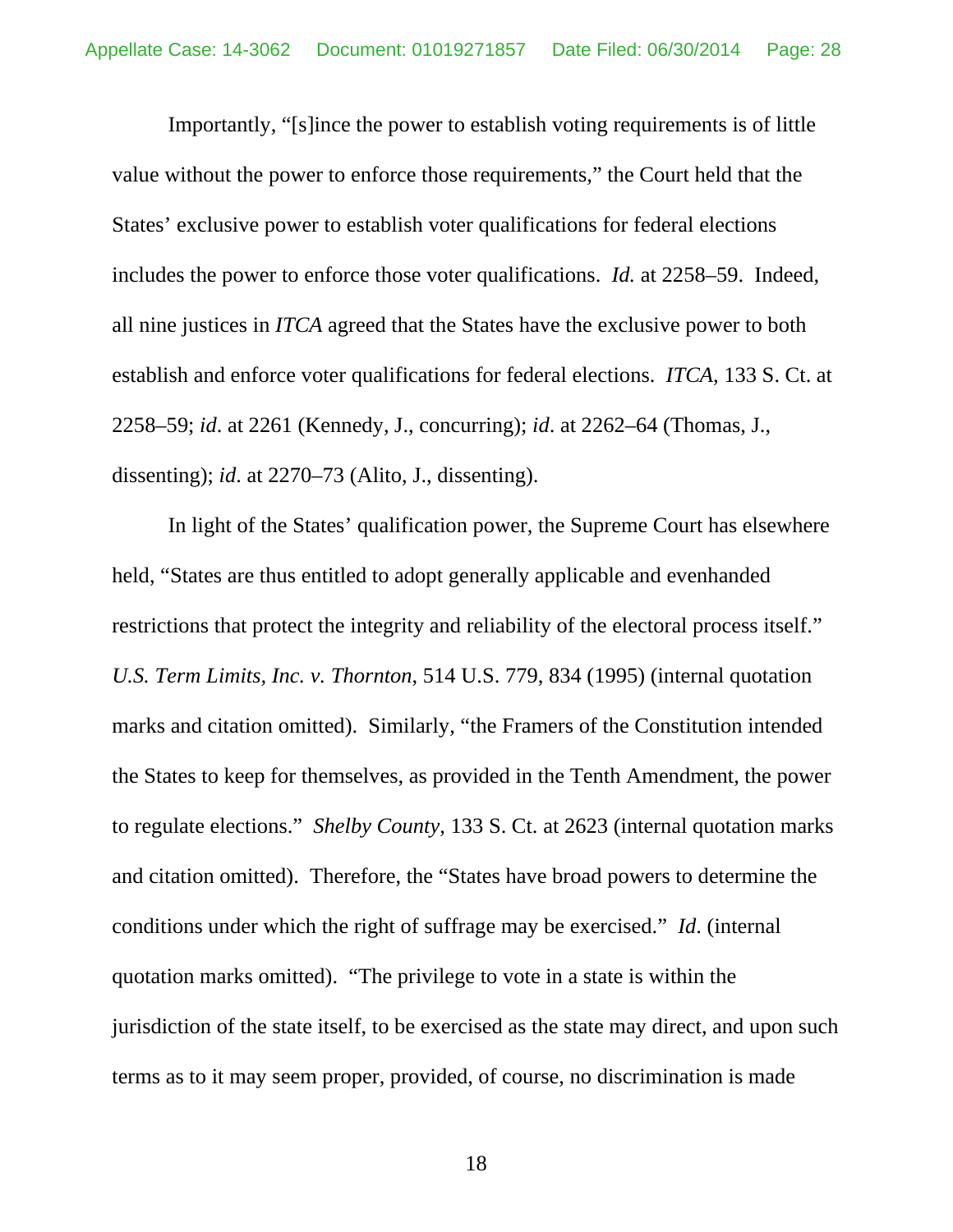Importantly, "[s]ince the power to establish voting requirements is of little value without the power to enforce those requirements," the Court held that the States' exclusive power to establish voter qualifications for federal elections includes the power to enforce those voter qualifications. *Id.* at 2258–59. Indeed, all nine justices in *ITCA* agreed that the States have the exclusive power to both establish and enforce voter qualifications for federal elections. *ITCA*, 133 S. Ct. at 2258–59; *id*. at 2261 (Kennedy, J., concurring); *id*. at 2262–64 (Thomas, J., dissenting); *id*. at 2270–73 (Alito, J., dissenting).

In light of the States' qualification power, the Supreme Court has elsewhere held, "States are thus entitled to adopt generally applicable and evenhanded restrictions that protect the integrity and reliability of the electoral process itself." *U.S. Term Limits, Inc. v. Thornton*, 514 U.S. 779, 834 (1995) (internal quotation marks and citation omitted). Similarly, "the Framers of the Constitution intended the States to keep for themselves, as provided in the Tenth Amendment, the power to regulate elections." *Shelby County*, 133 S. Ct. at 2623 (internal quotation marks and citation omitted). Therefore, the "States have broad powers to determine the conditions under which the right of suffrage may be exercised." *Id*. (internal quotation marks omitted). "The privilege to vote in a state is within the jurisdiction of the state itself, to be exercised as the state may direct, and upon such terms as to it may seem proper, provided, of course, no discrimination is made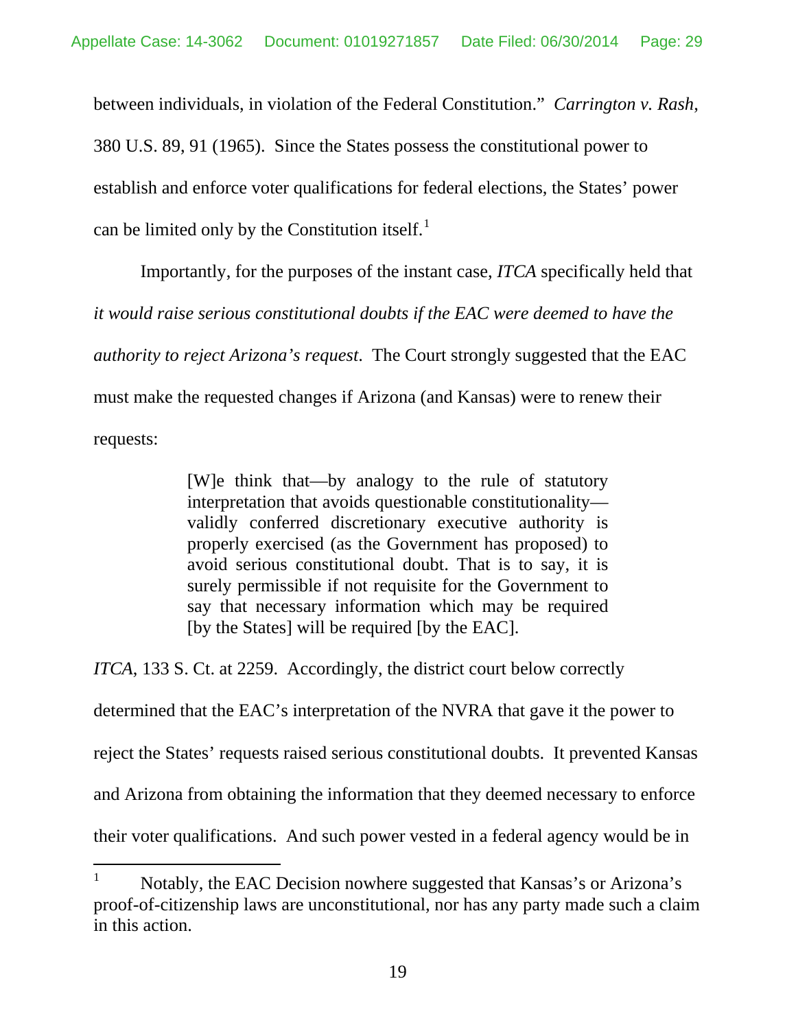between individuals, in violation of the Federal Constitution." *Carrington v. Rash*, 380 U.S. 89, 91 (1965). Since the States possess the constitutional power to establish and enforce voter qualifications for federal elections, the States' power can be limited only by the Constitution itself.[1]

Importantly, for the purposes of the instant case, *ITCA* specifically held that *it would raise serious constitutional doubts if the EAC were deemed to have the authority to reject Arizona's request.* The Court strongly suggested that the EAC must make the requested changes if Arizona (and Kansas) were to renew their requests:

> [W]e think that—by analogy to the rule of statutory interpretation that avoids questionable constitutionality—validly conferred discretionary executive authority is properly exercised (as the Government has proposed) to avoid serious constitutional doubt. That is to say, it is surely permissible if not requisite for the Government to say that necessary information which may be required [by the States] will be required [by the EAC].

*ITCA*, 133 S. Ct. at 2259. Accordingly, the district court below correctly determined that the EAC's interpretation of the NVRA that gave it the power to reject the States' requests raised serious constitutional doubts. It prevented Kansas and Arizona from obtaining the information that they deemed necessary to enforce their voter qualifications. And such power vested in a federal agency would be in

---

[1] Notably, the EAC Decision nowhere suggested that Kansas's or Arizona's proof-of-citizenship laws are unconstitutional, nor has any party made such a claim in this action.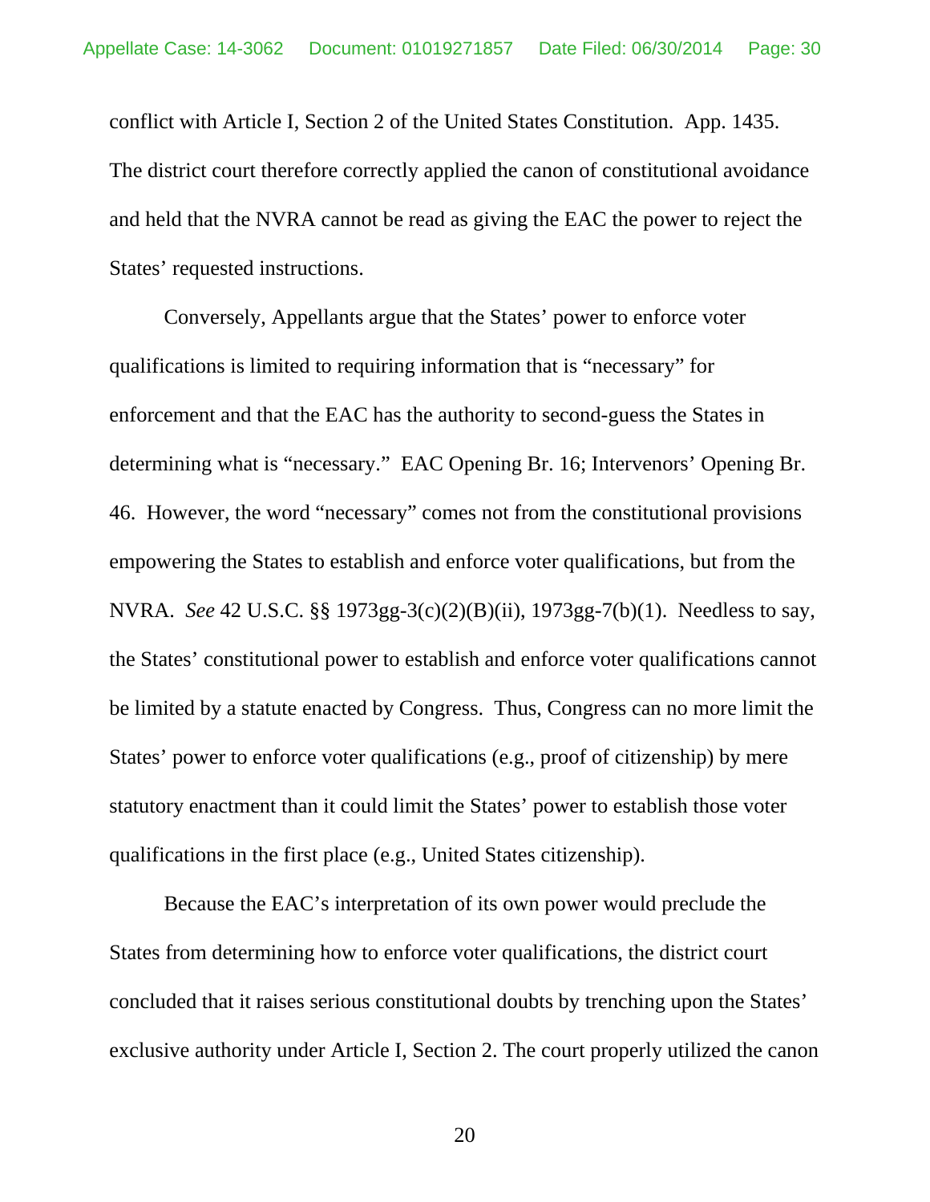conflict with Article I, Section 2 of the United States Constitution. App. 1435. The district court therefore correctly applied the canon of constitutional avoidance and held that the NVRA cannot be read as giving the EAC the power to reject the States' requested instructions.

Conversely, Appellants argue that the States' power to enforce voter qualifications is limited to requiring information that is "necessary" for enforcement and that the EAC has the authority to second-guess the States in determining what is "necessary." EAC Opening Br. 16; Intervenors' Opening Br. 46. However, the word "necessary" comes not from the constitutional provisions empowering the States to establish and enforce voter qualifications, but from the NVRA. *See* 42 U.S.C. §§ 1973gg-3(c)(2)(B)(ii), 1973gg-7(b)(1). Needless to say, the States' constitutional power to establish and enforce voter qualifications cannot be limited by a statute enacted by Congress. Thus, Congress can no more limit the States' power to enforce voter qualifications (e.g., proof of citizenship) by mere statutory enactment than it could limit the States' power to establish those voter qualifications in the first place (e.g., United States citizenship).

Because the EAC's interpretation of its own power would preclude the States from determining how to enforce voter qualifications, the district court concluded that it raises serious constitutional doubts by trenching upon the States' exclusive authority under Article I, Section 2. The court properly utilized the canon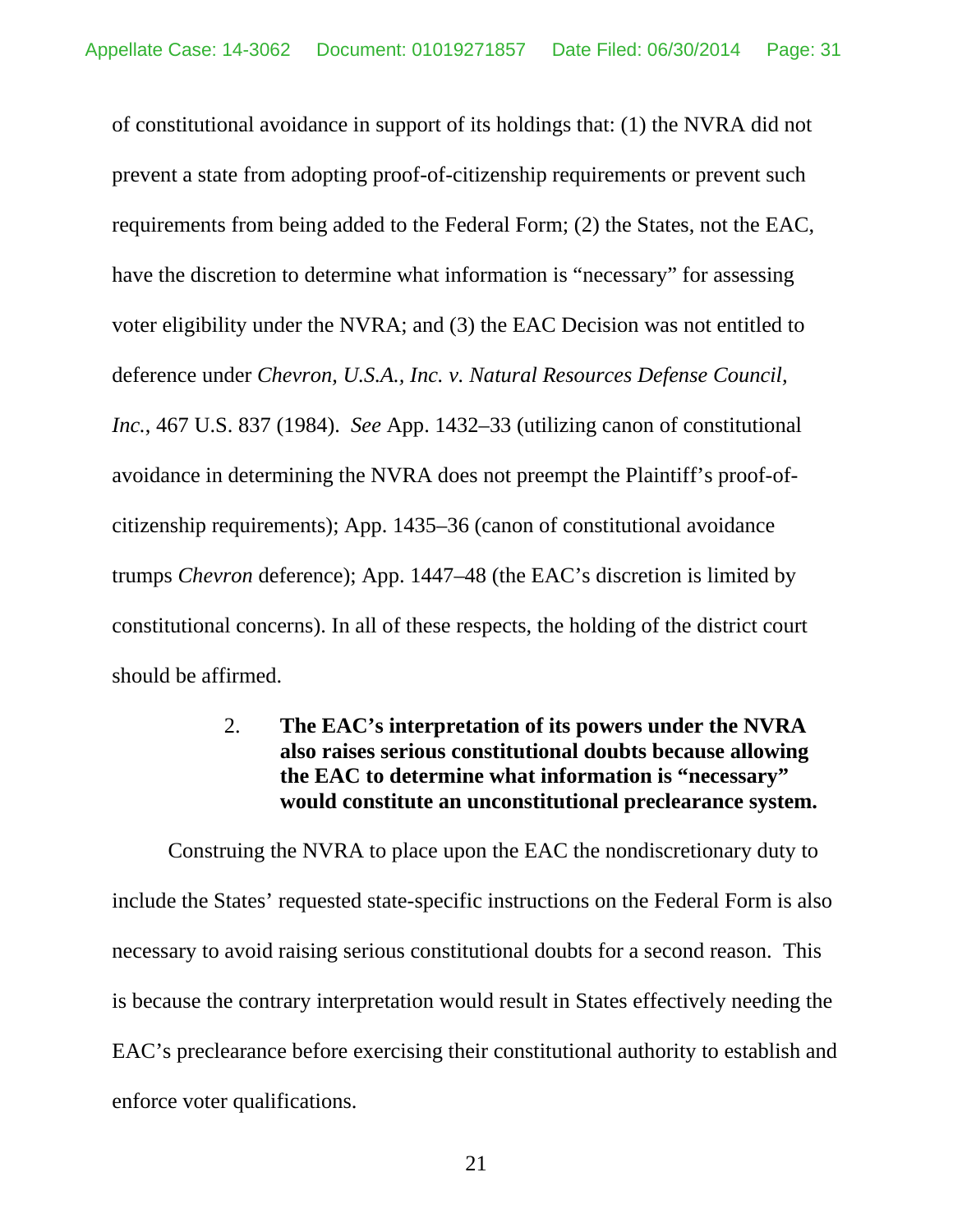of constitutional avoidance in support of its holdings that: (1) the NVRA did not prevent a state from adopting proof-of-citizenship requirements or prevent such requirements from being added to the Federal Form; (2) the States, not the EAC, have the discretion to determine what information is "necessary" for assessing voter eligibility under the NVRA; and (3) the EAC Decision was not entitled to deference under *Chevron, U.S.A., Inc. v. Natural Resources Defense Council, Inc.*, 467 U.S. 837 (1984). *See* App. 1432–33 (utilizing canon of constitutional avoidance in determining the NVRA does not preempt the Plaintiff's proof-of-citizenship requirements); App. 1435–36 (canon of constitutional avoidance trumps *Chevron* deference); App. 1447–48 (the EAC's discretion is limited by constitutional concerns). In all of these respects, the holding of the district court should be affirmed.

#### 2. The EAC's interpretation of its powers under the NVRA also raises serious constitutional doubts because allowing the EAC to determine what information is "necessary" would constitute an unconstitutional preclearance system.

Construing the NVRA to place upon the EAC the nondiscretionary duty to include the States' requested state-specific instructions on the Federal Form is also necessary to avoid raising serious constitutional doubts for a second reason. This is because the contrary interpretation would result in States effectively needing the EAC's preclearance before exercising their constitutional authority to establish and enforce voter qualifications.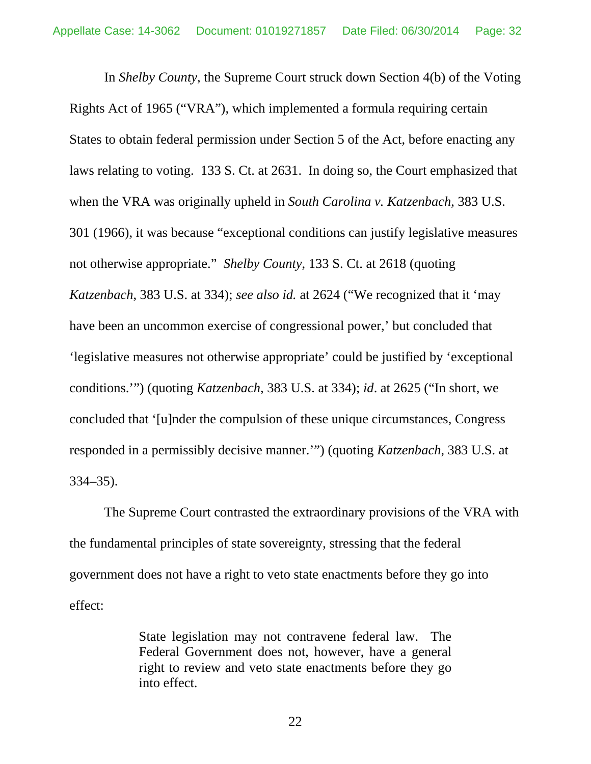In *Shelby County*, the Supreme Court struck down Section 4(b) of the Voting Rights Act of 1965 ("VRA"), which implemented a formula requiring certain States to obtain federal permission under Section 5 of the Act, before enacting any laws relating to voting. 133 S. Ct. at 2631. In doing so, the Court emphasized that when the VRA was originally upheld in *South Carolina v. Katzenbach*, 383 U.S. 301 (1966), it was because "exceptional conditions can justify legislative measures not otherwise appropriate." *Shelby County*, 133 S. Ct. at 2618 (quoting *Katzenbach*, 383 U.S. at 334); *see also id.* at 2624 ("We recognized that it 'may have been an uncommon exercise of congressional power,' but concluded that 'legislative measures not otherwise appropriate' could be justified by 'exceptional conditions.'") (quoting *Katzenbach*, 383 U.S. at 334); *id*. at 2625 ("In short, we concluded that '[u]nder the compulsion of these unique circumstances, Congress responded in a permissibly decisive manner.'") (quoting *Katzenbach*, 383 U.S. at 334–35).

The Supreme Court contrasted the extraordinary provisions of the VRA with the fundamental principles of state sovereignty, stressing that the federal government does not have a right to veto state enactments before they go into effect:

> State legislation may not contravene federal law. The Federal Government does not, however, have a general right to review and veto state enactments before they go into effect.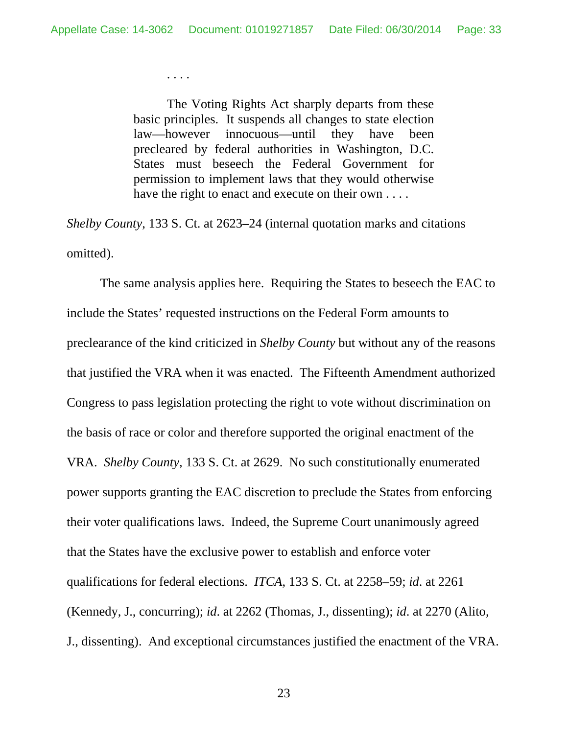> . . . .
>
> The Voting Rights Act sharply departs from these basic principles. It suspends all changes to state election law—however innocuous—until they have been precleared by federal authorities in Washington, D.C. States must beseech the Federal Government for permission to implement laws that they would otherwise have the right to enact and execute on their own . . . .

*Shelby County*, 133 S. Ct. at 2623–24 (internal quotation marks and citations omitted).

The same analysis applies here. Requiring the States to beseech the EAC to include the States' requested instructions on the Federal Form amounts to preclearance of the kind criticized in *Shelby County* but without any of the reasons that justified the VRA when it was enacted. The Fifteenth Amendment authorized Congress to pass legislation protecting the right to vote without discrimination on the basis of race or color and therefore supported the original enactment of the VRA. *Shelby County*, 133 S. Ct. at 2629. No such constitutionally enumerated power supports granting the EAC discretion to preclude the States from enforcing their voter qualifications laws. Indeed, the Supreme Court unanimously agreed that the States have the exclusive power to establish and enforce voter qualifications for federal elections. *ITCA*, 133 S. Ct. at 2258–59; *id*. at 2261 (Kennedy, J., concurring); *id*. at 2262 (Thomas, J., dissenting); *id*. at 2270 (Alito, J., dissenting). And exceptional circumstances justified the enactment of the VRA.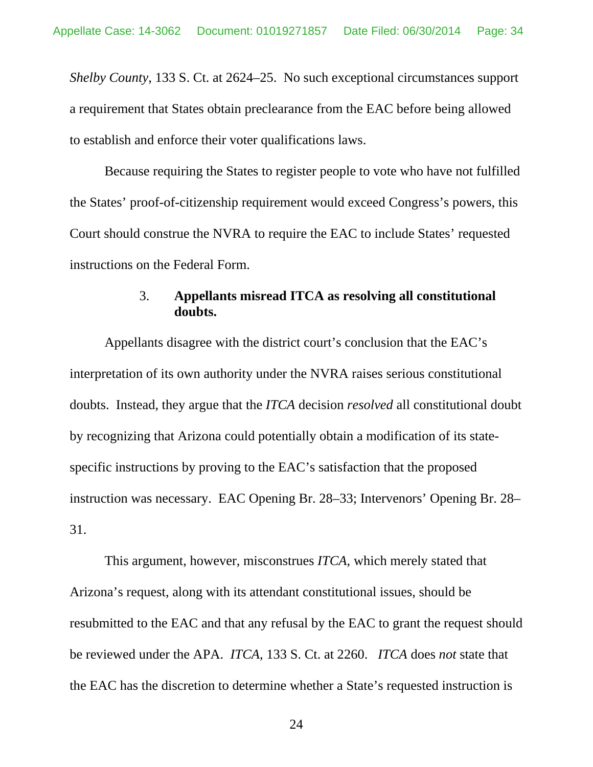*Shelby County*, 133 S. Ct. at 2624–25. No such exceptional circumstances support a requirement that States obtain preclearance from the EAC before being allowed to establish and enforce their voter qualifications laws.

Because requiring the States to register people to vote who have not fulfilled the States' proof-of-citizenship requirement would exceed Congress's powers, this Court should construe the NVRA to require the EAC to include States' requested instructions on the Federal Form.

### 3. Appellants misread ITCA as resolving all constitutional doubts.

Appellants disagree with the district court's conclusion that the EAC's interpretation of its own authority under the NVRA raises serious constitutional doubts. Instead, they argue that the *ITCA* decision *resolved* all constitutional doubt by recognizing that Arizona could potentially obtain a modification of its state-specific instructions by proving to the EAC's satisfaction that the proposed instruction was necessary. EAC Opening Br. 28–33; Intervenors' Opening Br. 28–31.

This argument, however, misconstrues *ITCA*, which merely stated that Arizona's request, along with its attendant constitutional issues, should be resubmitted to the EAC and that any refusal by the EAC to grant the request should be reviewed under the APA. *ITCA*, 133 S. Ct. at 2260. *ITCA* does *not* state that the EAC has the discretion to determine whether a State's requested instruction is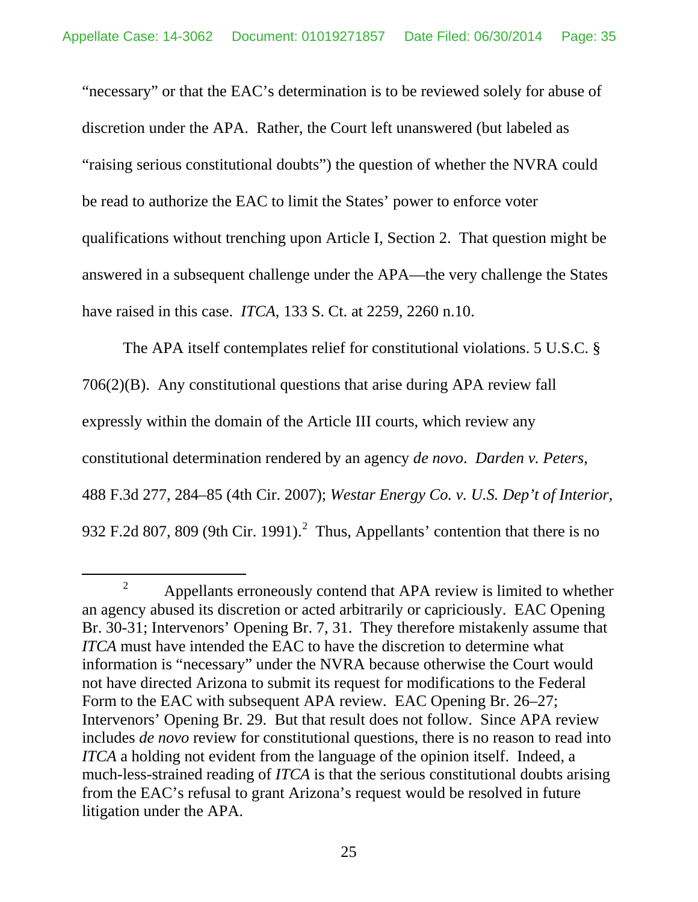"necessary" or that the EAC's determination is to be reviewed solely for abuse of discretion under the APA. Rather, the Court left unanswered (but labeled as "raising serious constitutional doubts") the question of whether the NVRA could be read to authorize the EAC to limit the States' power to enforce voter qualifications without trenching upon Article I, Section 2. That question might be answered in a subsequent challenge under the APA—the very challenge the States have raised in this case. *ITCA*, 133 S. Ct. at 2259, 2260 n.10.

The APA itself contemplates relief for constitutional violations. 5 U.S.C. § 706(2)(B). Any constitutional questions that arise during APA review fall expressly within the domain of the Article III courts, which review any constitutional determination rendered by an agency *de novo*. *Darden v. Peters*, 488 F.3d 277, 284–85 (4th Cir. 2007); *Westar Energy Co. v. U.S. Dep't of Interior*, 932 F.2d 807, 809 (9th Cir. 1991).[2] Thus, Appellants' contention that there is no

[2] Appellants erroneously contend that APA review is limited to whether an agency abused its discretion or acted arbitrarily or capriciously. EAC Opening Br. 30-31; Intervenors' Opening Br. 7, 31. They therefore mistakenly assume that *ITCA* must have intended the EAC to have the discretion to determine what information is "necessary" under the NVRA because otherwise the Court would not have directed Arizona to submit its request for modifications to the Federal Form to the EAC with subsequent APA review. EAC Opening Br. 26–27; Intervenors' Opening Br. 29. But that result does not follow. Since APA review includes *de novo* review for constitutional questions, there is no reason to read into *ITCA* a holding not evident from the language of the opinion itself. Indeed, a much-less-strained reading of *ITCA* is that the serious constitutional doubts arising from the EAC's refusal to grant Arizona's request would be resolved in future litigation under the APA.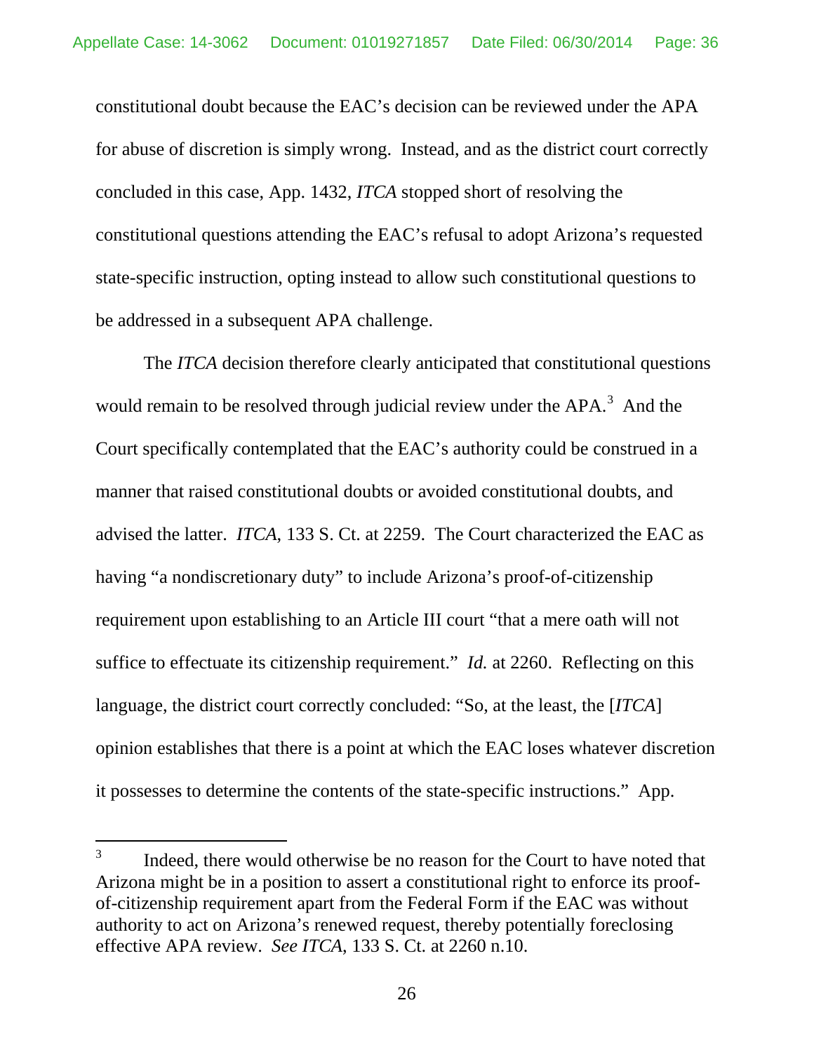constitutional doubt because the EAC's decision can be reviewed under the APA for abuse of discretion is simply wrong. Instead, and as the district court correctly concluded in this case, App. 1432, *ITCA* stopped short of resolving the constitutional questions attending the EAC's refusal to adopt Arizona's requested state-specific instruction, opting instead to allow such constitutional questions to be addressed in a subsequent APA challenge.

The *ITCA* decision therefore clearly anticipated that constitutional questions would remain to be resolved through judicial review under the APA.[3] And the Court specifically contemplated that the EAC's authority could be construed in a manner that raised constitutional doubts or avoided constitutional doubts, and advised the latter. *ITCA*, 133 S. Ct. at 2259. The Court characterized the EAC as having "a nondiscretionary duty" to include Arizona's proof-of-citizenship requirement upon establishing to an Article III court "that a mere oath will not suffice to effectuate its citizenship requirement." *Id.* at 2260. Reflecting on this language, the district court correctly concluded: "So, at the least, the [*ITCA*] opinion establishes that there is a point at which the EAC loses whatever discretion it possesses to determine the contents of the state-specific instructions." App.

---

[3] Indeed, there would otherwise be no reason for the Court to have noted that Arizona might be in a position to assert a constitutional right to enforce its proof-of-citizenship requirement apart from the Federal Form if the EAC was without authority to act on Arizona's renewed request, thereby potentially foreclosing effective APA review. *See ITCA*, 133 S. Ct. at 2260 n.10.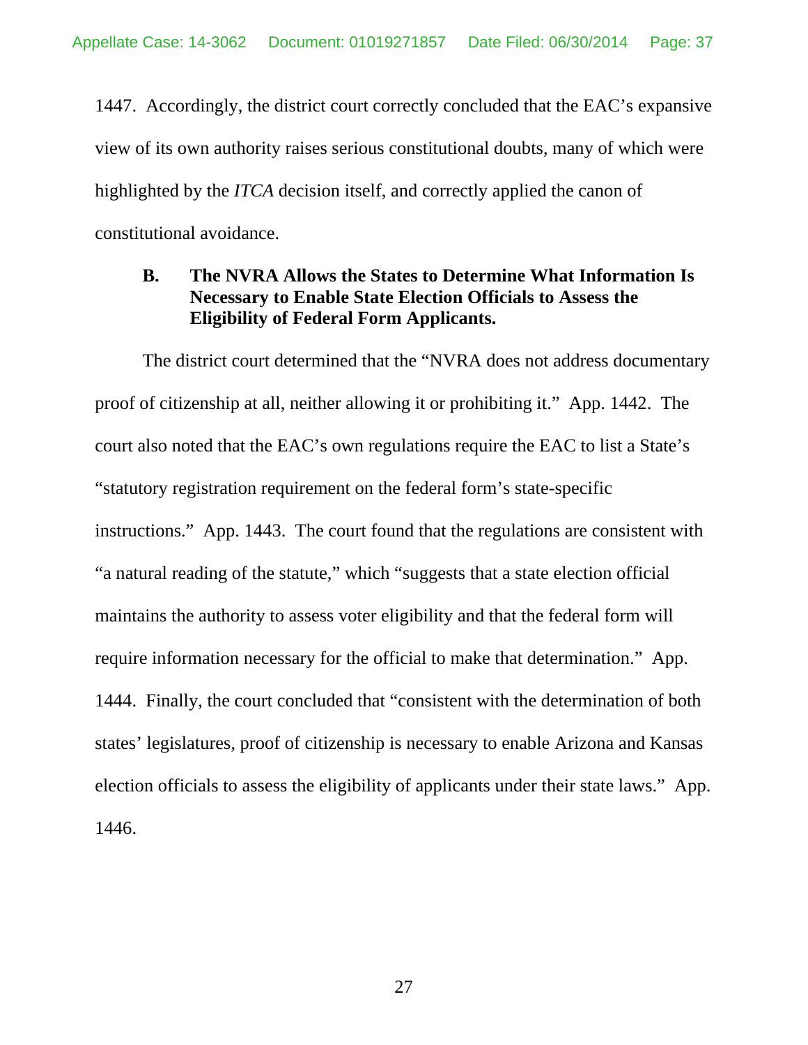1447. Accordingly, the district court correctly concluded that the EAC's expansive view of its own authority raises serious constitutional doubts, many of which were highlighted by the *ITCA* decision itself, and correctly applied the canon of constitutional avoidance.

### B. The NVRA Allows the States to Determine What Information Is Necessary to Enable State Election Officials to Assess the Eligibility of Federal Form Applicants.

The district court determined that the "NVRA does not address documentary proof of citizenship at all, neither allowing it or prohibiting it." App. 1442. The court also noted that the EAC's own regulations require the EAC to list a State's "statutory registration requirement on the federal form's state-specific instructions." App. 1443. The court found that the regulations are consistent with "a natural reading of the statute," which "suggests that a state election official maintains the authority to assess voter eligibility and that the federal form will require information necessary for the official to make that determination." App. 1444. Finally, the court concluded that "consistent with the determination of both states' legislatures, proof of citizenship is necessary to enable Arizona and Kansas election officials to assess the eligibility of applicants under their state laws." App. 1446.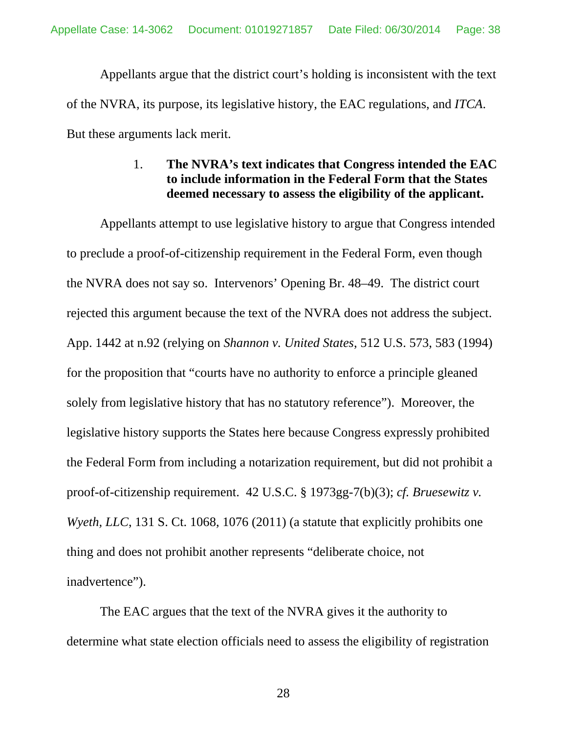Appellants argue that the district court's holding is inconsistent with the text of the NVRA, its purpose, its legislative history, the EAC regulations, and *ITCA*. But these arguments lack merit.

1. **The NVRA's text indicates that Congress intended the EAC to include information in the Federal Form that the States deemed necessary to assess the eligibility of the applicant.**

Appellants attempt to use legislative history to argue that Congress intended to preclude a proof-of-citizenship requirement in the Federal Form, even though the NVRA does not say so. Intervenors' Opening Br. 48–49. The district court rejected this argument because the text of the NVRA does not address the subject. App. 1442 at n.92 (relying on *Shannon v. United States*, 512 U.S. 573, 583 (1994) for the proposition that "courts have no authority to enforce a principle gleaned solely from legislative history that has no statutory reference"). Moreover, the legislative history supports the States here because Congress expressly prohibited the Federal Form from including a notarization requirement, but did not prohibit a proof-of-citizenship requirement. 42 U.S.C. § 1973gg-7(b)(3); *cf. Bruesewitz v. Wyeth, LLC*, 131 S. Ct. 1068, 1076 (2011) (a statute that explicitly prohibits one thing and does not prohibit another represents "deliberate choice, not inadvertence").

The EAC argues that the text of the NVRA gives it the authority to determine what state election officials need to assess the eligibility of registration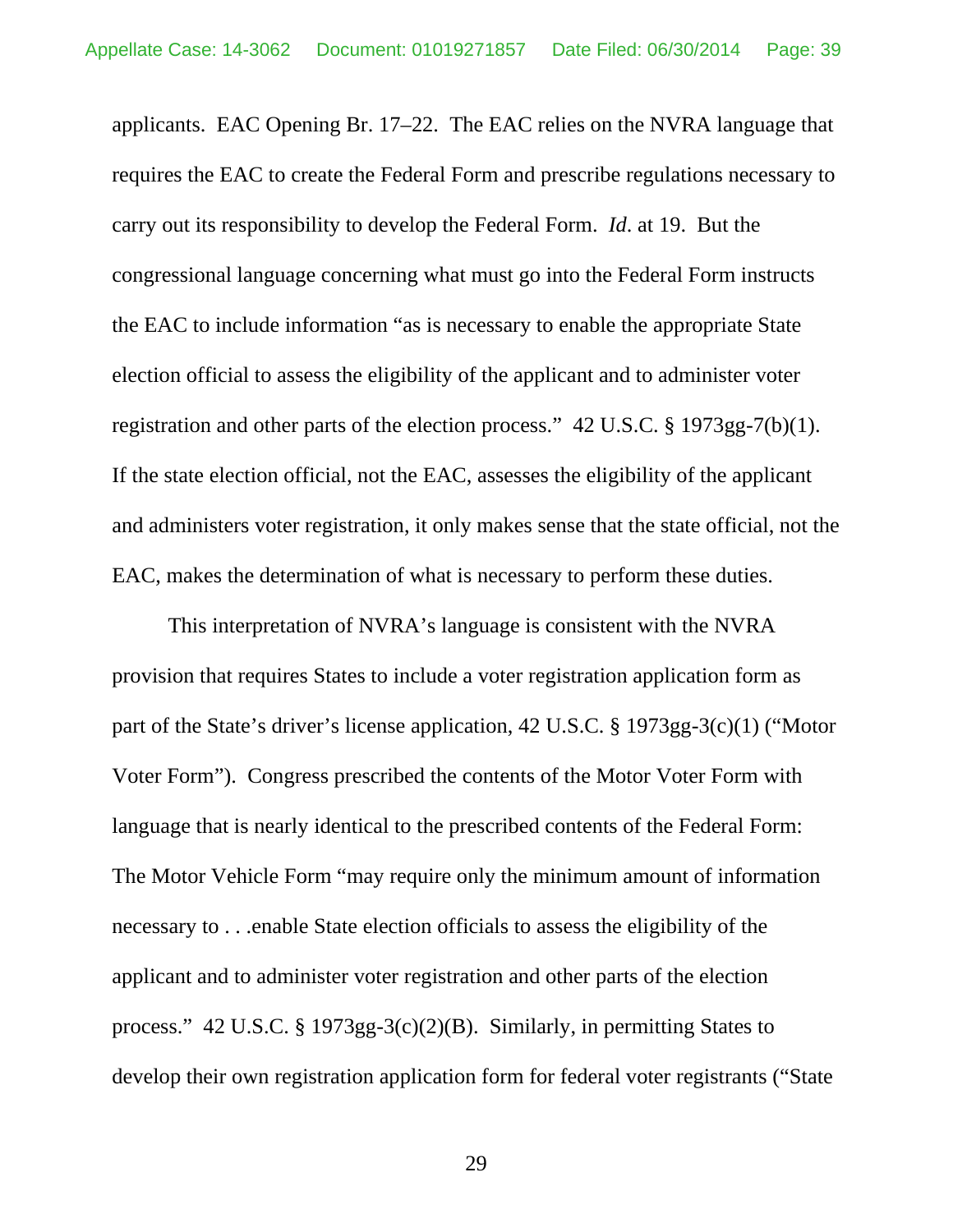applicants. EAC Opening Br. 17–22. The EAC relies on the NVRA language that requires the EAC to create the Federal Form and prescribe regulations necessary to carry out its responsibility to develop the Federal Form. *Id*. at 19. But the congressional language concerning what must go into the Federal Form instructs the EAC to include information "as is necessary to enable the appropriate State election official to assess the eligibility of the applicant and to administer voter registration and other parts of the election process." 42 U.S.C. § 1973gg-7(b)(1). If the state election official, not the EAC, assesses the eligibility of the applicant and administers voter registration, it only makes sense that the state official, not the EAC, makes the determination of what is necessary to perform these duties.

This interpretation of NVRA's language is consistent with the NVRA provision that requires States to include a voter registration application form as part of the State's driver's license application, 42 U.S.C. § 1973gg-3(c)(1) ("Motor Voter Form"). Congress prescribed the contents of the Motor Voter Form with language that is nearly identical to the prescribed contents of the Federal Form: The Motor Vehicle Form "may require only the minimum amount of information necessary to . . .enable State election officials to assess the eligibility of the applicant and to administer voter registration and other parts of the election process." 42 U.S.C. § 1973gg-3(c)(2)(B). Similarly, in permitting States to develop their own registration application form for federal voter registrants ("State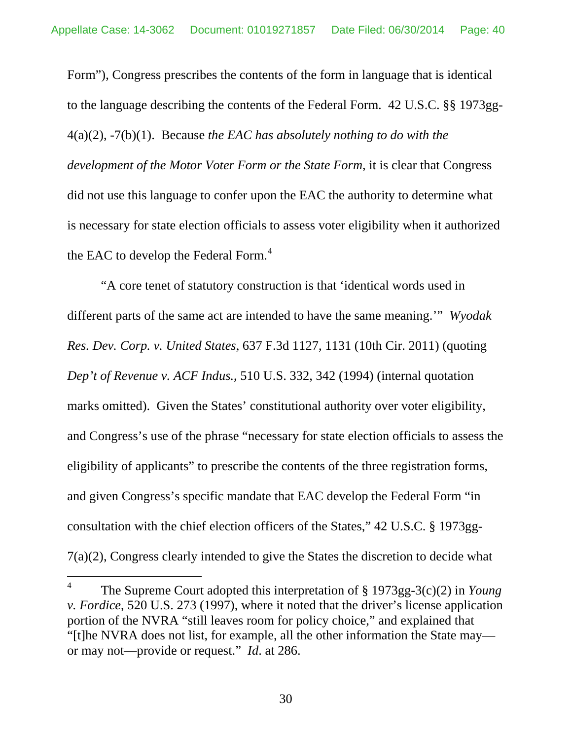Form"), Congress prescribes the contents of the form in language that is identical to the language describing the contents of the Federal Form. 42 U.S.C. §§ 1973gg-4(a)(2), -7(b)(1). Because *the EAC has absolutely nothing to do with the development of the Motor Voter Form or the State Form*, it is clear that Congress did not use this language to confer upon the EAC the authority to determine what is necessary for state election officials to assess voter eligibility when it authorized the EAC to develop the Federal Form.[4]

"A core tenet of statutory construction is that 'identical words used in different parts of the same act are intended to have the same meaning.'" *Wyodak Res. Dev. Corp. v. United States*, 637 F.3d 1127, 1131 (10th Cir. 2011) (quoting *Dep't of Revenue v. ACF Indus.*, 510 U.S. 332, 342 (1994) (internal quotation marks omitted). Given the States' constitutional authority over voter eligibility, and Congress's use of the phrase "necessary for state election officials to assess the eligibility of applicants" to prescribe the contents of the three registration forms, and given Congress's specific mandate that EAC develop the Federal Form "in consultation with the chief election officers of the States," 42 U.S.C. § 1973gg-7(a)(2), Congress clearly intended to give the States the discretion to decide what

---

[4] The Supreme Court adopted this interpretation of § 1973gg-3(c)(2) in *Young v. Fordice*, 520 U.S. 273 (1997), where it noted that the driver's license application portion of the NVRA "still leaves room for policy choice," and explained that "[t]he NVRA does not list, for example, all the other information the State may—or may not—provide or request." *Id*. at 286.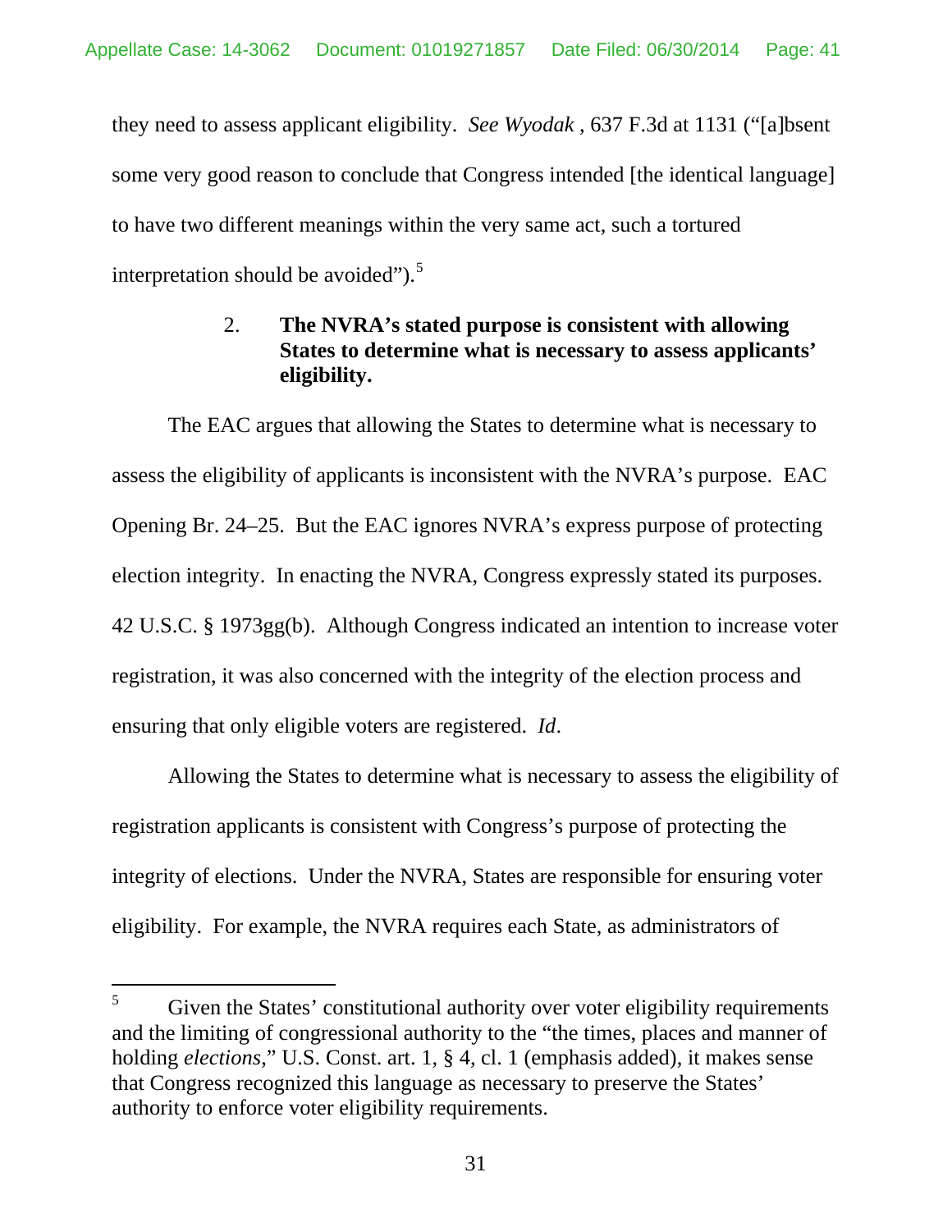they need to assess applicant eligibility. *See Wyodak* , 637 F.3d at 1131 ("[a]bsent some very good reason to conclude that Congress intended [the identical language] to have two different meanings within the very same act, such a tortured interpretation should be avoided").[5]

### 2. **The NVRA's stated purpose is consistent with allowing States to determine what is necessary to assess applicants' eligibility.**

The EAC argues that allowing the States to determine what is necessary to assess the eligibility of applicants is inconsistent with the NVRA's purpose. EAC Opening Br. 24–25. But the EAC ignores NVRA's express purpose of protecting election integrity. In enacting the NVRA, Congress expressly stated its purposes. 42 U.S.C. § 1973gg(b). Although Congress indicated an intention to increase voter registration, it was also concerned with the integrity of the election process and ensuring that only eligible voters are registered. *Id*.

Allowing the States to determine what is necessary to assess the eligibility of registration applicants is consistent with Congress's purpose of protecting the integrity of elections. Under the NVRA, States are responsible for ensuring voter eligibility. For example, the NVRA requires each State, as administrators of

---

[5] Given the States' constitutional authority over voter eligibility requirements and the limiting of congressional authority to the "the times, places and manner of holding *elections*," U.S. Const. art. 1, § 4, cl. 1 (emphasis added), it makes sense that Congress recognized this language as necessary to preserve the States' authority to enforce voter eligibility requirements.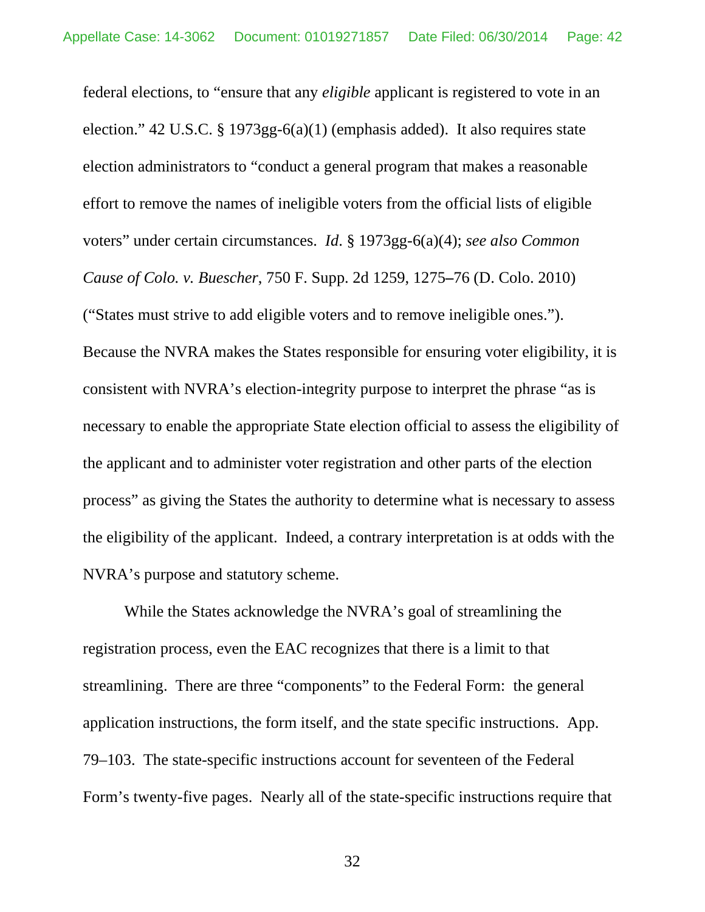federal elections, to "ensure that any *eligible* applicant is registered to vote in an election." 42 U.S.C. § 1973gg-6(a)(1) (emphasis added). It also requires state election administrators to "conduct a general program that makes a reasonable effort to remove the names of ineligible voters from the official lists of eligible voters" under certain circumstances. *Id*. § 1973gg-6(a)(4); *see also Common Cause of Colo. v. Buescher*, 750 F. Supp. 2d 1259, 1275–76 (D. Colo. 2010) ("States must strive to add eligible voters and to remove ineligible ones."). Because the NVRA makes the States responsible for ensuring voter eligibility, it is consistent with NVRA's election-integrity purpose to interpret the phrase "as is necessary to enable the appropriate State election official to assess the eligibility of the applicant and to administer voter registration and other parts of the election process" as giving the States the authority to determine what is necessary to assess the eligibility of the applicant. Indeed, a contrary interpretation is at odds with the NVRA's purpose and statutory scheme.

While the States acknowledge the NVRA's goal of streamlining the registration process, even the EAC recognizes that there is a limit to that streamlining. There are three "components" to the Federal Form: the general application instructions, the form itself, and the state specific instructions. App. 79–103. The state-specific instructions account for seventeen of the Federal Form's twenty-five pages. Nearly all of the state-specific instructions require that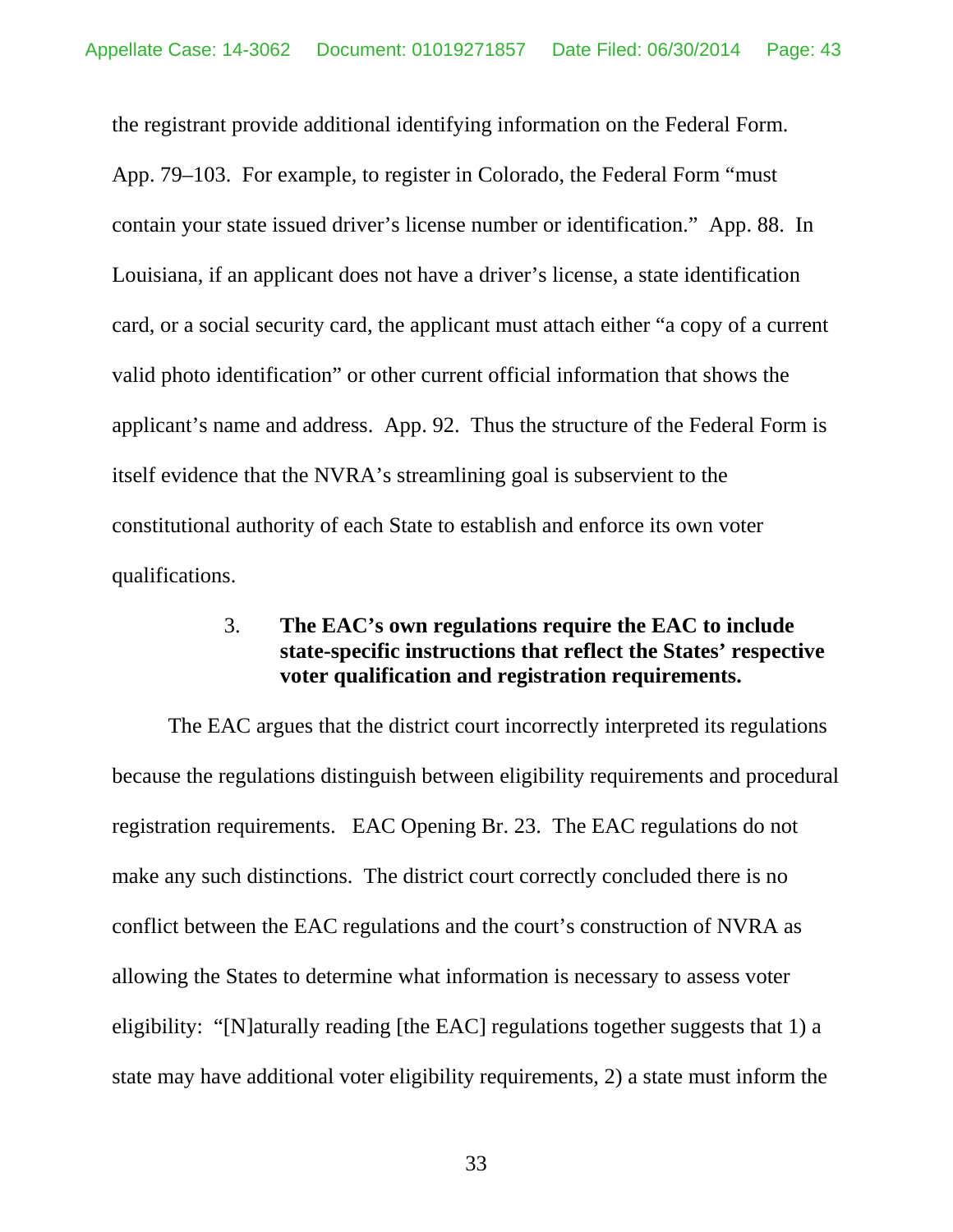the registrant provide additional identifying information on the Federal Form. App. 79–103. For example, to register in Colorado, the Federal Form "must contain your state issued driver's license number or identification." App. 88. In Louisiana, if an applicant does not have a driver's license, a state identification card, or a social security card, the applicant must attach either "a copy of a current valid photo identification" or other current official information that shows the applicant's name and address. App. 92. Thus the structure of the Federal Form is itself evidence that the NVRA's streamlining goal is subservient to the constitutional authority of each State to establish and enforce its own voter qualifications.

### 3. **The EAC's own regulations require the EAC to include state-specific instructions that reflect the States' respective voter qualification and registration requirements.**

The EAC argues that the district court incorrectly interpreted its regulations because the regulations distinguish between eligibility requirements and procedural registration requirements. EAC Opening Br. 23. The EAC regulations do not make any such distinctions. The district court correctly concluded there is no conflict between the EAC regulations and the court's construction of NVRA as allowing the States to determine what information is necessary to assess voter eligibility: "[N]aturally reading [the EAC] regulations together suggests that 1) a state may have additional voter eligibility requirements, 2) a state must inform the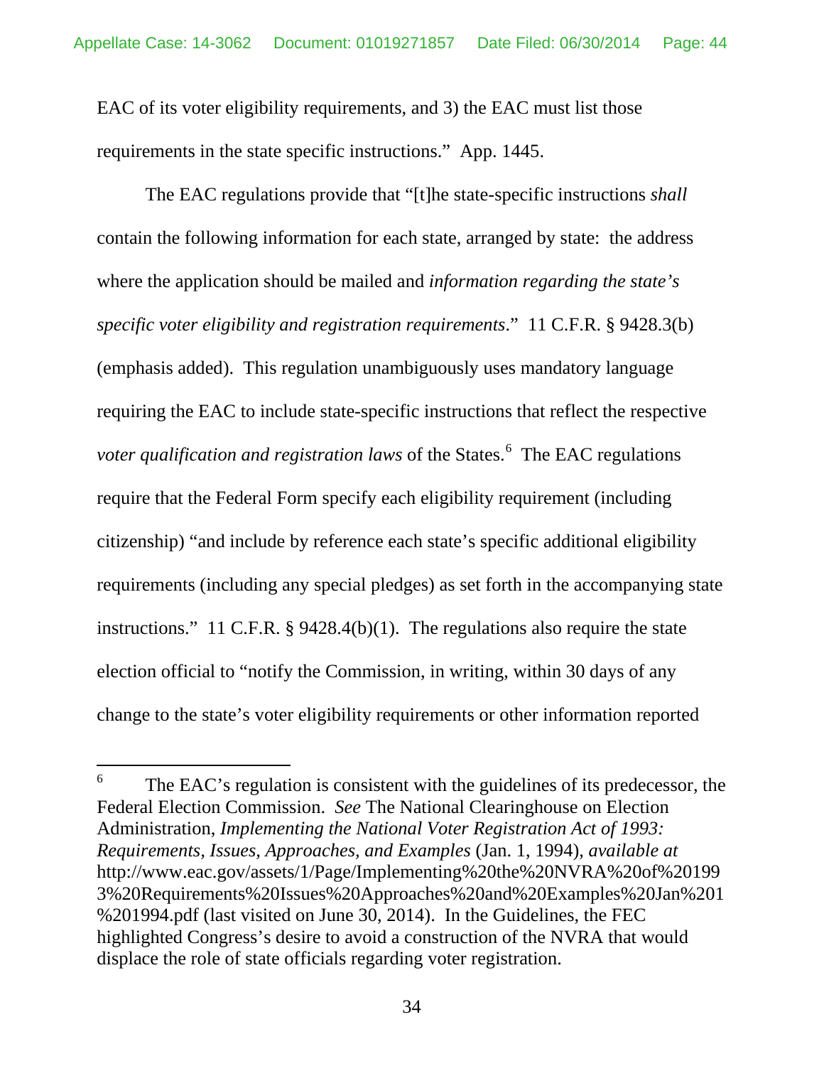EAC of its voter eligibility requirements, and 3) the EAC must list those requirements in the state specific instructions." App. 1445.

The EAC regulations provide that "[t]he state-specific instructions *shall* contain the following information for each state, arranged by state: the address where the application should be mailed and *information regarding the state's specific voter eligibility and registration requirements*." 11 C.F.R. § 9428.3(b) (emphasis added). This regulation unambiguously uses mandatory language requiring the EAC to include state-specific instructions that reflect the respective *voter qualification and registration laws* of the States.[6] The EAC regulations require that the Federal Form specify each eligibility requirement (including citizenship) "and include by reference each state's specific additional eligibility requirements (including any special pledges) as set forth in the accompanying state instructions." 11 C.F.R. § 9428.4(b)(1). The regulations also require the state election official to "notify the Commission, in writing, within 30 days of any change to the state's voter eligibility requirements or other information reported

[6] The EAC's regulation is consistent with the guidelines of its predecessor, the Federal Election Commission. *See* The National Clearinghouse on Election Administration, *Implementing the National Voter Registration Act of 1993: Requirements, Issues, Approaches, and Examples* (Jan. 1, 1994), *available at* http://www.eac.gov/assets/1/Page/Implementing%20the%20NVRA%20of%201993%20Requirements%20Issues%20Approaches%20and%20Examples%20Jan%201%201994.pdf (last visited on June 30, 2014). In the Guidelines, the FEC highlighted Congress's desire to avoid a construction of the NVRA that would displace the role of state officials regarding voter registration.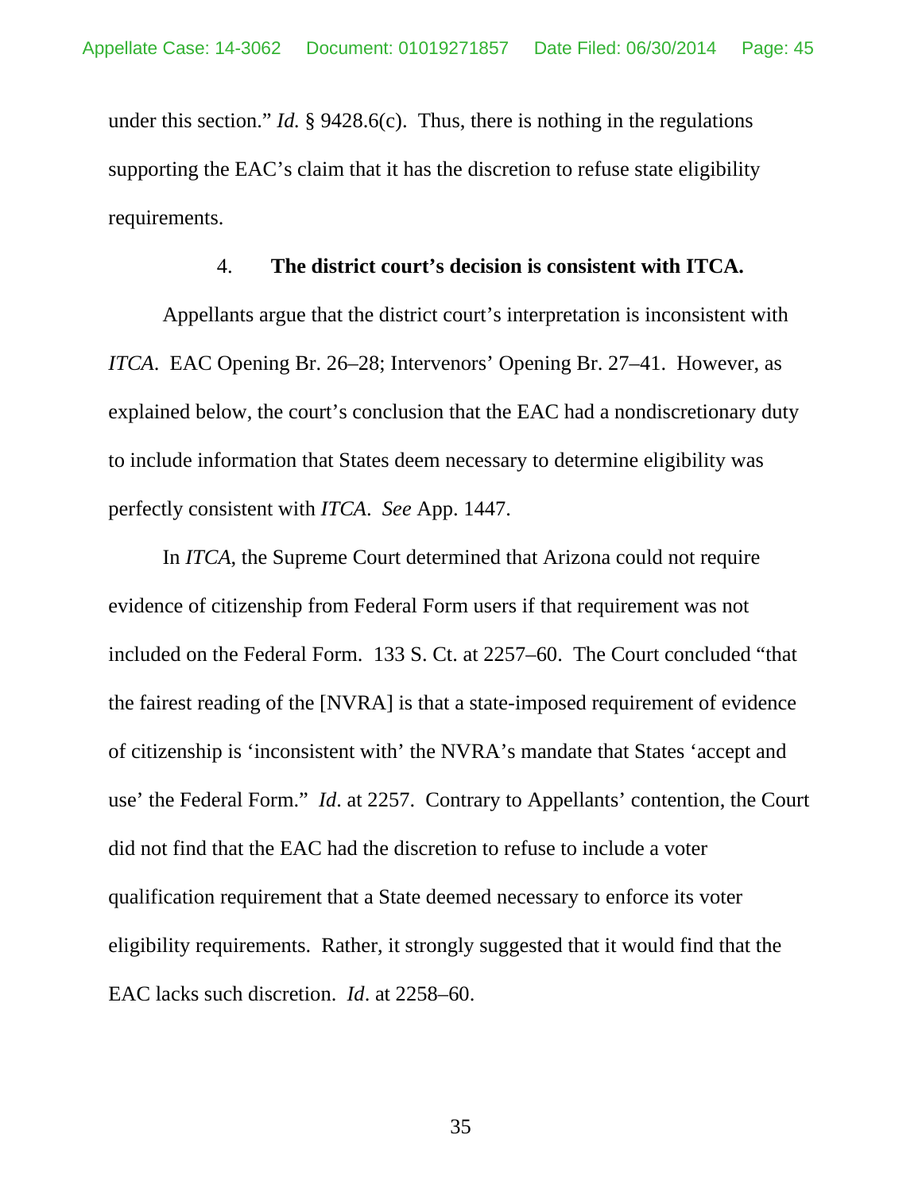under this section." *Id.* § 9428.6(c). Thus, there is nothing in the regulations supporting the EAC's claim that it has the discretion to refuse state eligibility requirements.

#### 4. The district court's decision is consistent with ITCA.

Appellants argue that the district court's interpretation is inconsistent with *ITCA*. EAC Opening Br. 26–28; Intervenors' Opening Br. 27–41. However, as explained below, the court's conclusion that the EAC had a nondiscretionary duty to include information that States deem necessary to determine eligibility was perfectly consistent with *ITCA*. *See* App. 1447.

In *ITCA*, the Supreme Court determined that Arizona could not require evidence of citizenship from Federal Form users if that requirement was not included on the Federal Form. 133 S. Ct. at 2257–60. The Court concluded "that the fairest reading of the [NVRA] is that a state-imposed requirement of evidence of citizenship is 'inconsistent with' the NVRA's mandate that States 'accept and use' the Federal Form." *Id*. at 2257. Contrary to Appellants' contention, the Court did not find that the EAC had the discretion to refuse to include a voter qualification requirement that a State deemed necessary to enforce its voter eligibility requirements. Rather, it strongly suggested that it would find that the EAC lacks such discretion. *Id*. at 2258–60.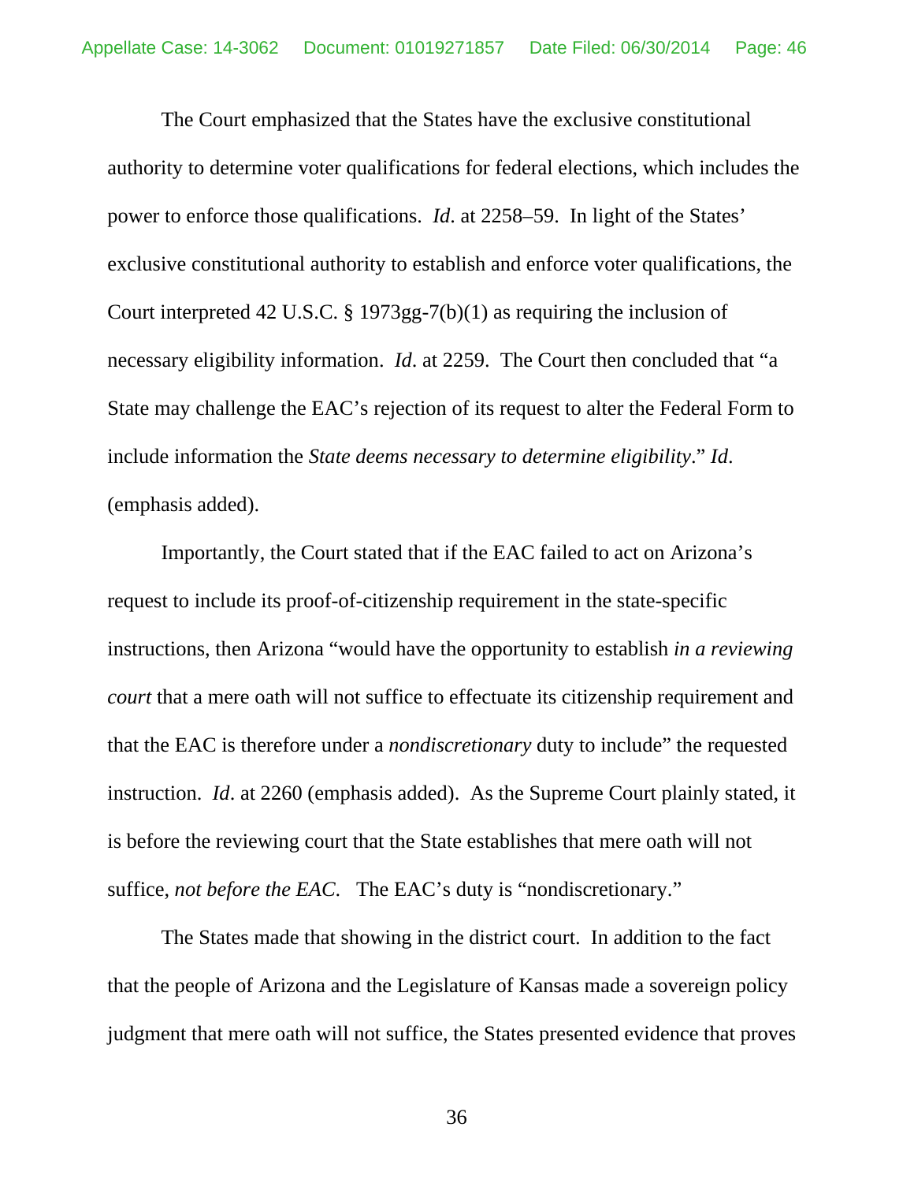The Court emphasized that the States have the exclusive constitutional authority to determine voter qualifications for federal elections, which includes the power to enforce those qualifications. *Id*. at 2258–59. In light of the States' exclusive constitutional authority to establish and enforce voter qualifications, the Court interpreted 42 U.S.C. § 1973gg-7(b)(1) as requiring the inclusion of necessary eligibility information. *Id*. at 2259. The Court then concluded that "a State may challenge the EAC's rejection of its request to alter the Federal Form to include information the *State deems necessary to determine eligibility*." *Id.* (emphasis added).

Importantly, the Court stated that if the EAC failed to act on Arizona's request to include its proof-of-citizenship requirement in the state-specific instructions, then Arizona "would have the opportunity to establish *in a reviewing court* that a mere oath will not suffice to effectuate its citizenship requirement and that the EAC is therefore under a *nondiscretionary* duty to include" the requested instruction. *Id*. at 2260 (emphasis added). As the Supreme Court plainly stated, it is before the reviewing court that the State establishes that mere oath will not suffice, *not before the EAC*. The EAC's duty is "nondiscretionary."

The States made that showing in the district court. In addition to the fact that the people of Arizona and the Legislature of Kansas made a sovereign policy judgment that mere oath will not suffice, the States presented evidence that proves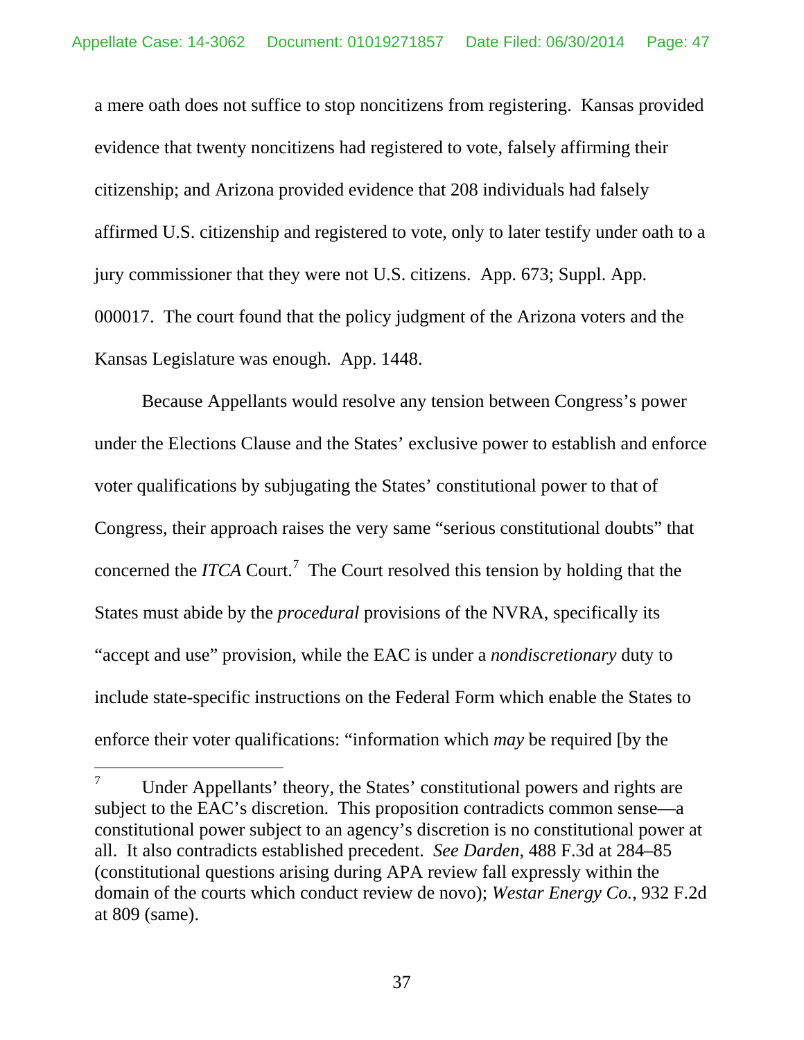a mere oath does not suffice to stop noncitizens from registering. Kansas provided evidence that twenty noncitizens had registered to vote, falsely affirming their citizenship; and Arizona provided evidence that 208 individuals had falsely affirmed U.S. citizenship and registered to vote, only to later testify under oath to a jury commissioner that they were not U.S. citizens. App. 673; Suppl. App. 000017. The court found that the policy judgment of the Arizona voters and the Kansas Legislature was enough. App. 1448.

Because Appellants would resolve any tension between Congress's power under the Elections Clause and the States' exclusive power to establish and enforce voter qualifications by subjugating the States' constitutional power to that of Congress, their approach raises the very same "serious constitutional doubts" that concerned the *ITCA* Court.[7] The Court resolved this tension by holding that the States must abide by the *procedural* provisions of the NVRA, specifically its "accept and use" provision, while the EAC is under a *nondiscretionary* duty to include state-specific instructions on the Federal Form which enable the States to enforce their voter qualifications: "information which *may* be required [by the

---

[7] Under Appellants' theory, the States' constitutional powers and rights are subject to the EAC's discretion. This proposition contradicts common sense—a constitutional power subject to an agency's discretion is no constitutional power at all. It also contradicts established precedent. *See Darden*, 488 F.3d at 284–85 (constitutional questions arising during APA review fall expressly within the domain of the courts which conduct review de novo); *Westar Energy Co.*, 932 F.2d at 809 (same).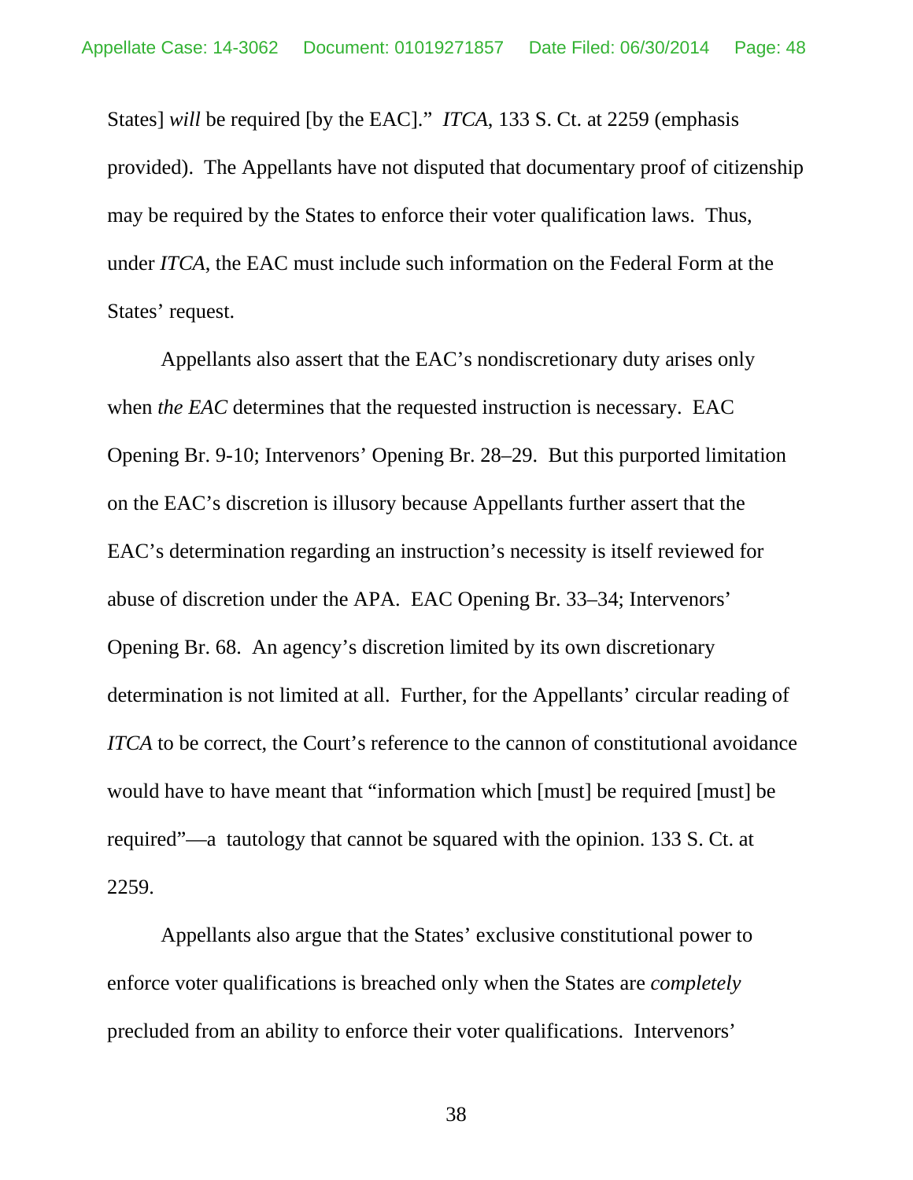States] *will* be required [by the EAC]." *ITCA*, 133 S. Ct. at 2259 (emphasis provided). The Appellants have not disputed that documentary proof of citizenship may be required by the States to enforce their voter qualification laws. Thus, under *ITCA*, the EAC must include such information on the Federal Form at the States' request.

Appellants also assert that the EAC's nondiscretionary duty arises only when *the EAC* determines that the requested instruction is necessary. EAC Opening Br. 9-10; Intervenors' Opening Br. 28–29. But this purported limitation on the EAC's discretion is illusory because Appellants further assert that the EAC's determination regarding an instruction's necessity is itself reviewed for abuse of discretion under the APA. EAC Opening Br. 33–34; Intervenors' Opening Br. 68. An agency's discretion limited by its own discretionary determination is not limited at all. Further, for the Appellants' circular reading of *ITCA* to be correct, the Court's reference to the cannon of constitutional avoidance would have to have meant that "information which [must] be required [must] be required"—a tautology that cannot be squared with the opinion. 133 S. Ct. at 2259.

Appellants also argue that the States' exclusive constitutional power to enforce voter qualifications is breached only when the States are *completely* precluded from an ability to enforce their voter qualifications. Intervenors'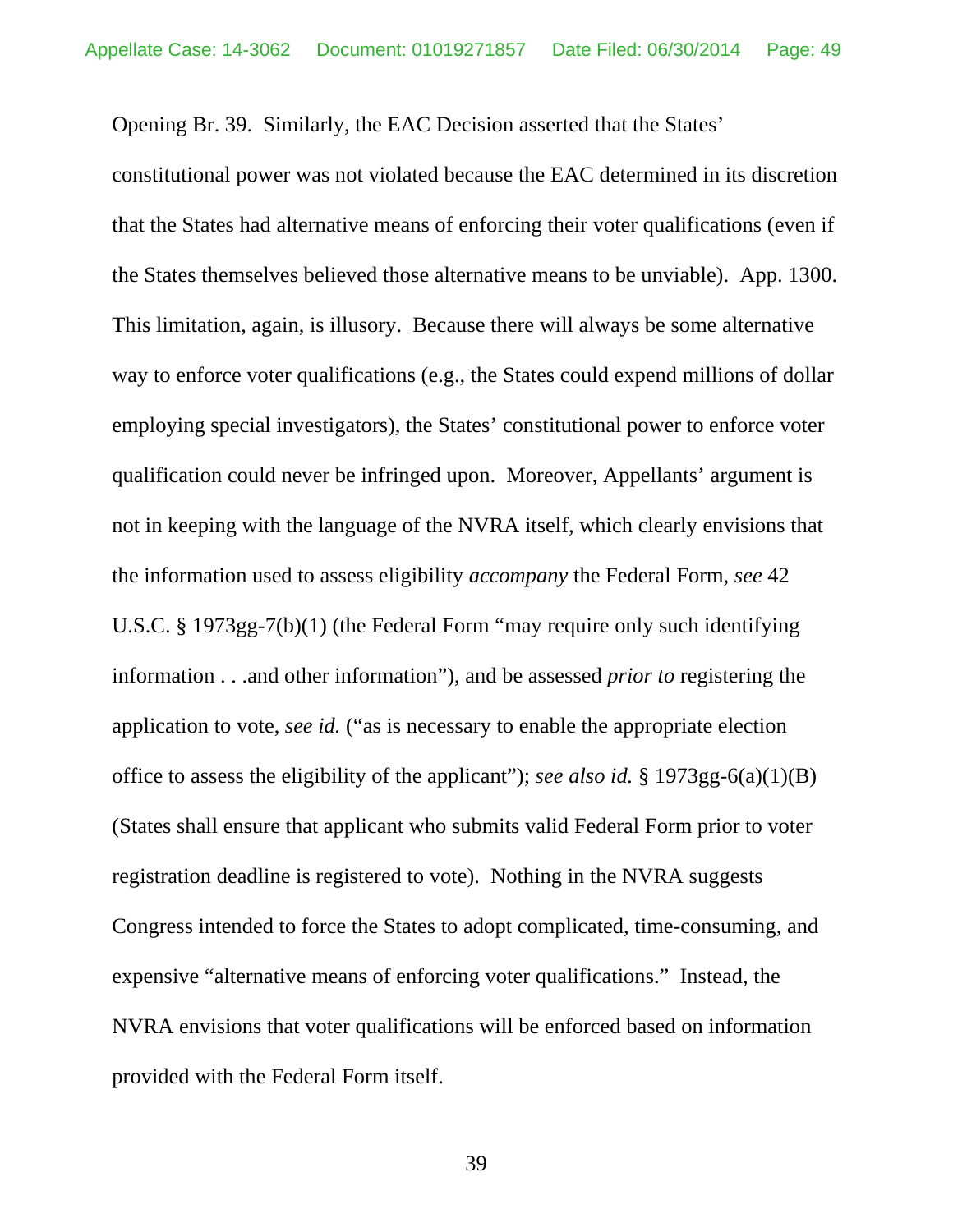Opening Br. 39. Similarly, the EAC Decision asserted that the States' constitutional power was not violated because the EAC determined in its discretion that the States had alternative means of enforcing their voter qualifications (even if the States themselves believed those alternative means to be unviable). App. 1300. This limitation, again, is illusory. Because there will always be some alternative way to enforce voter qualifications (e.g., the States could expend millions of dollar employing special investigators), the States' constitutional power to enforce voter qualification could never be infringed upon. Moreover, Appellants' argument is not in keeping with the language of the NVRA itself, which clearly envisions that the information used to assess eligibility *accompany* the Federal Form, *see* 42 U.S.C. § 1973gg-7(b)(1) (the Federal Form "may require only such identifying information . . .and other information"), and be assessed *prior to* registering the application to vote, *see id.* ("as is necessary to enable the appropriate election office to assess the eligibility of the applicant"); *see also id.* § 1973gg-6(a)(1)(B) (States shall ensure that applicant who submits valid Federal Form prior to voter registration deadline is registered to vote). Nothing in the NVRA suggests Congress intended to force the States to adopt complicated, time-consuming, and expensive "alternative means of enforcing voter qualifications." Instead, the NVRA envisions that voter qualifications will be enforced based on information provided with the Federal Form itself.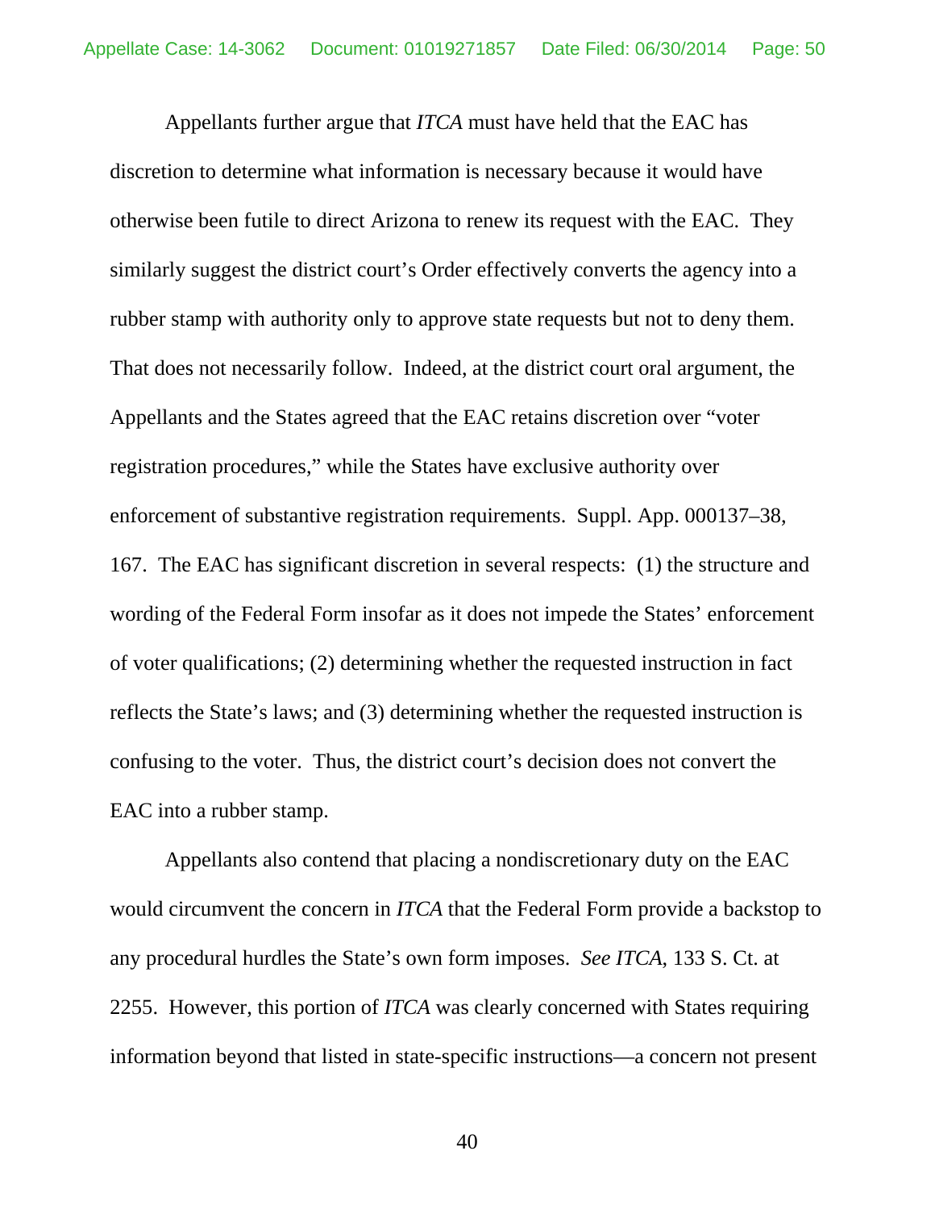Appellants further argue that *ITCA* must have held that the EAC has discretion to determine what information is necessary because it would have otherwise been futile to direct Arizona to renew its request with the EAC. They similarly suggest the district court's Order effectively converts the agency into a rubber stamp with authority only to approve state requests but not to deny them. That does not necessarily follow. Indeed, at the district court oral argument, the Appellants and the States agreed that the EAC retains discretion over "voter registration procedures," while the States have exclusive authority over enforcement of substantive registration requirements. Suppl. App. 000137–38, 167. The EAC has significant discretion in several respects: (1) the structure and wording of the Federal Form insofar as it does not impede the States' enforcement of voter qualifications; (2) determining whether the requested instruction in fact reflects the State's laws; and (3) determining whether the requested instruction is confusing to the voter. Thus, the district court's decision does not convert the EAC into a rubber stamp.

Appellants also contend that placing a nondiscretionary duty on the EAC would circumvent the concern in *ITCA* that the Federal Form provide a backstop to any procedural hurdles the State's own form imposes. *See ITCA*, 133 S. Ct. at 2255. However, this portion of *ITCA* was clearly concerned with States requiring information beyond that listed in state-specific instructions—a concern not present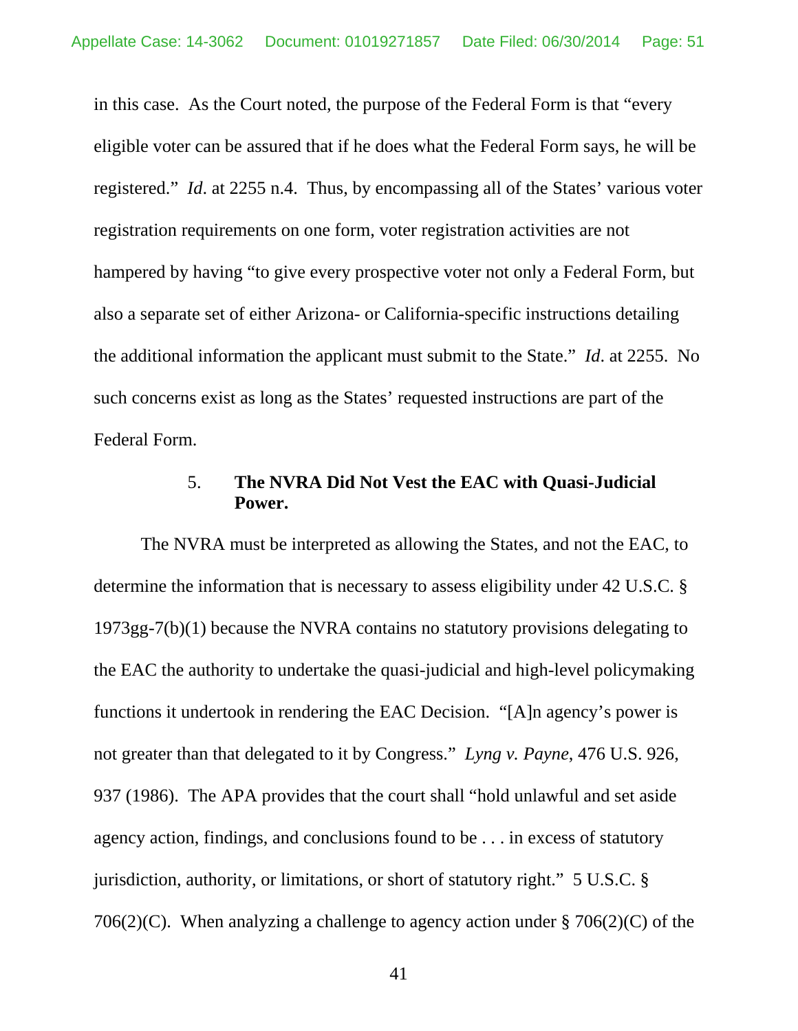in this case. As the Court noted, the purpose of the Federal Form is that "every eligible voter can be assured that if he does what the Federal Form says, he will be registered." *Id*. at 2255 n.4. Thus, by encompassing all of the States' various voter registration requirements on one form, voter registration activities are not hampered by having "to give every prospective voter not only a Federal Form, but also a separate set of either Arizona- or California-specific instructions detailing the additional information the applicant must submit to the State." *Id*. at 2255. No such concerns exist as long as the States' requested instructions are part of the Federal Form.

### 5. The NVRA Did Not Vest the EAC with Quasi-Judicial Power.

The NVRA must be interpreted as allowing the States, and not the EAC, to determine the information that is necessary to assess eligibility under 42 U.S.C. § 1973gg-7(b)(1) because the NVRA contains no statutory provisions delegating to the EAC the authority to undertake the quasi-judicial and high-level policymaking functions it undertook in rendering the EAC Decision. "[A]n agency's power is not greater than that delegated to it by Congress." *Lyng v. Payne*, 476 U.S. 926, 937 (1986). The APA provides that the court shall "hold unlawful and set aside agency action, findings, and conclusions found to be . . . in excess of statutory jurisdiction, authority, or limitations, or short of statutory right." 5 U.S.C. § 706(2)(C). When analyzing a challenge to agency action under § 706(2)(C) of the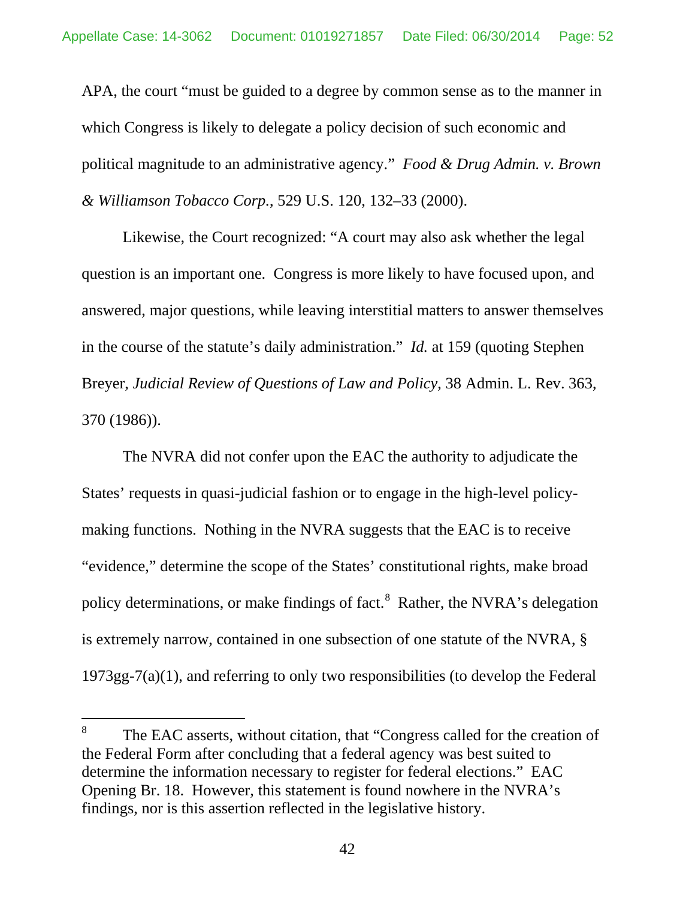APA, the court "must be guided to a degree by common sense as to the manner in which Congress is likely to delegate a policy decision of such economic and political magnitude to an administrative agency." *Food & Drug Admin. v. Brown & Williamson Tobacco Corp.*, 529 U.S. 120, 132–33 (2000).

Likewise, the Court recognized: "A court may also ask whether the legal question is an important one. Congress is more likely to have focused upon, and answered, major questions, while leaving interstitial matters to answer themselves in the course of the statute's daily administration." *Id.* at 159 (quoting Stephen Breyer, *Judicial Review of Questions of Law and Policy*, 38 Admin. L. Rev. 363, 370 (1986)).

The NVRA did not confer upon the EAC the authority to adjudicate the States' requests in quasi-judicial fashion or to engage in the high-level policy-making functions. Nothing in the NVRA suggests that the EAC is to receive "evidence," determine the scope of the States' constitutional rights, make broad policy determinations, or make findings of fact.[8] Rather, the NVRA's delegation is extremely narrow, contained in one subsection of one statute of the NVRA, § 1973gg-7(a)(1), and referring to only two responsibilities (to develop the Federal

[8] The EAC asserts, without citation, that "Congress called for the creation of the Federal Form after concluding that a federal agency was best suited to determine the information necessary to register for federal elections." EAC Opening Br. 18. However, this statement is found nowhere in the NVRA's findings, nor is this assertion reflected in the legislative history.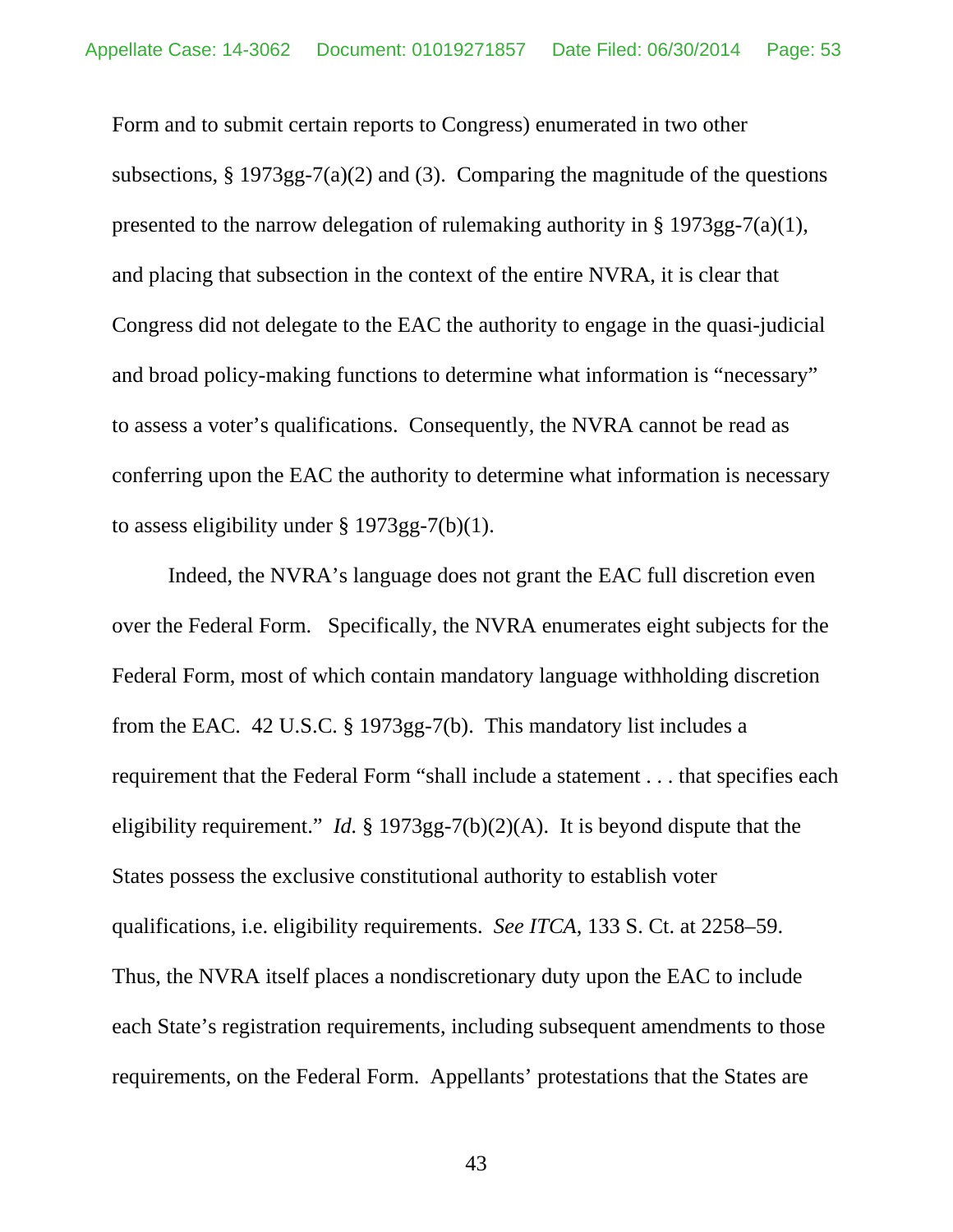Form and to submit certain reports to Congress) enumerated in two other subsections, § 1973gg-7(a)(2) and (3). Comparing the magnitude of the questions presented to the narrow delegation of rulemaking authority in § 1973gg-7(a)(1), and placing that subsection in the context of the entire NVRA, it is clear that Congress did not delegate to the EAC the authority to engage in the quasi-judicial and broad policy-making functions to determine what information is "necessary" to assess a voter's qualifications. Consequently, the NVRA cannot be read as conferring upon the EAC the authority to determine what information is necessary to assess eligibility under § 1973gg-7(b)(1).

Indeed, the NVRA's language does not grant the EAC full discretion even over the Federal Form. Specifically, the NVRA enumerates eight subjects for the Federal Form, most of which contain mandatory language withholding discretion from the EAC. 42 U.S.C. § 1973gg-7(b). This mandatory list includes a requirement that the Federal Form "shall include a statement . . . that specifies each eligibility requirement." *Id.* § 1973gg-7(b)(2)(A). It is beyond dispute that the States possess the exclusive constitutional authority to establish voter qualifications, i.e. eligibility requirements. *See ITCA*, 133 S. Ct. at 2258–59. Thus, the NVRA itself places a nondiscretionary duty upon the EAC to include each State's registration requirements, including subsequent amendments to those requirements, on the Federal Form. Appellants' protestations that the States are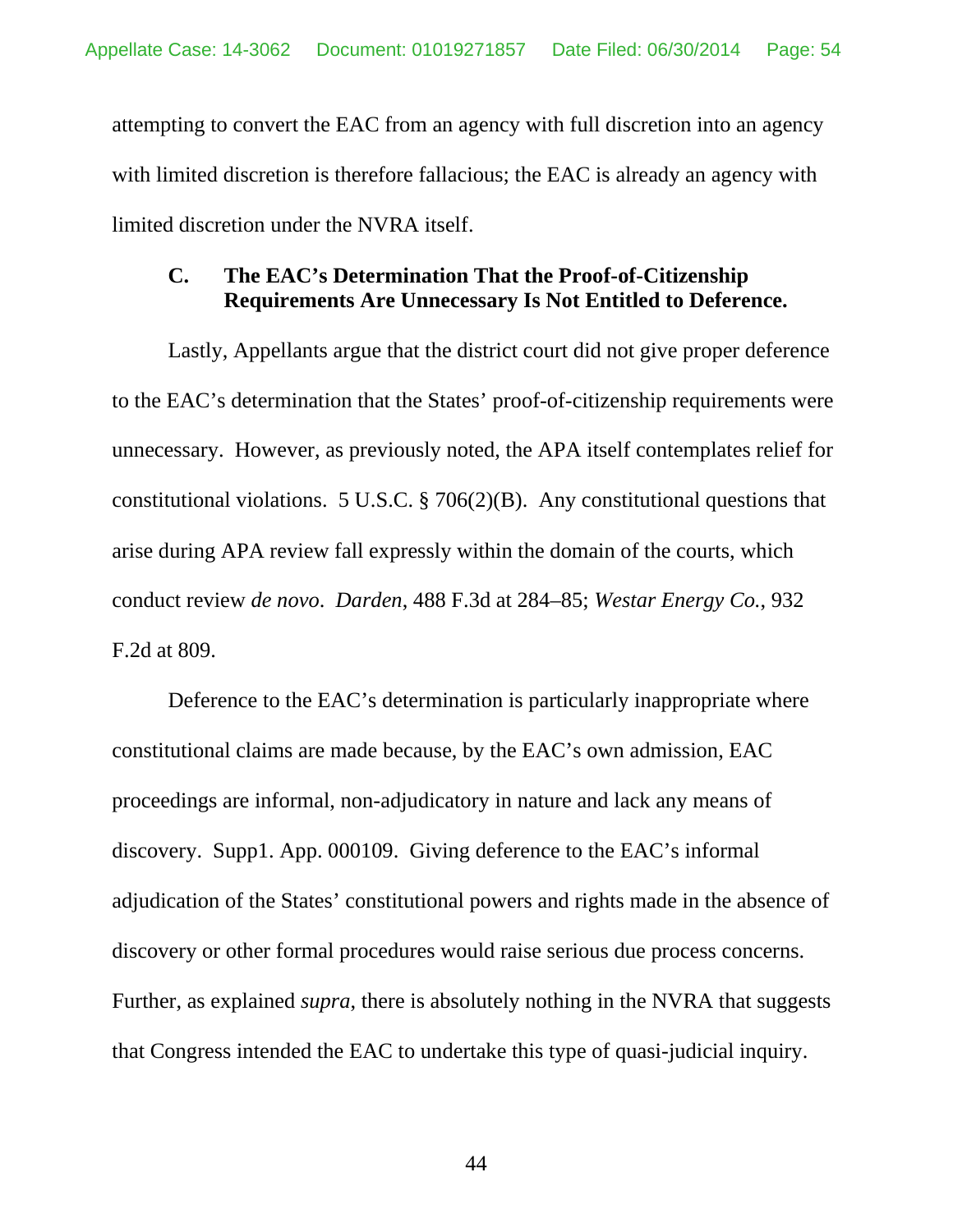attempting to convert the EAC from an agency with full discretion into an agency with limited discretion is therefore fallacious; the EAC is already an agency with limited discretion under the NVRA itself.

### C. The EAC's Determination That the Proof-of-Citizenship Requirements Are Unnecessary Is Not Entitled to Deference.

Lastly, Appellants argue that the district court did not give proper deference to the EAC's determination that the States' proof-of-citizenship requirements were unnecessary. However, as previously noted, the APA itself contemplates relief for constitutional violations. 5 U.S.C. § 706(2)(B). Any constitutional questions that arise during APA review fall expressly within the domain of the courts, which conduct review *de novo*. *Darden*, 488 F.3d at 284–85; *Westar Energy Co.*, 932 F.2d at 809.

Deference to the EAC's determination is particularly inappropriate where constitutional claims are made because, by the EAC's own admission, EAC proceedings are informal, non-adjudicatory in nature and lack any means of discovery. Supp1. App. 000109. Giving deference to the EAC's informal adjudication of the States' constitutional powers and rights made in the absence of discovery or other formal procedures would raise serious due process concerns. Further, as explained *supra*, there is absolutely nothing in the NVRA that suggests that Congress intended the EAC to undertake this type of quasi-judicial inquiry.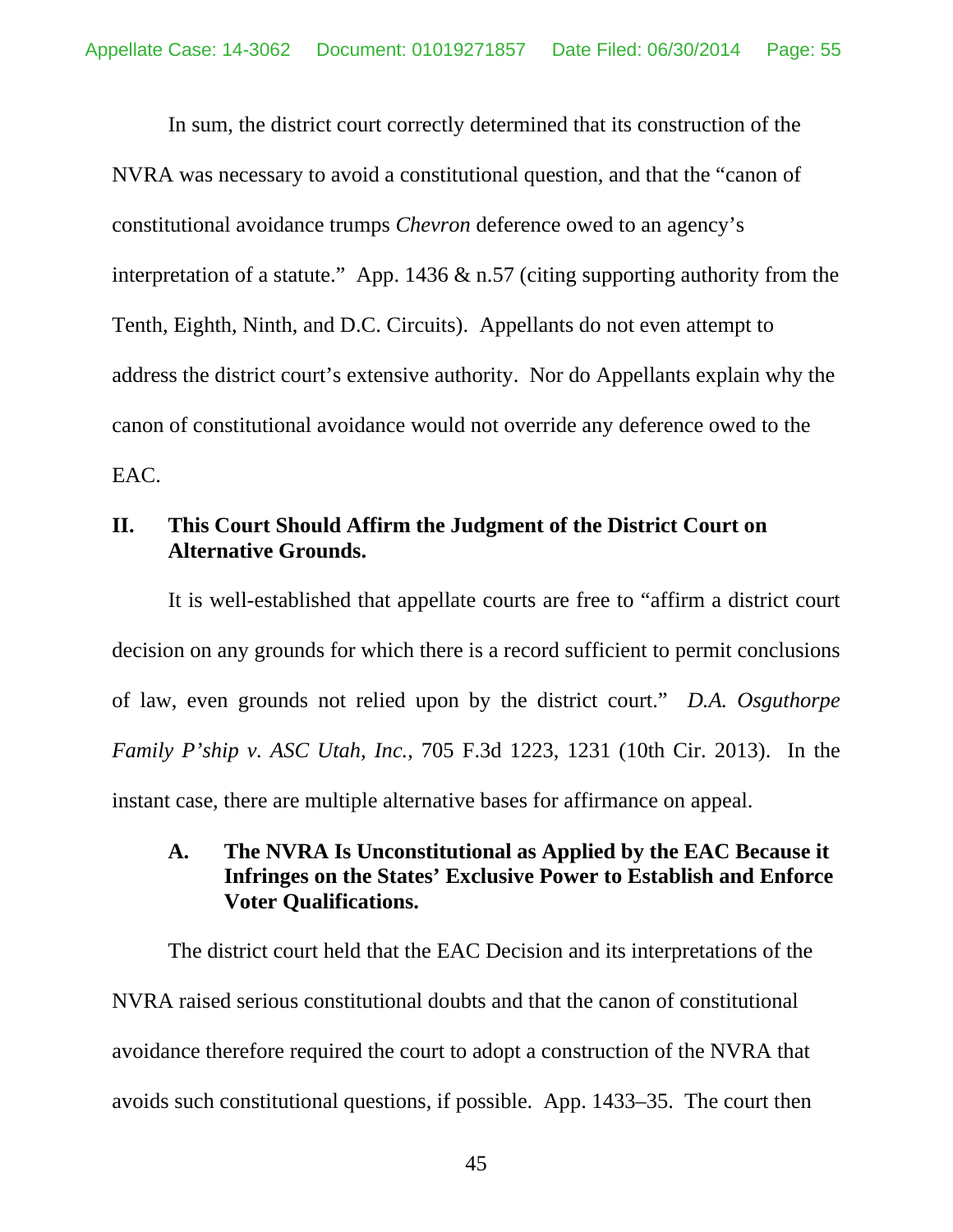In sum, the district court correctly determined that its construction of the NVRA was necessary to avoid a constitutional question, and that the "canon of constitutional avoidance trumps *Chevron* deference owed to an agency's interpretation of a statute." App. 1436 & n.57 (citing supporting authority from the Tenth, Eighth, Ninth, and D.C. Circuits). Appellants do not even attempt to address the district court's extensive authority. Nor do Appellants explain why the canon of constitutional avoidance would not override any deference owed to the EAC.

## II. This Court Should Affirm the Judgment of the District Court on Alternative Grounds.

It is well-established that appellate courts are free to "affirm a district court decision on any grounds for which there is a record sufficient to permit conclusions of law, even grounds not relied upon by the district court." *D.A. Osguthorpe Family P'ship v. ASC Utah, Inc.*, 705 F.3d 1223, 1231 (10th Cir. 2013). In the instant case, there are multiple alternative bases for affirmance on appeal.

### A. The NVRA Is Unconstitutional as Applied by the EAC Because it Infringes on the States' Exclusive Power to Establish and Enforce Voter Qualifications.

The district court held that the EAC Decision and its interpretations of the NVRA raised serious constitutional doubts and that the canon of constitutional avoidance therefore required the court to adopt a construction of the NVRA that avoids such constitutional questions, if possible. App. 1433–35. The court then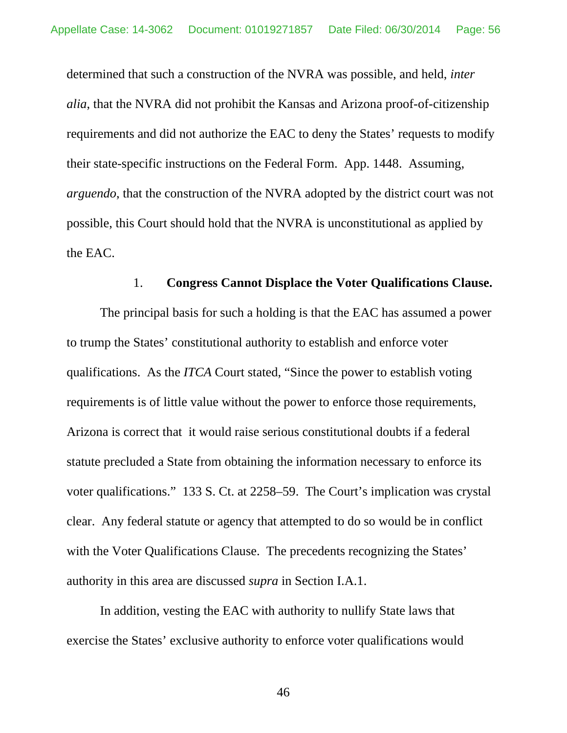determined that such a construction of the NVRA was possible, and held, *inter alia*, that the NVRA did not prohibit the Kansas and Arizona proof-of-citizenship requirements and did not authorize the EAC to deny the States' requests to modify their state-specific instructions on the Federal Form. App. 1448. Assuming, *arguendo*, that the construction of the NVRA adopted by the district court was not possible, this Court should hold that the NVRA is unconstitutional as applied by the EAC.

1. **Congress Cannot Displace the Voter Qualifications Clause.**

The principal basis for such a holding is that the EAC has assumed a power to trump the States' constitutional authority to establish and enforce voter qualifications. As the *ITCA* Court stated, "Since the power to establish voting requirements is of little value without the power to enforce those requirements, Arizona is correct that it would raise serious constitutional doubts if a federal statute precluded a State from obtaining the information necessary to enforce its voter qualifications." 133 S. Ct. at 2258–59. The Court's implication was crystal clear. Any federal statute or agency that attempted to do so would be in conflict with the Voter Qualifications Clause. The precedents recognizing the States' authority in this area are discussed *supra* in Section I.A.1.

In addition, vesting the EAC with authority to nullify State laws that exercise the States' exclusive authority to enforce voter qualifications would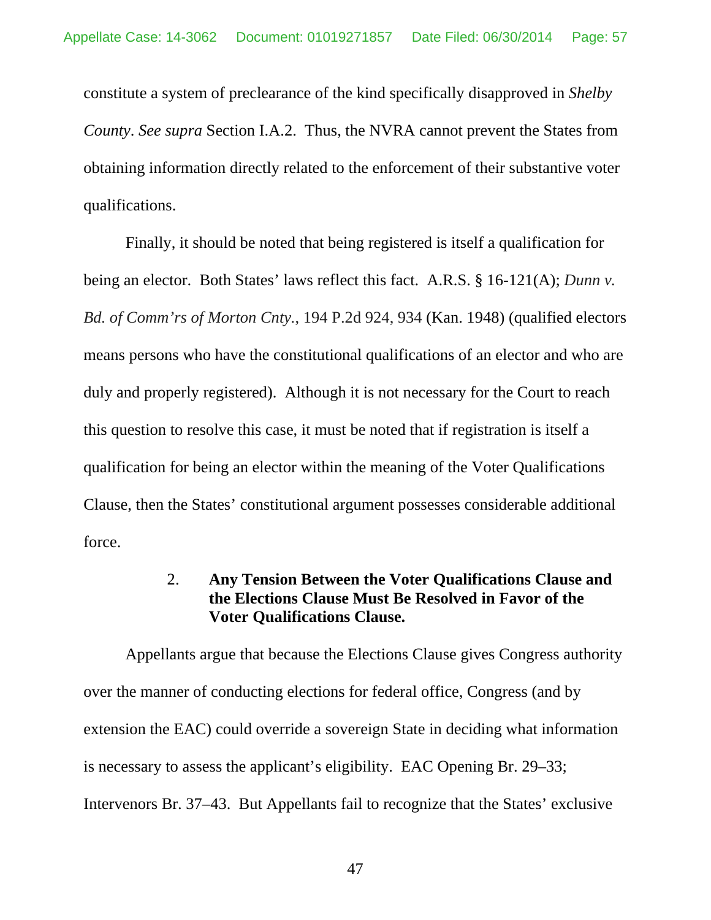constitute a system of preclearance of the kind specifically disapproved in *Shelby County*. *See supra* Section I.A.2. Thus, the NVRA cannot prevent the States from obtaining information directly related to the enforcement of their substantive voter qualifications.

Finally, it should be noted that being registered is itself a qualification for being an elector. Both States' laws reflect this fact. A.R.S. § 16-121(A); *Dunn v. Bd. of Comm'rs of Morton Cnty.*, 194 P.2d 924, 934 (Kan. 1948) (qualified electors means persons who have the constitutional qualifications of an elector and who are duly and properly registered). Although it is not necessary for the Court to reach this question to resolve this case, it must be noted that if registration is itself a qualification for being an elector within the meaning of the Voter Qualifications Clause, then the States' constitutional argument possesses considerable additional force.

#### 2. Any Tension Between the Voter Qualifications Clause and the Elections Clause Must Be Resolved in Favor of the Voter Qualifications Clause.

Appellants argue that because the Elections Clause gives Congress authority over the manner of conducting elections for federal office, Congress (and by extension the EAC) could override a sovereign State in deciding what information is necessary to assess the applicant's eligibility. EAC Opening Br. 29–33; Intervenors Br. 37–43. But Appellants fail to recognize that the States' exclusive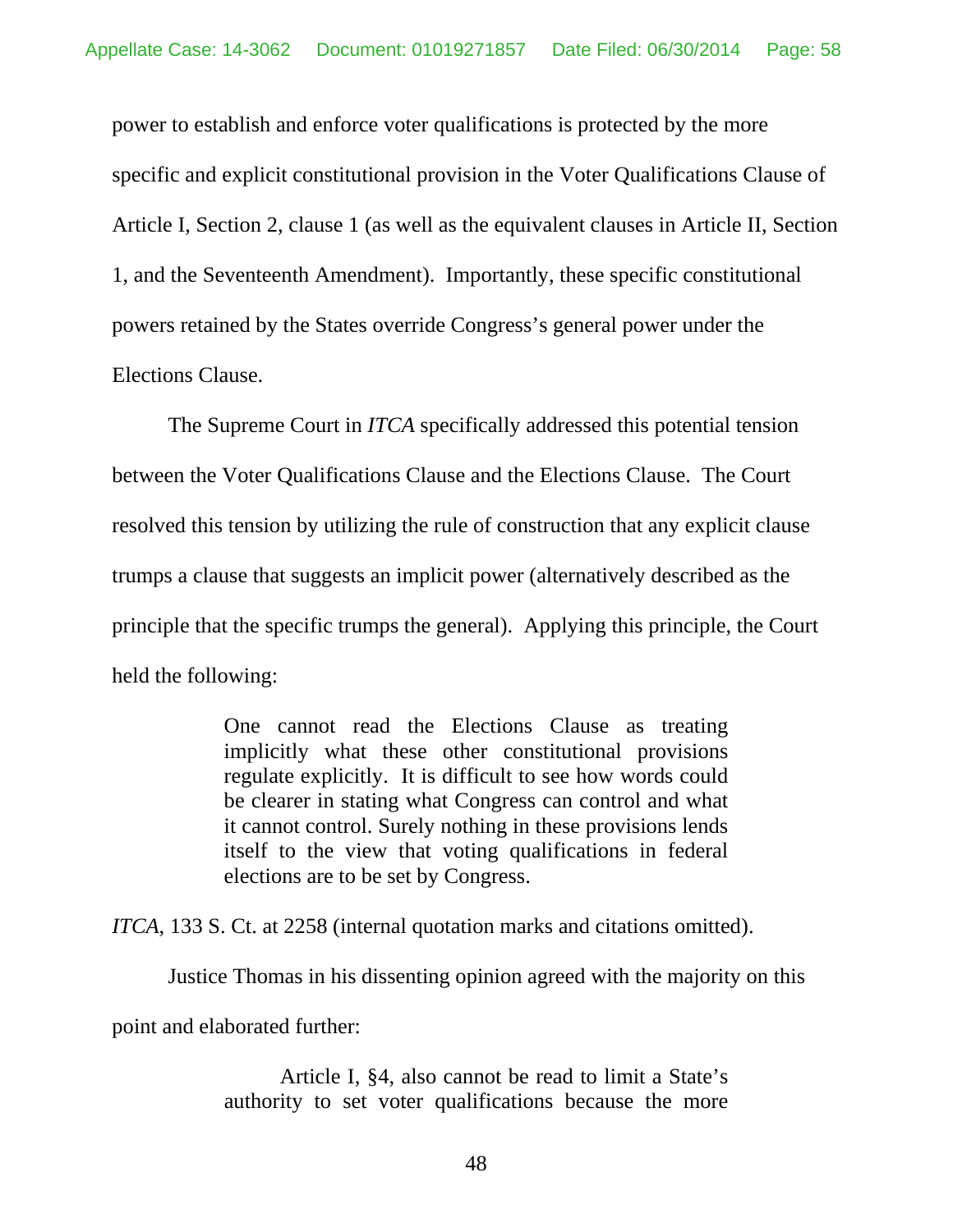power to establish and enforce voter qualifications is protected by the more specific and explicit constitutional provision in the Voter Qualifications Clause of Article I, Section 2, clause 1 (as well as the equivalent clauses in Article II, Section 1, and the Seventeenth Amendment). Importantly, these specific constitutional powers retained by the States override Congress's general power under the Elections Clause.

The Supreme Court in *ITCA* specifically addressed this potential tension between the Voter Qualifications Clause and the Elections Clause. The Court resolved this tension by utilizing the rule of construction that any explicit clause trumps a clause that suggests an implicit power (alternatively described as the principle that the specific trumps the general). Applying this principle, the Court held the following:

> One cannot read the Elections Clause as treating implicitly what these other constitutional provisions regulate explicitly. It is difficult to see how words could be clearer in stating what Congress can control and what it cannot control. Surely nothing in these provisions lends itself to the view that voting qualifications in federal elections are to be set by Congress.

*ITCA*, 133 S. Ct. at 2258 (internal quotation marks and citations omitted).

Justice Thomas in his dissenting opinion agreed with the majority on this point and elaborated further:

> Article I, §4, also cannot be read to limit a State's authority to set voter qualifications because the more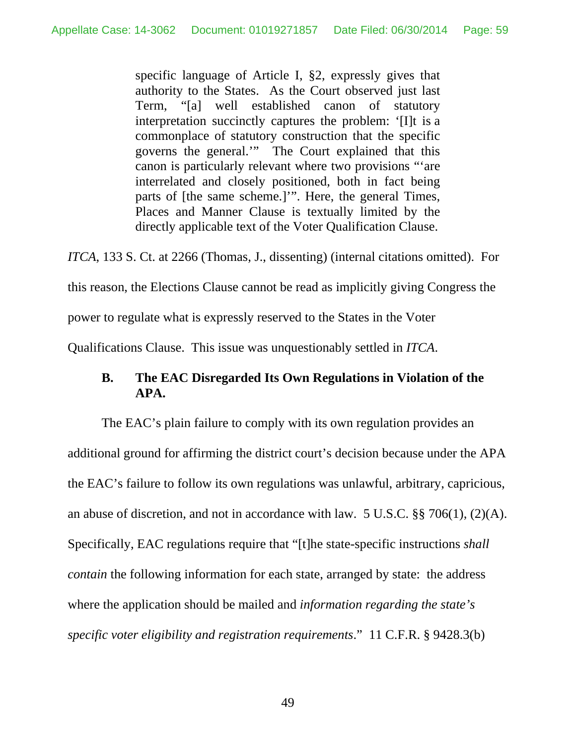> specific language of Article I, §2, expressly gives that authority to the States. As the Court observed just last Term, "[a] well established canon of statutory interpretation succinctly captures the problem: '[I]t is a commonplace of statutory construction that the specific governs the general.'" The Court explained that this canon is particularly relevant where two provisions "'are interrelated and closely positioned, both in fact being parts of [the same scheme.]'". Here, the general Times, Places and Manner Clause is textually limited by the directly applicable text of the Voter Qualification Clause.

*ITCA*, 133 S. Ct. at 2266 (Thomas, J., dissenting) (internal citations omitted). For this reason, the Elections Clause cannot be read as implicitly giving Congress the power to regulate what is expressly reserved to the States in the Voter Qualifications Clause. This issue was unquestionably settled in *ITCA.*

### B. The EAC Disregarded Its Own Regulations in Violation of the APA.

The EAC's plain failure to comply with its own regulation provides an additional ground for affirming the district court's decision because under the APA the EAC's failure to follow its own regulations was unlawful, arbitrary, capricious, an abuse of discretion, and not in accordance with law. 5 U.S.C. §§ 706(1), (2)(A). Specifically, EAC regulations require that "[t]he state-specific instructions *shall contain* the following information for each state, arranged by state: the address where the application should be mailed and *information regarding the state's specific voter eligibility and registration requirements*." 11 C.F.R. § 9428.3(b)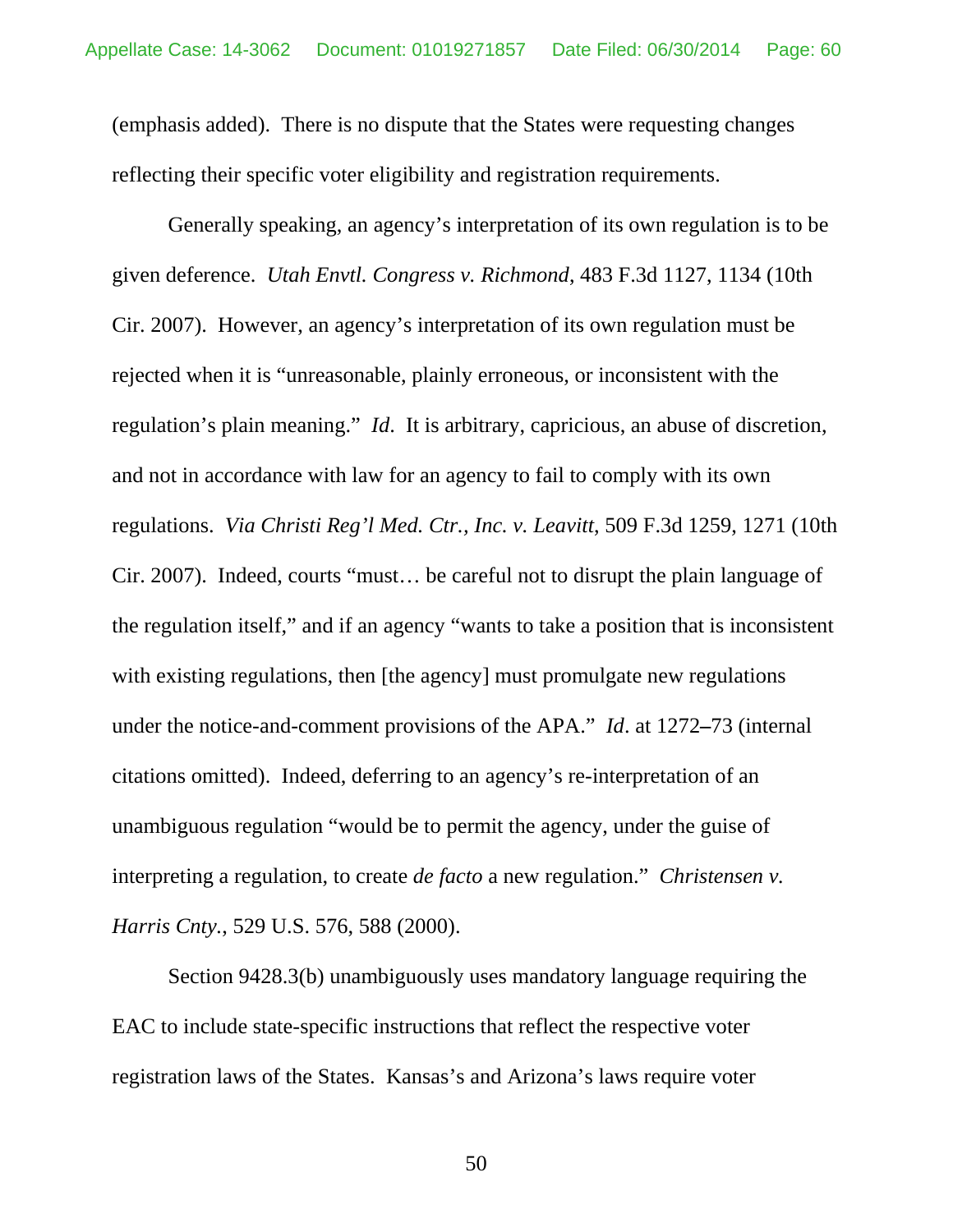(emphasis added). There is no dispute that the States were requesting changes reflecting their specific voter eligibility and registration requirements.

Generally speaking, an agency's interpretation of its own regulation is to be given deference. *Utah Envtl. Congress v. Richmond*, 483 F.3d 1127, 1134 (10th Cir. 2007). However, an agency's interpretation of its own regulation must be rejected when it is "unreasonable, plainly erroneous, or inconsistent with the regulation's plain meaning." *Id*. It is arbitrary, capricious, an abuse of discretion, and not in accordance with law for an agency to fail to comply with its own regulations. *Via Christi Reg'l Med. Ctr., Inc. v. Leavitt*, 509 F.3d 1259, 1271 (10th Cir. 2007). Indeed, courts "must… be careful not to disrupt the plain language of the regulation itself," and if an agency "wants to take a position that is inconsistent with existing regulations, then [the agency] must promulgate new regulations under the notice-and-comment provisions of the APA." *Id*. at 1272–73 (internal citations omitted). Indeed, deferring to an agency's re-interpretation of an unambiguous regulation "would be to permit the agency, under the guise of interpreting a regulation, to create *de facto* a new regulation." *Christensen v. Harris Cnty.*, 529 U.S. 576, 588 (2000).

Section 9428.3(b) unambiguously uses mandatory language requiring the EAC to include state-specific instructions that reflect the respective voter registration laws of the States. Kansas's and Arizona's laws require voter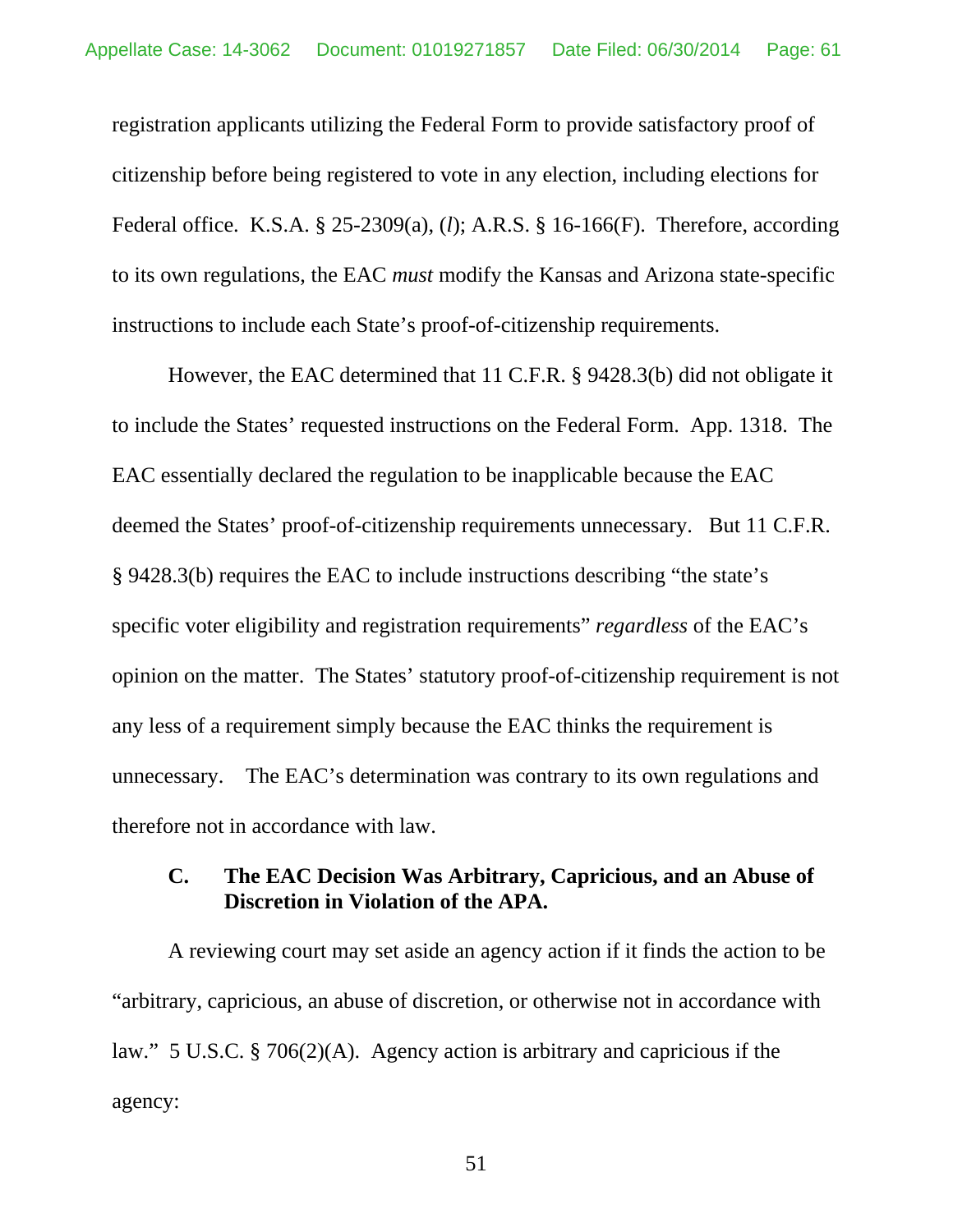registration applicants utilizing the Federal Form to provide satisfactory proof of citizenship before being registered to vote in any election, including elections for Federal office. K.S.A. § 25-2309(a), (*l*); A.R.S. § 16-166(F). Therefore, according to its own regulations, the EAC *must* modify the Kansas and Arizona state-specific instructions to include each State's proof-of-citizenship requirements.

However, the EAC determined that 11 C.F.R. § 9428.3(b) did not obligate it to include the States' requested instructions on the Federal Form. App. 1318. The EAC essentially declared the regulation to be inapplicable because the EAC deemed the States' proof-of-citizenship requirements unnecessary. But 11 C.F.R. § 9428.3(b) requires the EAC to include instructions describing "the state's specific voter eligibility and registration requirements" *regardless* of the EAC's opinion on the matter. The States' statutory proof-of-citizenship requirement is not any less of a requirement simply because the EAC thinks the requirement is unnecessary. The EAC's determination was contrary to its own regulations and therefore not in accordance with law.

### C. The EAC Decision Was Arbitrary, Capricious, and an Abuse of Discretion in Violation of the APA.

A reviewing court may set aside an agency action if it finds the action to be "arbitrary, capricious, an abuse of discretion, or otherwise not in accordance with law." 5 U.S.C. § 706(2)(A). Agency action is arbitrary and capricious if the agency: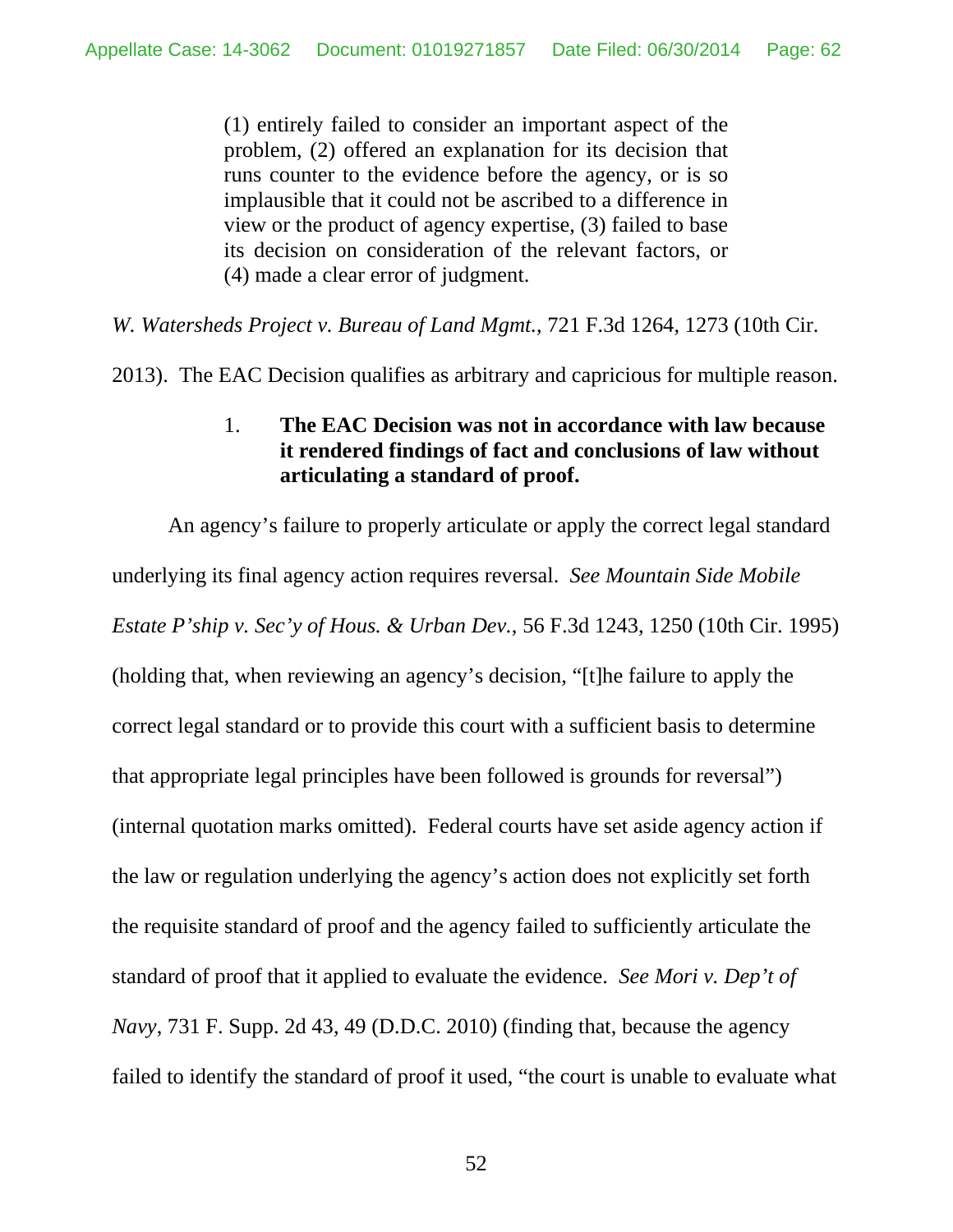> (1) entirely failed to consider an important aspect of the problem, (2) offered an explanation for its decision that runs counter to the evidence before the agency, or is so implausible that it could not be ascribed to a difference in view or the product of agency expertise, (3) failed to base its decision on consideration of the relevant factors, or (4) made a clear error of judgment.

*W. Watersheds Project v. Bureau of Land Mgmt.*, 721 F.3d 1264, 1273 (10th Cir. 2013). The EAC Decision qualifies as arbitrary and capricious for multiple reason.

### 1. **The EAC Decision was not in accordance with law because it rendered findings of fact and conclusions of law without articulating a standard of proof.**

An agency's failure to properly articulate or apply the correct legal standard underlying its final agency action requires reversal. *See Mountain Side Mobile Estate P'ship v. Sec'y of Hous. & Urban Dev.*, 56 F.3d 1243, 1250 (10th Cir. 1995) (holding that, when reviewing an agency's decision, "[t]he failure to apply the correct legal standard or to provide this court with a sufficient basis to determine that appropriate legal principles have been followed is grounds for reversal") (internal quotation marks omitted). Federal courts have set aside agency action if the law or regulation underlying the agency's action does not explicitly set forth the requisite standard of proof and the agency failed to sufficiently articulate the standard of proof that it applied to evaluate the evidence. *See Mori v. Dep't of Navy*, 731 F. Supp. 2d 43, 49 (D.D.C. 2010) (finding that, because the agency failed to identify the standard of proof it used, "the court is unable to evaluate what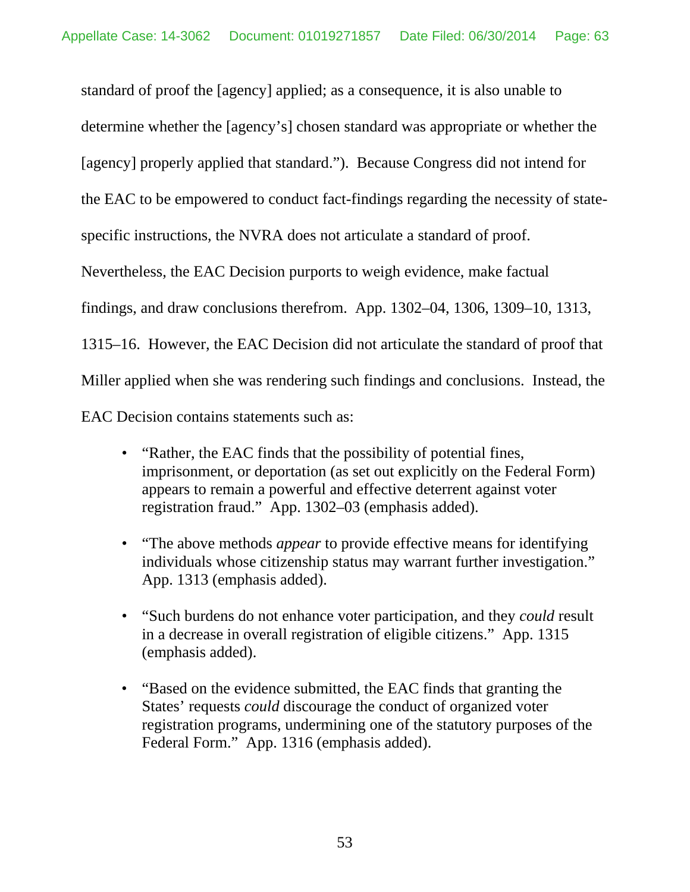standard of proof the [agency] applied; as a consequence, it is also unable to determine whether the [agency's] chosen standard was appropriate or whether the [agency] properly applied that standard."). Because Congress did not intend for the EAC to be empowered to conduct fact-findings regarding the necessity of state-specific instructions, the NVRA does not articulate a standard of proof. Nevertheless, the EAC Decision purports to weigh evidence, make factual findings, and draw conclusions therefrom. App. 1302–04, 1306, 1309–10, 1313, 1315–16. However, the EAC Decision did not articulate the standard of proof that Miller applied when she was rendering such findings and conclusions. Instead, the EAC Decision contains statements such as:

- "Rather, the EAC finds that the possibility of potential fines, imprisonment, or deportation (as set out explicitly on the Federal Form) appears to remain a powerful and effective deterrent against voter registration fraud." App. 1302–03 (emphasis added).

- "The above methods *appear* to provide effective means for identifying individuals whose citizenship status may warrant further investigation." App. 1313 (emphasis added).

- "Such burdens do not enhance voter participation, and they *could* result in a decrease in overall registration of eligible citizens." App. 1315 (emphasis added).

- "Based on the evidence submitted, the EAC finds that granting the States' requests *could* discourage the conduct of organized voter registration programs, undermining one of the statutory purposes of the Federal Form." App. 1316 (emphasis added).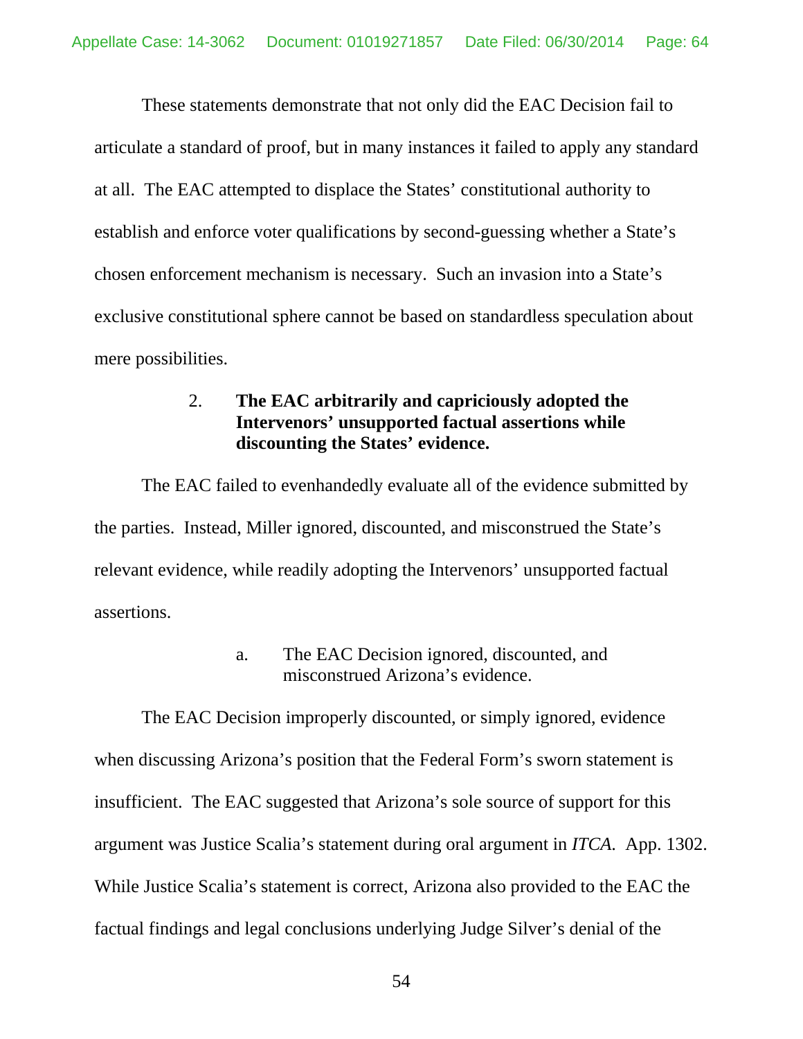These statements demonstrate that not only did the EAC Decision fail to articulate a standard of proof, but in many instances it failed to apply any standard at all. The EAC attempted to displace the States' constitutional authority to establish and enforce voter qualifications by second-guessing whether a State's chosen enforcement mechanism is necessary. Such an invasion into a State's exclusive constitutional sphere cannot be based on standardless speculation about mere possibilities.

### 2. The EAC arbitrarily and capriciously adopted the Intervenors' unsupported factual assertions while discounting the States' evidence.

The EAC failed to evenhandedly evaluate all of the evidence submitted by the parties. Instead, Miller ignored, discounted, and misconstrued the State's relevant evidence, while readily adopting the Intervenors' unsupported factual assertions.

#### a. The EAC Decision ignored, discounted, and misconstrued Arizona's evidence.

The EAC Decision improperly discounted, or simply ignored, evidence when discussing Arizona's position that the Federal Form's sworn statement is insufficient. The EAC suggested that Arizona's sole source of support for this argument was Justice Scalia's statement during oral argument in *ITCA*. App. 1302. While Justice Scalia's statement is correct, Arizona also provided to the EAC the factual findings and legal conclusions underlying Judge Silver's denial of the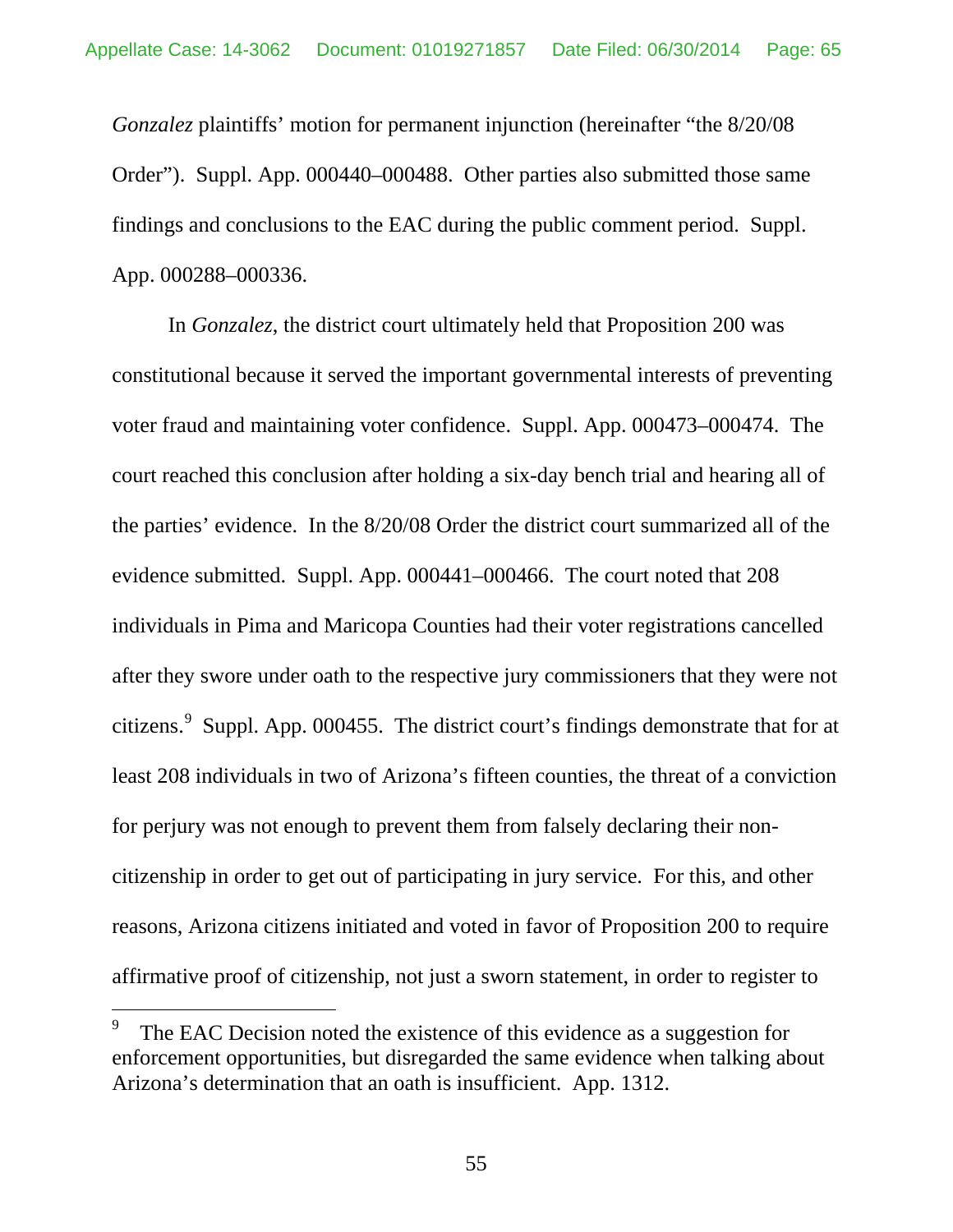*Gonzalez* plaintiffs' motion for permanent injunction (hereinafter "the 8/20/08 Order"). Suppl. App. 000440–000488. Other parties also submitted those same findings and conclusions to the EAC during the public comment period. Suppl. App. 000288–000336.

In *Gonzalez*, the district court ultimately held that Proposition 200 was constitutional because it served the important governmental interests of preventing voter fraud and maintaining voter confidence. Suppl. App. 000473–000474. The court reached this conclusion after holding a six-day bench trial and hearing all of the parties' evidence. In the 8/20/08 Order the district court summarized all of the evidence submitted. Suppl. App. 000441–000466. The court noted that 208 individuals in Pima and Maricopa Counties had their voter registrations cancelled after they swore under oath to the respective jury commissioners that they were not citizens.[9] Suppl. App. 000455. The district court's findings demonstrate that for at least 208 individuals in two of Arizona's fifteen counties, the threat of a conviction for perjury was not enough to prevent them from falsely declaring their non-citizenship in order to get out of participating in jury service. For this, and other reasons, Arizona citizens initiated and voted in favor of Proposition 200 to require affirmative proof of citizenship, not just a sworn statement, in order to register to

---

[9] The EAC Decision noted the existence of this evidence as a suggestion for enforcement opportunities, but disregarded the same evidence when talking about Arizona's determination that an oath is insufficient. App. 1312.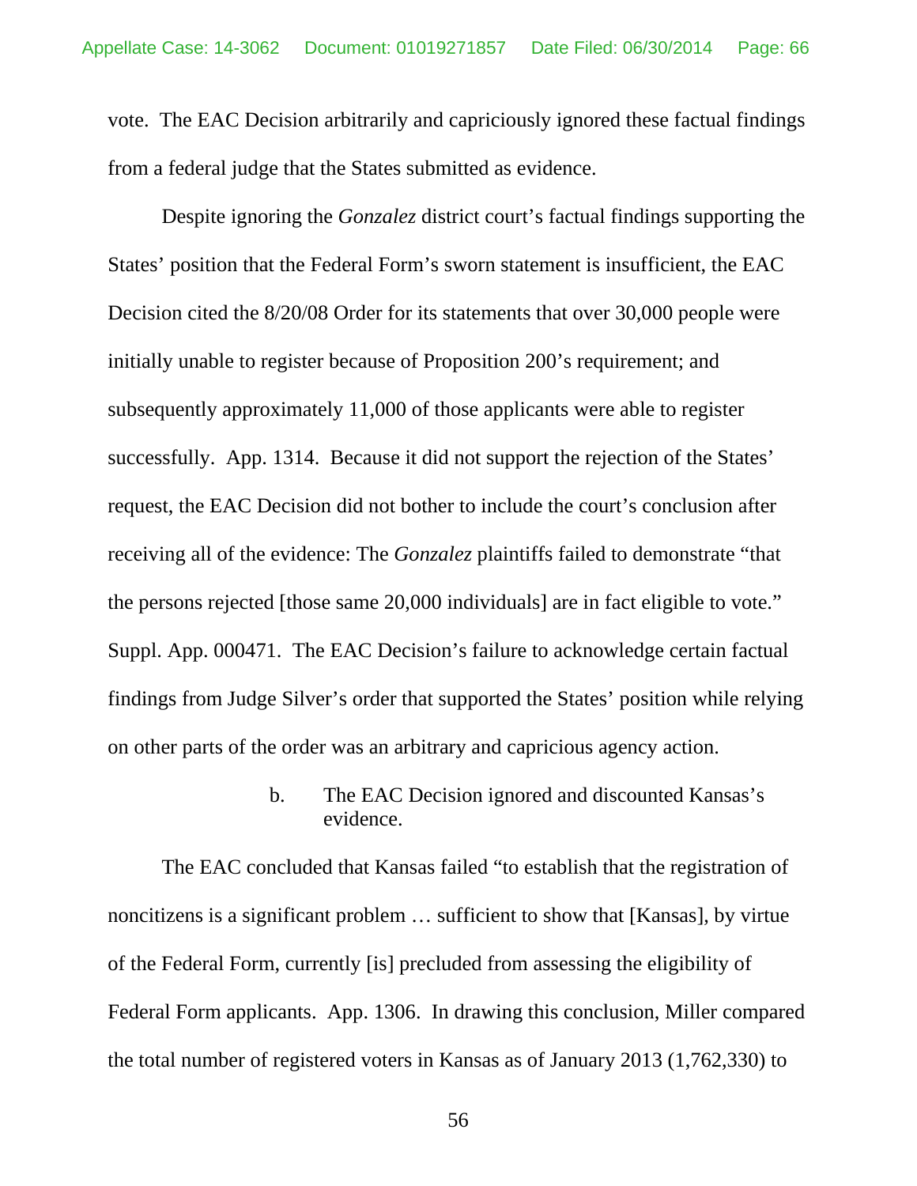vote. The EAC Decision arbitrarily and capriciously ignored these factual findings from a federal judge that the States submitted as evidence.

Despite ignoring the *Gonzalez* district court's factual findings supporting the States' position that the Federal Form's sworn statement is insufficient, the EAC Decision cited the 8/20/08 Order for its statements that over 30,000 people were initially unable to register because of Proposition 200's requirement; and subsequently approximately 11,000 of those applicants were able to register successfully. App. 1314. Because it did not support the rejection of the States' request, the EAC Decision did not bother to include the court's conclusion after receiving all of the evidence: The *Gonzalez* plaintiffs failed to demonstrate "that the persons rejected [those same 20,000 individuals] are in fact eligible to vote." Suppl. App. 000471. The EAC Decision's failure to acknowledge certain factual findings from Judge Silver's order that supported the States' position while relying on other parts of the order was an arbitrary and capricious agency action.

b. The EAC Decision ignored and discounted Kansas's evidence.

The EAC concluded that Kansas failed "to establish that the registration of noncitizens is a significant problem … sufficient to show that [Kansas], by virtue of the Federal Form, currently [is] precluded from assessing the eligibility of Federal Form applicants. App. 1306. In drawing this conclusion, Miller compared the total number of registered voters in Kansas as of January 2013 (1,762,330) to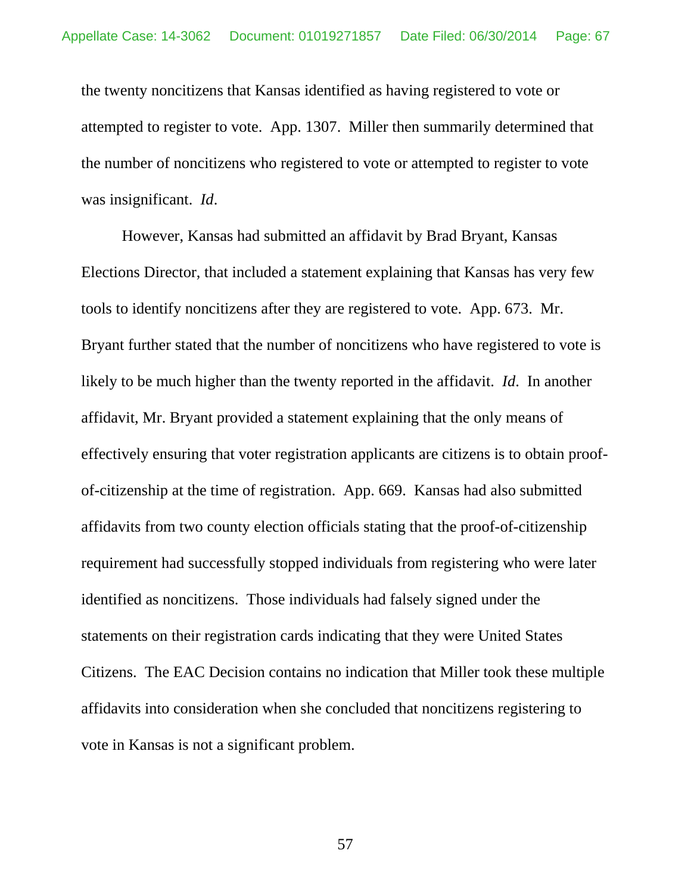the twenty noncitizens that Kansas identified as having registered to vote or attempted to register to vote. App. 1307. Miller then summarily determined that the number of noncitizens who registered to vote or attempted to register to vote was insignificant. *Id*.

However, Kansas had submitted an affidavit by Brad Bryant, Kansas Elections Director, that included a statement explaining that Kansas has very few tools to identify noncitizens after they are registered to vote. App. 673. Mr. Bryant further stated that the number of noncitizens who have registered to vote is likely to be much higher than the twenty reported in the affidavit. *Id*. In another affidavit, Mr. Bryant provided a statement explaining that the only means of effectively ensuring that voter registration applicants are citizens is to obtain proof-of-citizenship at the time of registration. App. 669. Kansas had also submitted affidavits from two county election officials stating that the proof-of-citizenship requirement had successfully stopped individuals from registering who were later identified as noncitizens. Those individuals had falsely signed under the statements on their registration cards indicating that they were United States Citizens. The EAC Decision contains no indication that Miller took these multiple affidavits into consideration when she concluded that noncitizens registering to vote in Kansas is not a significant problem.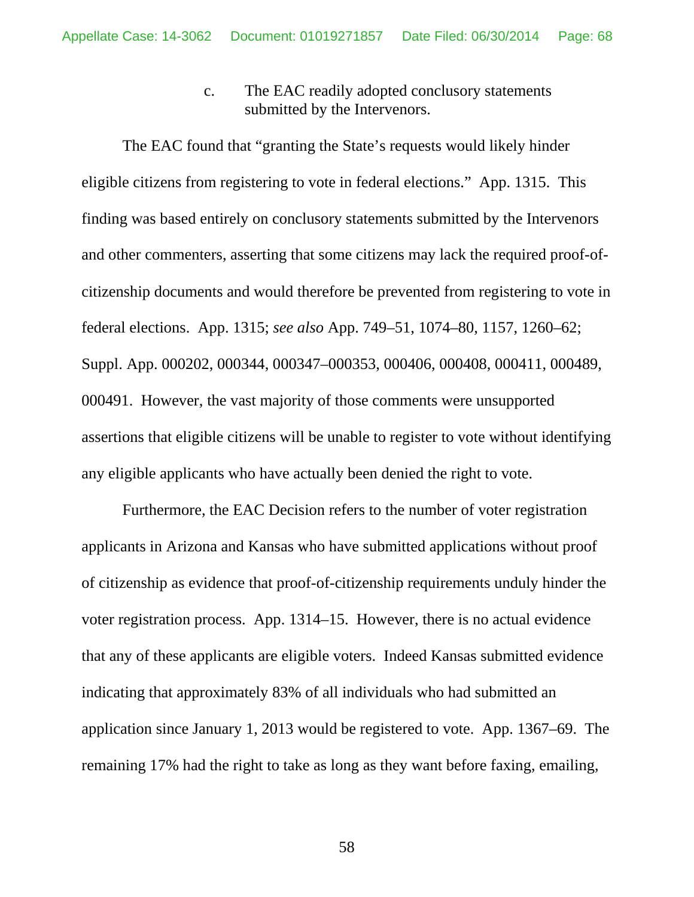c. The EAC readily adopted conclusory statements submitted by the Intervenors.

The EAC found that "granting the State's requests would likely hinder eligible citizens from registering to vote in federal elections." App. 1315. This finding was based entirely on conclusory statements submitted by the Intervenors and other commenters, asserting that some citizens may lack the required proof-of-citizenship documents and would therefore be prevented from registering to vote in federal elections. App. 1315; *see also* App. 749–51, 1074–80, 1157, 1260–62; Suppl. App. 000202, 000344, 000347–000353, 000406, 000408, 000411, 000489, 000491. However, the vast majority of those comments were unsupported assertions that eligible citizens will be unable to register to vote without identifying any eligible applicants who have actually been denied the right to vote.

Furthermore, the EAC Decision refers to the number of voter registration applicants in Arizona and Kansas who have submitted applications without proof of citizenship as evidence that proof-of-citizenship requirements unduly hinder the voter registration process. App. 1314–15. However, there is no actual evidence that any of these applicants are eligible voters. Indeed Kansas submitted evidence indicating that approximately 83% of all individuals who had submitted an application since January 1, 2013 would be registered to vote. App. 1367–69. The remaining 17% had the right to take as long as they want before faxing, emailing,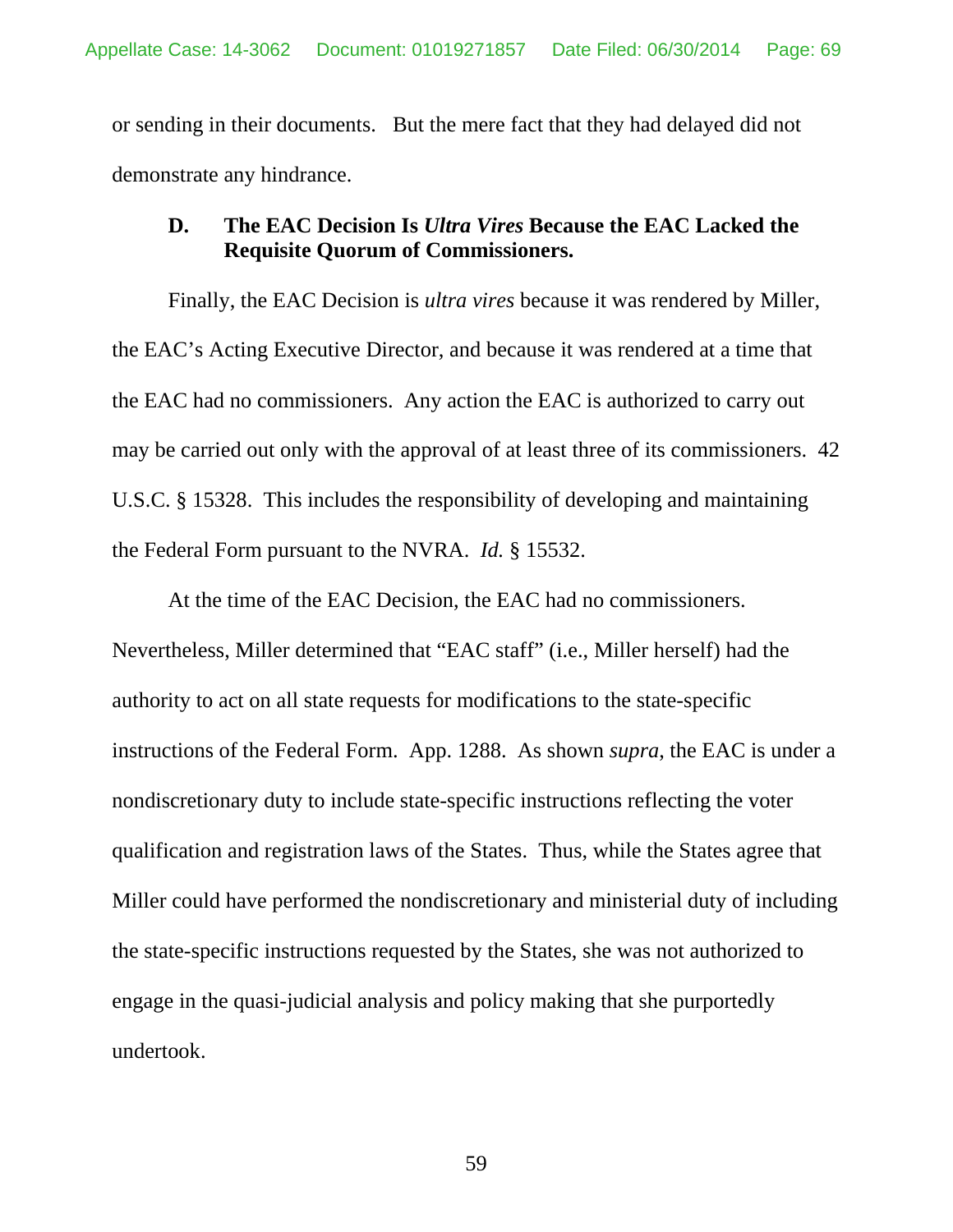or sending in their documents. But the mere fact that they had delayed did not demonstrate any hindrance.

### D. The EAC Decision Is *Ultra Vires* Because the EAC Lacked the Requisite Quorum of Commissioners.

Finally, the EAC Decision is *ultra vires* because it was rendered by Miller, the EAC's Acting Executive Director, and because it was rendered at a time that the EAC had no commissioners. Any action the EAC is authorized to carry out may be carried out only with the approval of at least three of its commissioners. 42 U.S.C. § 15328. This includes the responsibility of developing and maintaining the Federal Form pursuant to the NVRA. *Id.* § 15532.

At the time of the EAC Decision, the EAC had no commissioners. Nevertheless, Miller determined that "EAC staff" (i.e., Miller herself) had the authority to act on all state requests for modifications to the state-specific instructions of the Federal Form. App. 1288. As shown *supra*, the EAC is under a nondiscretionary duty to include state-specific instructions reflecting the voter qualification and registration laws of the States. Thus, while the States agree that Miller could have performed the nondiscretionary and ministerial duty of including the state-specific instructions requested by the States, she was not authorized to engage in the quasi-judicial analysis and policy making that she purportedly undertook.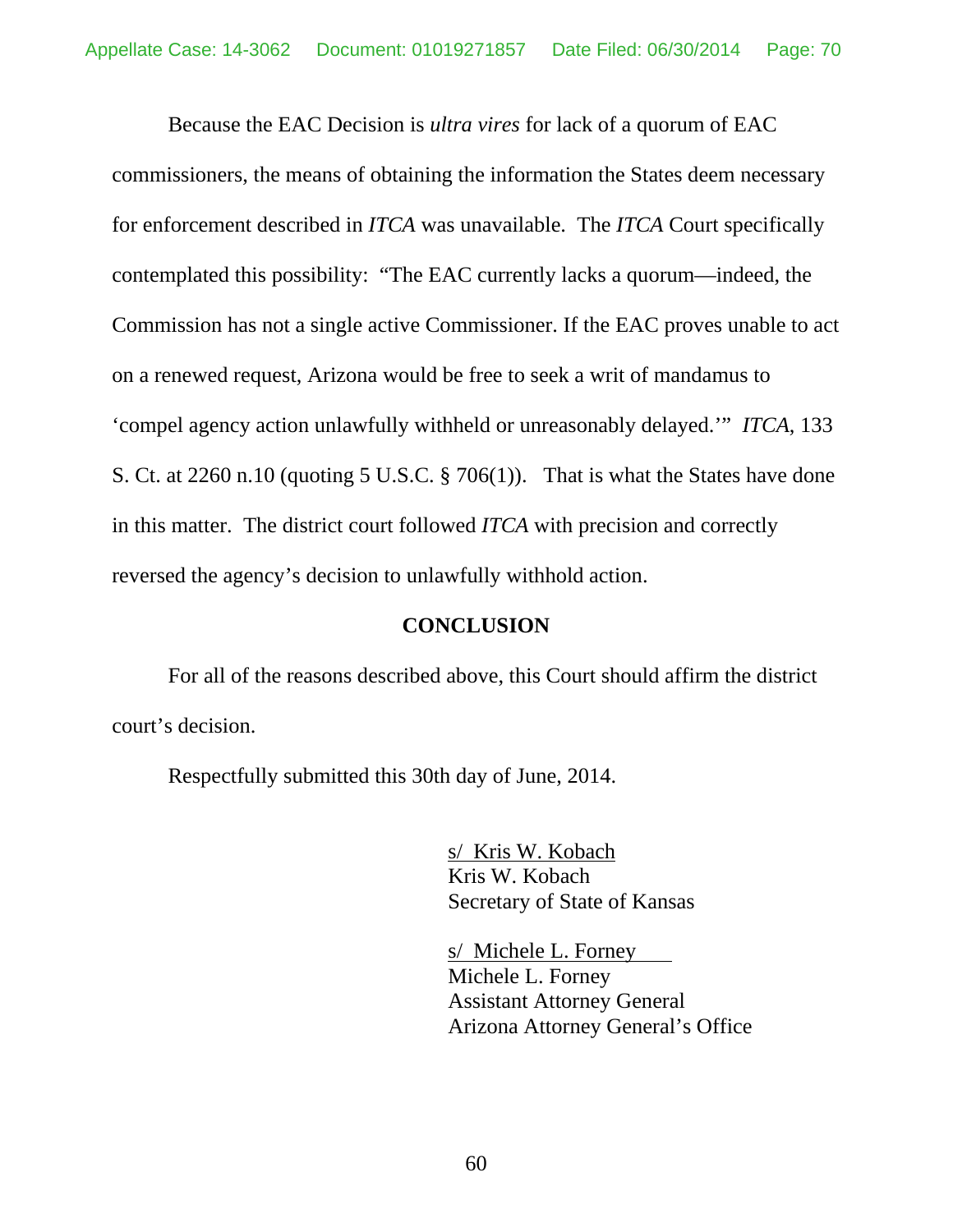Because the EAC Decision is *ultra vires* for lack of a quorum of EAC commissioners, the means of obtaining the information the States deem necessary for enforcement described in *ITCA* was unavailable. The *ITCA* Court specifically contemplated this possibility: "The EAC currently lacks a quorum—indeed, the Commission has not a single active Commissioner. If the EAC proves unable to act on a renewed request, Arizona would be free to seek a writ of mandamus to 'compel agency action unlawfully withheld or unreasonably delayed.'" *ITCA*, 133 S. Ct. at 2260 n.10 (quoting 5 U.S.C. § 706(1)). That is what the States have done in this matter. The district court followed *ITCA* with precision and correctly reversed the agency's decision to unlawfully withhold action.

## CONCLUSION

For all of the reasons described above, this Court should affirm the district court's decision.

Respectfully submitted this 30th day of June, 2014.

s/ Kris W. Kobach
Kris W. Kobach
Secretary of State of Kansas

s/ Michele L. Forney
Michele L. Forney
Assistant Attorney General
Arizona Attorney General's Office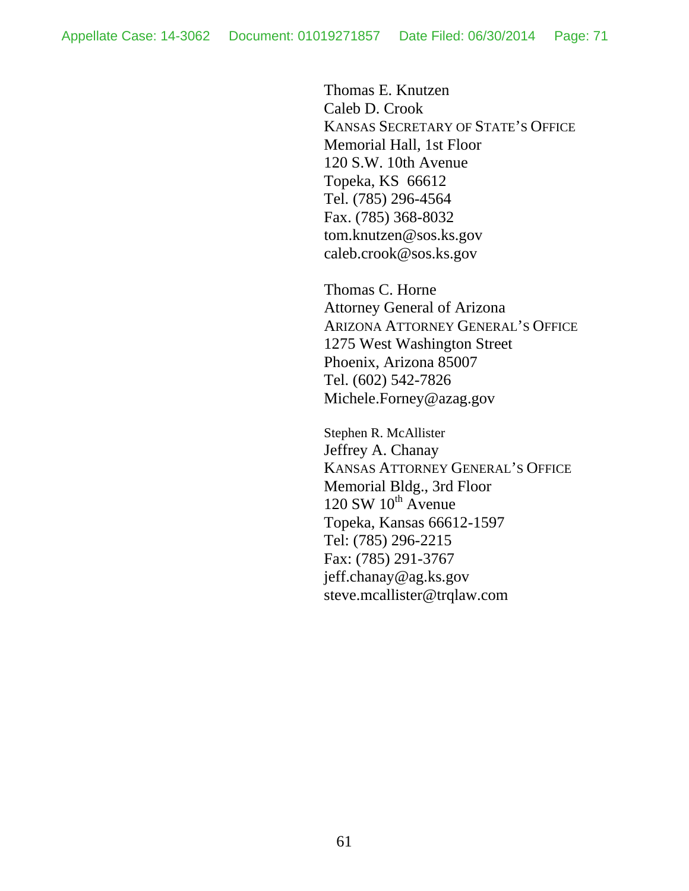Thomas E. Knutzen  
Caleb D. Crook  
KANSAS SECRETARY OF STATE'S OFFICE  
Memorial Hall, 1st Floor  
120 S.W. 10th Avenue  
Topeka, KS 66612  
Tel. (785) 296-4564  
Fax. (785) 368-8032  
tom.knutzen@sos.ks.gov  
caleb.crook@sos.ks.gov

Thomas C. Horne  
Attorney General of Arizona  
ARIZONA ATTORNEY GENERAL'S OFFICE  
1275 West Washington Street  
Phoenix, Arizona 85007  
Tel. (602) 542-7826  
Michele.Forney@azag.gov

Stephen R. McAllister  
Jeffrey A. Chanay  
KANSAS ATTORNEY GENERAL'S OFFICE  
Memorial Bldg., 3rd Floor  
120 SW 10th Avenue  
Topeka, Kansas 66612-1597  
Tel: (785) 296-2215  
Fax: (785) 291-3767  
jeff.chanay@ag.ks.gov  
steve.mcallister@trqlaw.com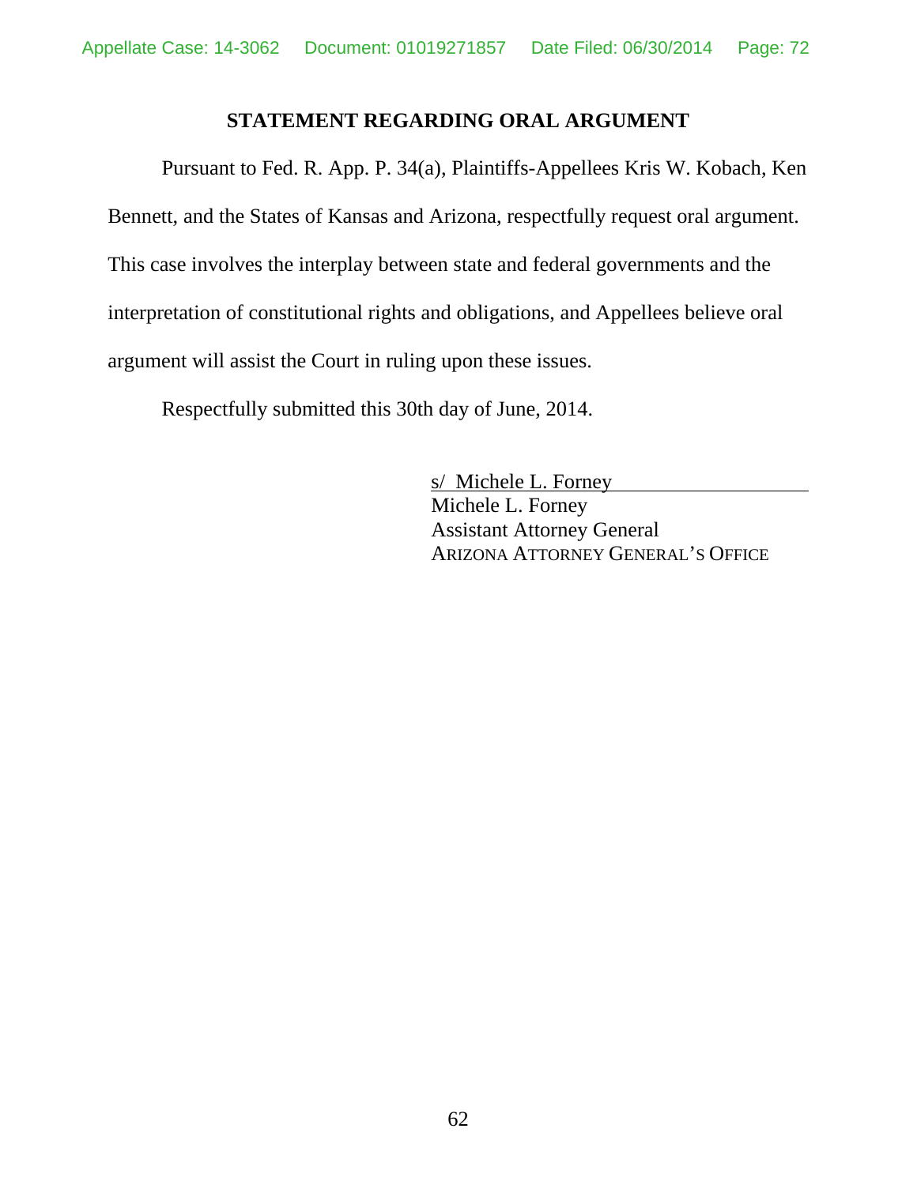## STATEMENT REGARDING ORAL ARGUMENT

Pursuant to Fed. R. App. P. 34(a), Plaintiffs-Appellees Kris W. Kobach, Ken Bennett, and the States of Kansas and Arizona, respectfully request oral argument. This case involves the interplay between state and federal governments and the interpretation of constitutional rights and obligations, and Appellees believe oral argument will assist the Court in ruling upon these issues.

Respectfully submitted this 30th day of June, 2014.

s/ Michele L. Forney
Michele L. Forney
Assistant Attorney General
ARIZONA ATTORNEY GENERAL'S OFFICE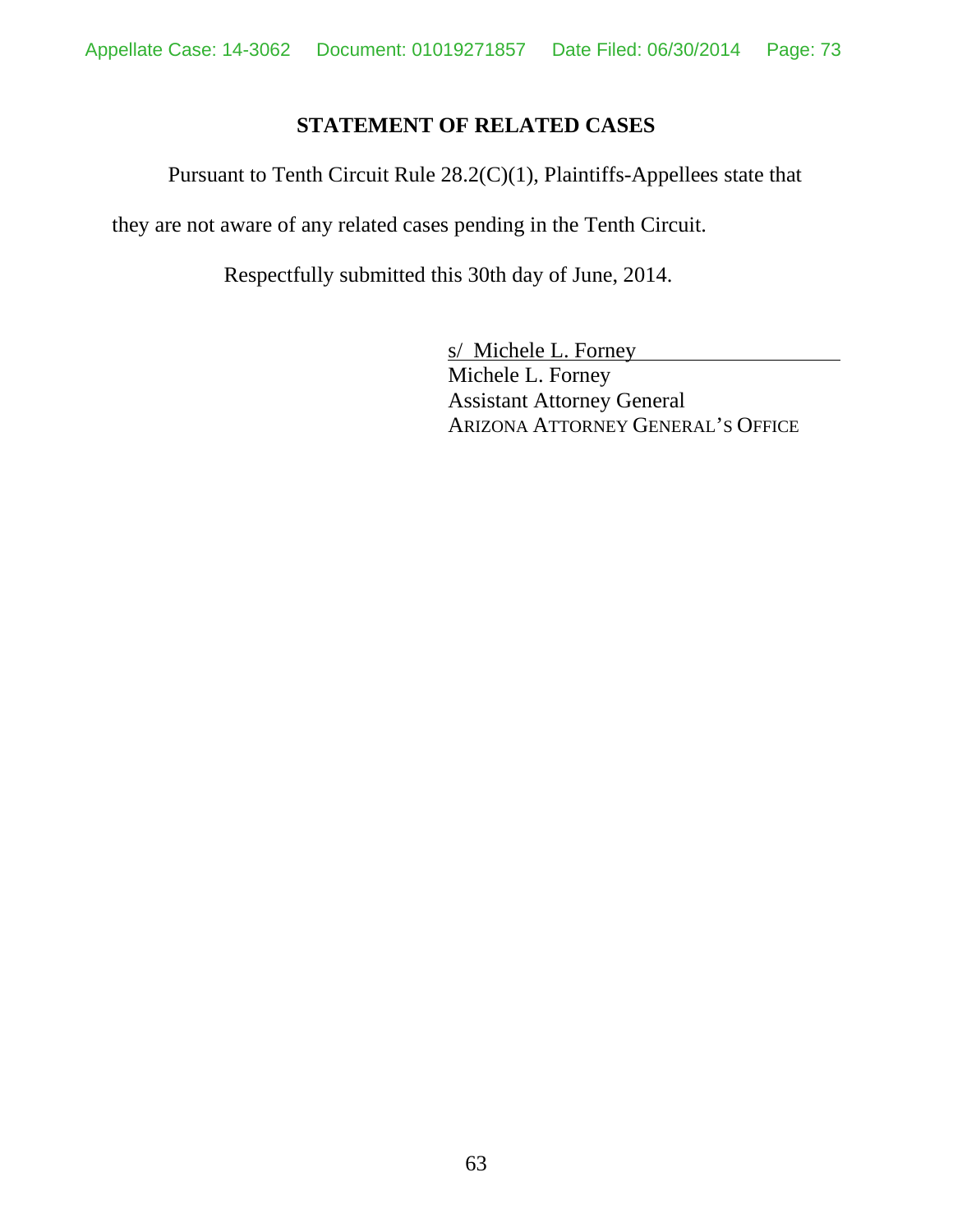## STATEMENT OF RELATED CASES

Pursuant to Tenth Circuit Rule 28.2(C)(1), Plaintiffs-Appellees state that they are not aware of any related cases pending in the Tenth Circuit.

Respectfully submitted this 30th day of June, 2014.

s/ Michele L. Forney
Michele L. Forney
Assistant Attorney General
ARIZONA ATTORNEY GENERAL'S OFFICE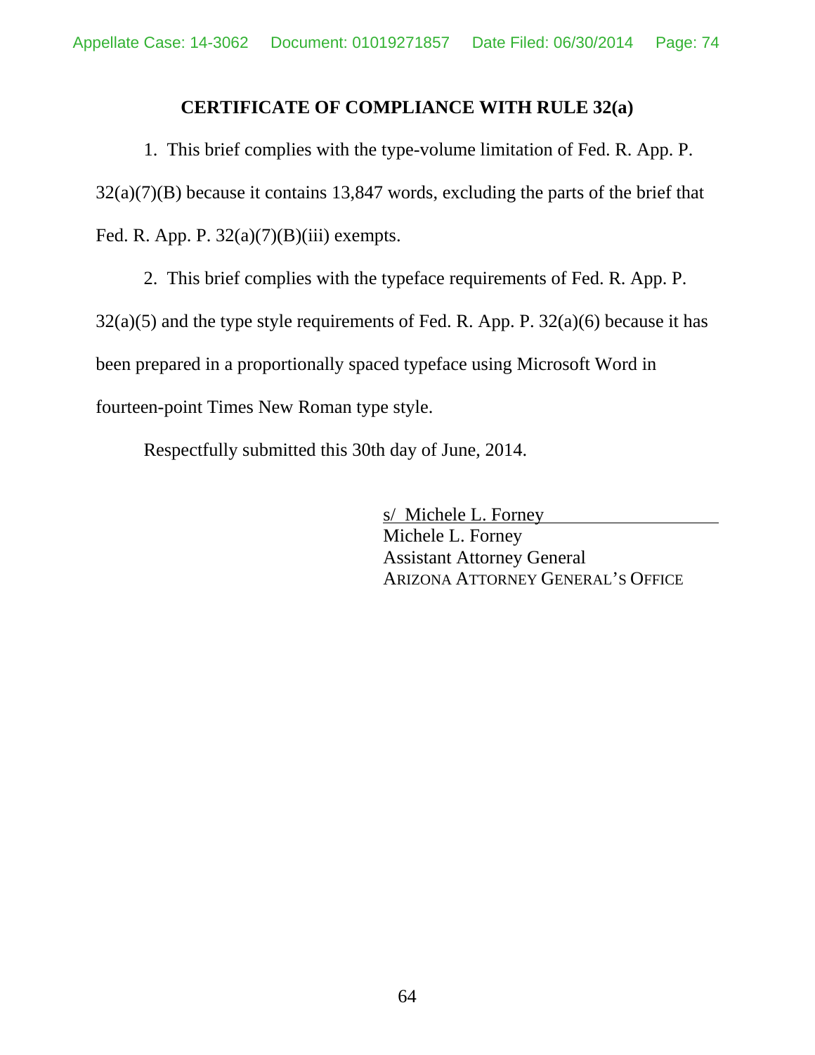## CERTIFICATE OF COMPLIANCE WITH RULE 32(a)

1. This brief complies with the type-volume limitation of Fed. R. App. P. 32(a)(7)(B) because it contains 13,847 words, excluding the parts of the brief that Fed. R. App. P. 32(a)(7)(B)(iii) exempts.

2. This brief complies with the typeface requirements of Fed. R. App. P. 32(a)(5) and the type style requirements of Fed. R. App. P. 32(a)(6) because it has been prepared in a proportionally spaced typeface using Microsoft Word in fourteen-point Times New Roman type style.

Respectfully submitted this 30th day of June, 2014.

s/ Michele L. Forney
Michele L. Forney
Assistant Attorney General
ARIZONA ATTORNEY GENERAL'S OFFICE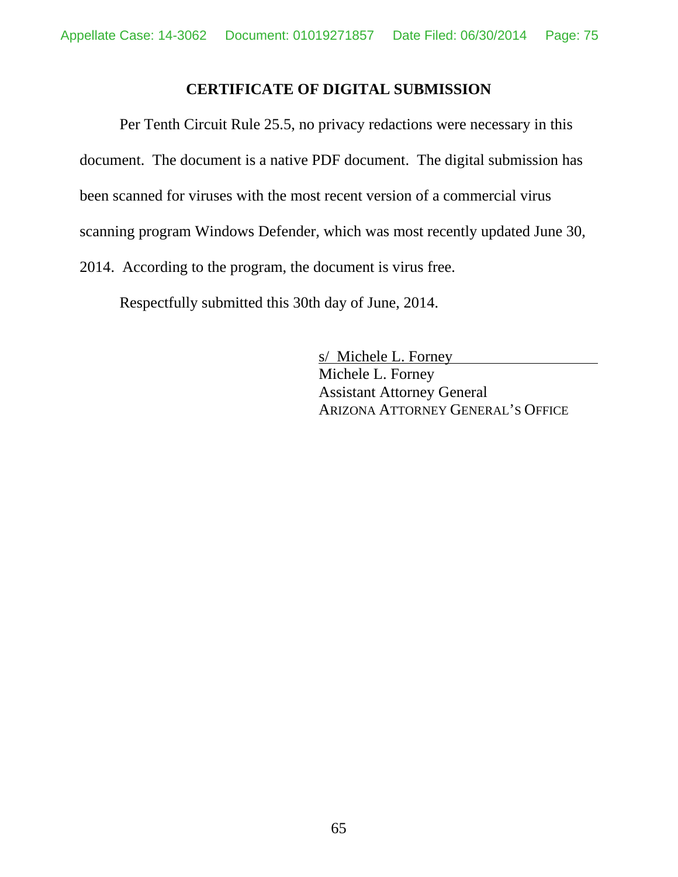## CERTIFICATE OF DIGITAL SUBMISSION

Per Tenth Circuit Rule 25.5, no privacy redactions were necessary in this document. The document is a native PDF document. The digital submission has been scanned for viruses with the most recent version of a commercial virus scanning program Windows Defender, which was most recently updated June 30, 2014. According to the program, the document is virus free.

Respectfully submitted this 30th day of June, 2014.

s/ Michele L. Forney
Michele L. Forney
Assistant Attorney General
ARIZONA ATTORNEY GENERAL'S OFFICE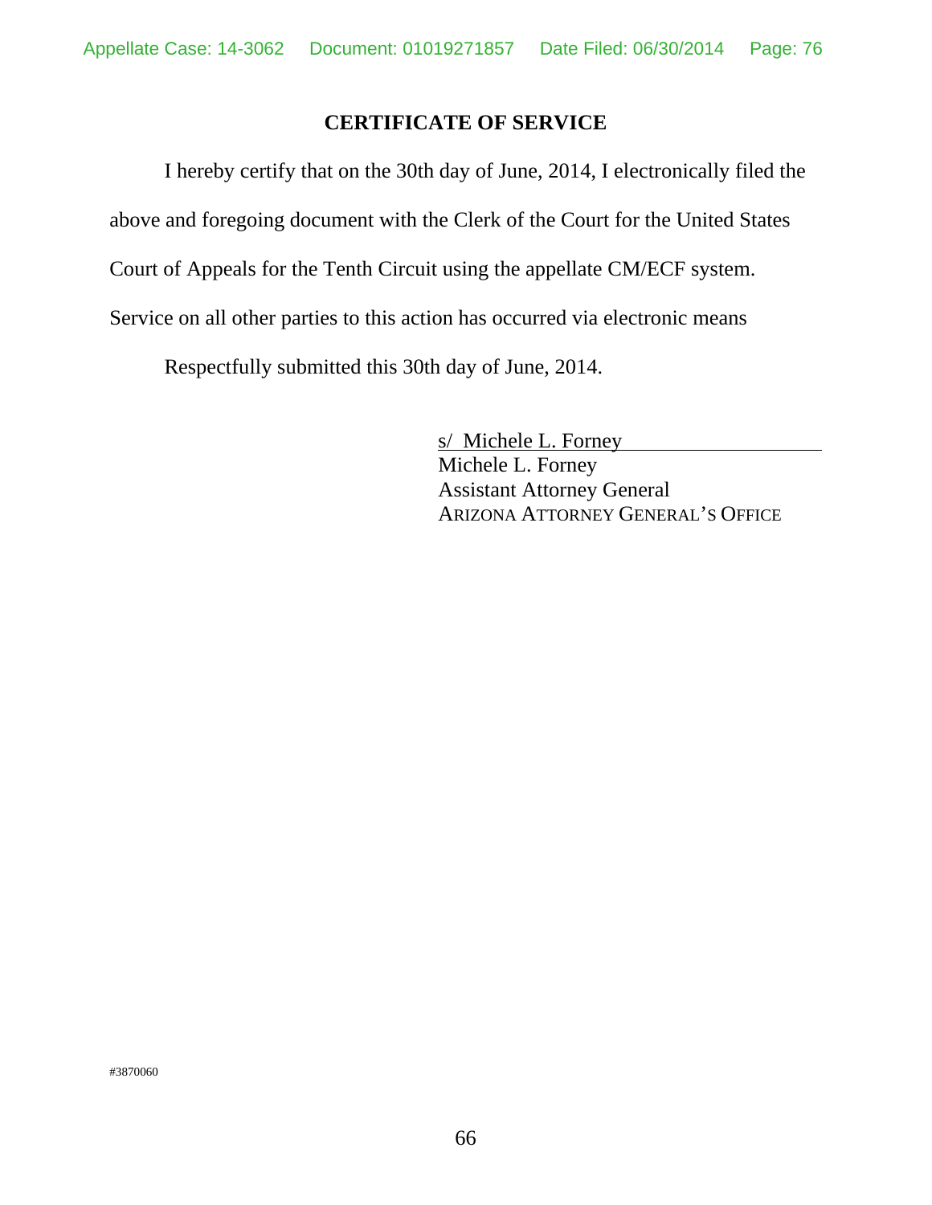## CERTIFICATE OF SERVICE

I hereby certify that on the 30th day of June, 2014, I electronically filed the above and foregoing document with the Clerk of the Court for the United States Court of Appeals for the Tenth Circuit using the appellate CM/ECF system. Service on all other parties to this action has occurred via electronic means

Respectfully submitted this 30th day of June, 2014.

s/ Michele L. Forney
Michele L. Forney
Assistant Attorney General
ARIZONA ATTORNEY GENERAL'S OFFICE

#3870060